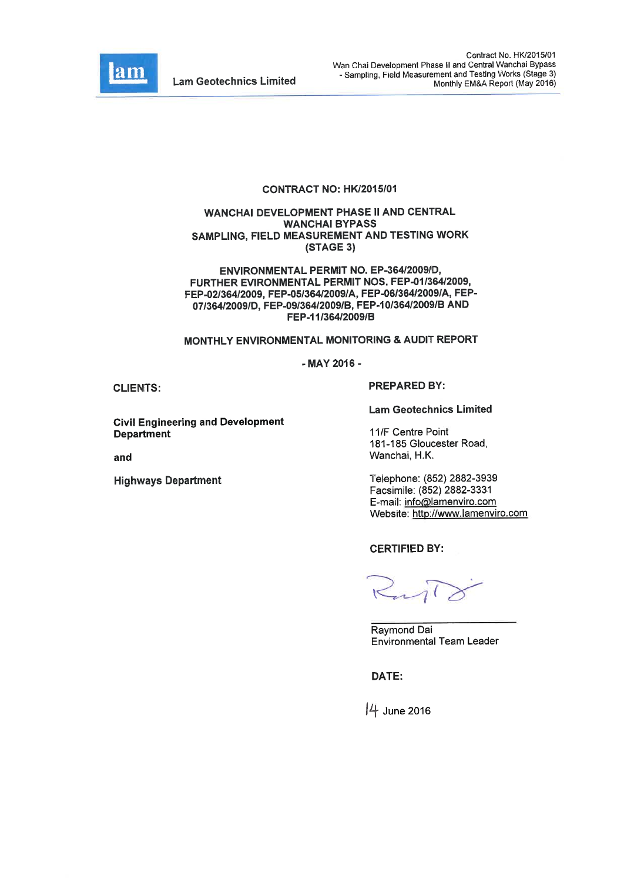**CONTRACT NO: HK/2015/01**

**WANCHAI DEVELOPMENT PHASE II AND CENTRAL WANCHAI BYPASS SAMPLING, FIELD MEASUREMENT AND TESTING WORK (STAGE 3)**

**ENVIRONMENTAL PERMIT NO. EP-364/2009/D, FURTHER EVIRONMENTAL PERMIT NOS. FEP-01/364/2009, FEP-02/364/2009, FEP-05/364/2009/A, FEP-06/364/2009/A, FEP-07/364/2009/D, FEP-09/364/2009/B, FEP-10/364/2009/B AND FEP-11/364/2009/B**

**MONTHLY ENVIRONMENTAL MONITORING & AUDIT REPORT**

**- MAY 2016 -**

**CLIENTS:**

**Civil Engineering and Development Department**

**and**

**Highways Department**

**PREPARED BY:**

**Lam Geotechnics Limited**

11/F Centre Point
181-185 Gloucester Road,
Wanchai, H.K.

Telephone: (852) 2882-3939
Facsimile: (852) 2882-3331
E-mail: info@lamenviro.com
Website: http://www.lamenviro.com

**CERTIFIED BY:**

Raymond Dai
Environmental Team Leader

**DATE:**

14 June 2016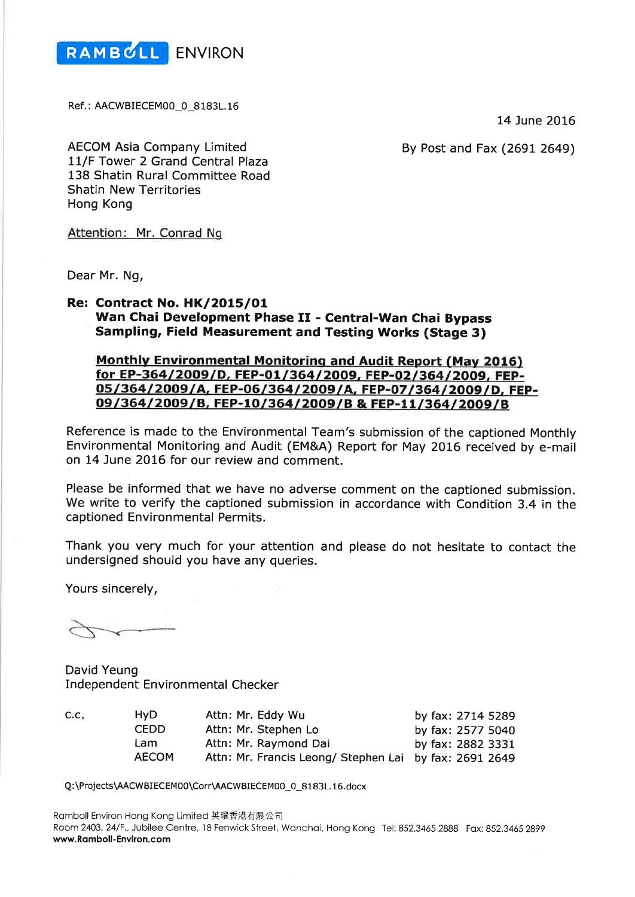RAMBOLL ENVIRON

Ref.: AACWBIECEM00_0_8183L.16

14 June 2016

AECOM Asia Company Limited
11/F Tower 2 Grand Central Plaza
138 Shatin Rural Committee Road
Shatin New Territories
Hong Kong

By Post and Fax (2691 2649)

Attention: Mr. Conrad Ng

Dear Mr. Ng,

**Re: Contract No. HK/2015/01**
**Wan Chai Development Phase II - Central-Wan Chai Bypass**
**Sampling, Field Measurement and Testing Works (Stage 3)**

**Monthly Environmental Monitoring and Audit Report (May 2016) for EP-364/2009/D, FEP-01/364/2009, FEP-02/364/2009, FEP-05/364/2009/A, FEP-06/364/2009/A, FEP-07/364/2009/D, FEP-09/364/2009/B, FEP-10/364/2009/B & FEP-11/364/2009/B**

Reference is made to the Environmental Team's submission of the captioned Monthly Environmental Monitoring and Audit (EM&A) Report for May 2016 received by e-mail on 14 June 2016 for our review and comment.

Please be informed that we have no adverse comment on the captioned submission. We write to verify the captioned submission in accordance with Condition 3.4 in the captioned Environmental Permits.

Thank you very much for your attention and please do not hesitate to contact the undersigned should you have any queries.

Yours sincerely,

David Yeung
Independent Environmental Checker

| c.c. | HyD | Attn: Mr. Eddy Wu | by fax: 2714 5289 |
|---|---|---|---|
| | CEDD | Attn: Mr. Stephen Lo | by fax: 2577 5040 |
| | Lam | Attn: Mr. Raymond Dai | by fax: 2882 3331 |
| | AECOM | Attn: Mr. Francis Leong/ Stephen Lai | by fax: 2691 2649 |

Q:\Projects\AACWBIECEM00\Corr\AACWBIECEM00_0_8183L.16.docx

Ramboll Environ Hong Kong Limited 英環香港有限公司
Room 2403, 24/F., Jubilee Centre, 18 Fenwick Street, Wanchai, Hong Kong Tel: 852.3465 2888 Fax: 852.3465 2899
**www.Ramboll-Environ.com**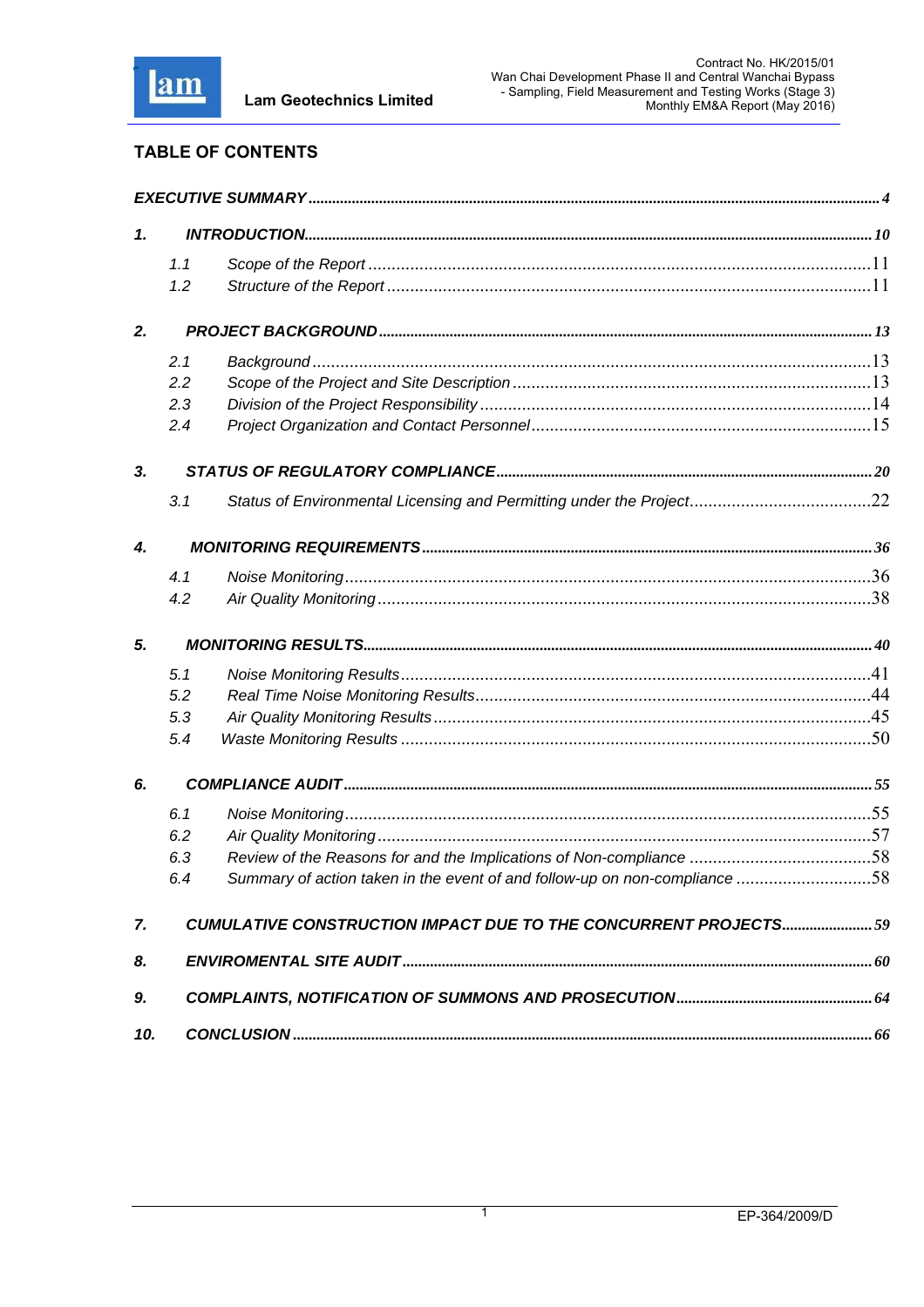## TABLE OF CONTENTS

| | | |
|---|---|---|
| ***EXECUTIVE SUMMARY*** | | 4 |
| ***1.*** | ***INTRODUCTION*** | 10 |
| *1.1* | *Scope of the Report* | 11 |
| *1.2* | *Structure of the Report* | 11 |
| ***2.*** | ***PROJECT BACKGROUND*** | 13 |
| *2.1* | *Background* | 13 |
| *2.2* | *Scope of the Project and Site Description* | 13 |
| *2.3* | *Division of the Project Responsibility* | 14 |
| *2.4* | *Project Organization and Contact Personnel* | 15 |
| ***3.*** | ***STATUS OF REGULATORY COMPLIANCE*** | 20 |
| *3.1* | *Status of Environmental Licensing and Permitting under the Project* | 22 |
| ***4.*** | ***MONITORING REQUIREMENTS*** | 36 |
| *4.1* | *Noise Monitoring* | 36 |
| *4.2* | *Air Quality Monitoring* | 38 |
| ***5.*** | ***MONITORING RESULTS*** | 40 |
| *5.1* | *Noise Monitoring Results* | 41 |
| *5.2* | *Real Time Noise Monitoring Results* | 44 |
| *5.3* | *Air Quality Monitoring Results* | 45 |
| *5.4* | *Waste Monitoring Results* | 50 |
| ***6.*** | ***COMPLIANCE AUDIT*** | 55 |
| *6.1* | *Noise Monitoring* | 55 |
| *6.2* | *Air Quality Monitoring* | 57 |
| *6.3* | *Review of the Reasons for and the Implications of Non-compliance* | 58 |
| *6.4* | *Summary of action taken in the event of and follow-up on non-compliance* | 58 |
| ***7.*** | ***CUMULATIVE CONSTRUCTION IMPACT DUE TO THE CONCURRENT PROJECTS*** | 59 |
| ***8.*** | ***ENVIROMENTAL SITE AUDIT*** | 60 |
| ***9.*** | ***COMPLAINTS, NOTIFICATION OF SUMMONS AND PROSECUTION*** | 64 |
| ***10.*** | ***CONCLUSION*** | 66 |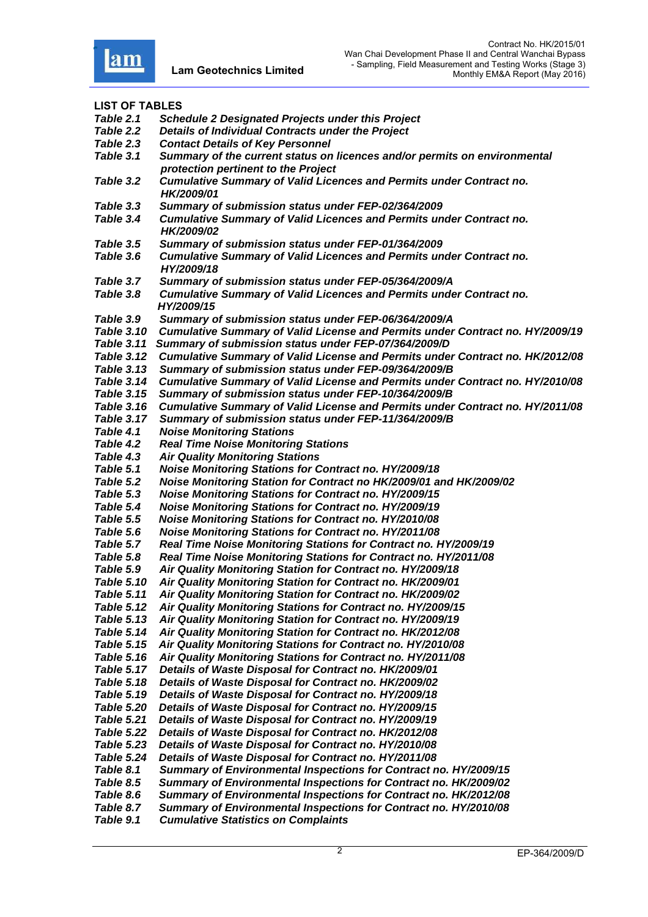**LIST OF TABLES**

| | |
|---|---|
| ***Table 2.1*** | ***Schedule 2 Designated Projects under this Project*** |
| ***Table 2.2*** | ***Details of Individual Contracts under the Project*** |
| ***Table 2.3*** | ***Contact Details of Key Personnel*** |
| ***Table 3.1*** | ***Summary of the current status on licences and/or permits on environmental protection pertinent to the Project*** |
| ***Table 3.2*** | ***Cumulative Summary of Valid Licences and Permits under Contract no. HK/2009/01*** |
| ***Table 3.3*** | ***Summary of submission status under FEP-02/364/2009*** |
| ***Table 3.4*** | ***Cumulative Summary of Valid Licences and Permits under Contract no. HK/2009/02*** |
| ***Table 3.5*** | ***Summary of submission status under FEP-01/364/2009*** |
| ***Table 3.6*** | ***Cumulative Summary of Valid Licences and Permits under Contract no. HY/2009/18*** |
| ***Table 3.7*** | ***Summary of submission status under FEP-05/364/2009/A*** |
| ***Table 3.8*** | ***Cumulative Summary of Valid Licences and Permits under Contract no. HY/2009/15*** |
| ***Table 3.9*** | ***Summary of submission status under FEP-06/364/2009/A*** |
| ***Table 3.10*** | ***Cumulative Summary of Valid License and Permits under Contract no. HY/2009/19*** |
| ***Table 3.11*** | ***Summary of submission status under FEP-07/364/2009/D*** |
| ***Table 3.12*** | ***Cumulative Summary of Valid License and Permits under Contract no. HK/2012/08*** |
| ***Table 3.13*** | ***Summary of submission status under FEP-09/364/2009/B*** |
| ***Table 3.14*** | ***Cumulative Summary of Valid License and Permits under Contract no. HY/2010/08*** |
| ***Table 3.15*** | ***Summary of submission status under FEP-10/364/2009/B*** |
| ***Table 3.16*** | ***Cumulative Summary of Valid License and Permits under Contract no. HY/2011/08*** |
| ***Table 3.17*** | ***Summary of submission status under FEP-11/364/2009/B*** |
| ***Table 4.1*** | ***Noise Monitoring Stations*** |
| ***Table 4.2*** | ***Real Time Noise Monitoring Stations*** |
| ***Table 4.3*** | ***Air Quality Monitoring Stations*** |
| ***Table 5.1*** | ***Noise Monitoring Stations for Contract no. HY/2009/18*** |
| ***Table 5.2*** | ***Noise Monitoring Station for Contract no HK/2009/01 and HK/2009/02*** |
| ***Table 5.3*** | ***Noise Monitoring Stations for Contract no. HY/2009/15*** |
| ***Table 5.4*** | ***Noise Monitoring Stations for Contract no. HY/2009/19*** |
| ***Table 5.5*** | ***Noise Monitoring Stations for Contract no. HY/2010/08*** |
| ***Table 5.6*** | ***Noise Monitoring Stations for Contract no. HY/2011/08*** |
| ***Table 5.7*** | ***Real Time Noise Monitoring Stations for Contract no. HY/2009/19*** |
| ***Table 5.8*** | ***Real Time Noise Monitoring Stations for Contract no. HY/2011/08*** |
| ***Table 5.9*** | ***Air Quality Monitoring Station for Contract no. HY/2009/18*** |
| ***Table 5.10*** | ***Air Quality Monitoring Station for Contract no. HK/2009/01*** |
| ***Table 5.11*** | ***Air Quality Monitoring Station for Contract no. HK/2009/02*** |
| ***Table 5.12*** | ***Air Quality Monitoring Stations for Contract no. HY/2009/15*** |
| ***Table 5.13*** | ***Air Quality Monitoring Station for Contract no. HY/2009/19*** |
| ***Table 5.14*** | ***Air Quality Monitoring Station for Contract no. HK/2012/08*** |
| ***Table 5.15*** | ***Air Quality Monitoring Stations for Contract no. HY/2010/08*** |
| ***Table 5.16*** | ***Air Quality Monitoring Stations for Contract no. HY/2011/08*** |
| ***Table 5.17*** | ***Details of Waste Disposal for Contract no. HK/2009/01*** |
| ***Table 5.18*** | ***Details of Waste Disposal for Contract no. HK/2009/02*** |
| ***Table 5.19*** | ***Details of Waste Disposal for Contract no. HY/2009/18*** |
| ***Table 5.20*** | ***Details of Waste Disposal for Contract no. HY/2009/15*** |
| ***Table 5.21*** | ***Details of Waste Disposal for Contract no. HY/2009/19*** |
| ***Table 5.22*** | ***Details of Waste Disposal for Contract no. HK/2012/08*** |
| ***Table 5.23*** | ***Details of Waste Disposal for Contract no. HY/2010/08*** |
| ***Table 5.24*** | ***Details of Waste Disposal for Contract no. HY/2011/08*** |
| ***Table 8.1*** | ***Summary of Environmental Inspections for Contract no. HY/2009/15*** |
| ***Table 8.5*** | ***Summary of Environmental Inspections for Contract no. HK/2009/02*** |
| ***Table 8.6*** | ***Summary of Environmental Inspections for Contract no. HK/2012/08*** |
| ***Table 8.7*** | ***Summary of Environmental Inspections for Contract no. HY/2010/08*** |
| ***Table 9.1*** | ***Cumulative Statistics on Complaints*** |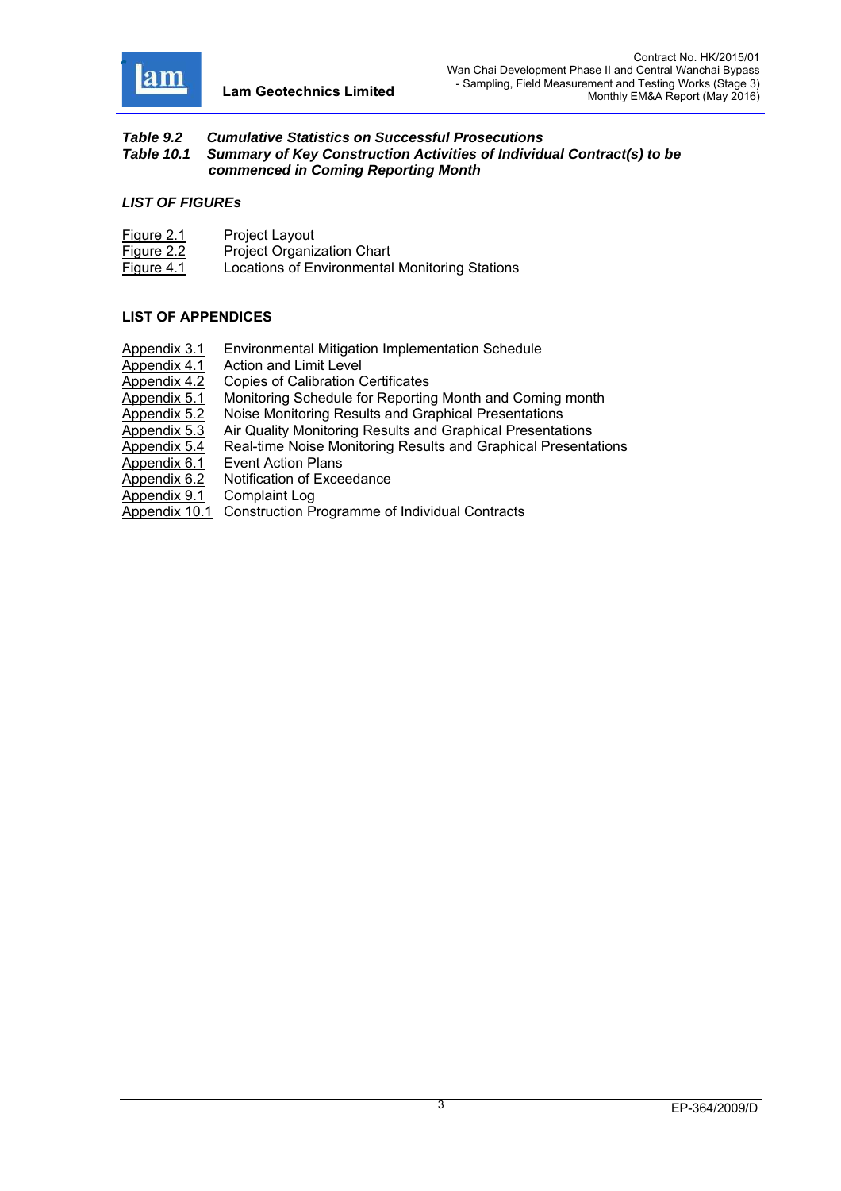*Table 9.2 Cumulative Statistics on Successful Prosecutions*
*Table 10.1 Summary of Key Construction Activities of Individual Contract(s) to be commenced in Coming Reporting Month*

### *LIST OF FIGUREs*

| | |
|---|---|
| Figure 2.1 | Project Layout |
| Figure 2.2 | Project Organization Chart |
| Figure 4.1 | Locations of Environmental Monitoring Stations |

### LIST OF APPENDICES

| | |
|---|---|
| Appendix 3.1 | Environmental Mitigation Implementation Schedule |
| Appendix 4.1 | Action and Limit Level |
| Appendix 4.2 | Copies of Calibration Certificates |
| Appendix 5.1 | Monitoring Schedule for Reporting Month and Coming month |
| Appendix 5.2 | Noise Monitoring Results and Graphical Presentations |
| Appendix 5.3 | Air Quality Monitoring Results and Graphical Presentations |
| Appendix 5.4 | Real-time Noise Monitoring Results and Graphical Presentations |
| Appendix 6.1 | Event Action Plans |
| Appendix 6.2 | Notification of Exceedance |
| Appendix 9.1 | Complaint Log |
| Appendix 10.1 | Construction Programme of Individual Contracts |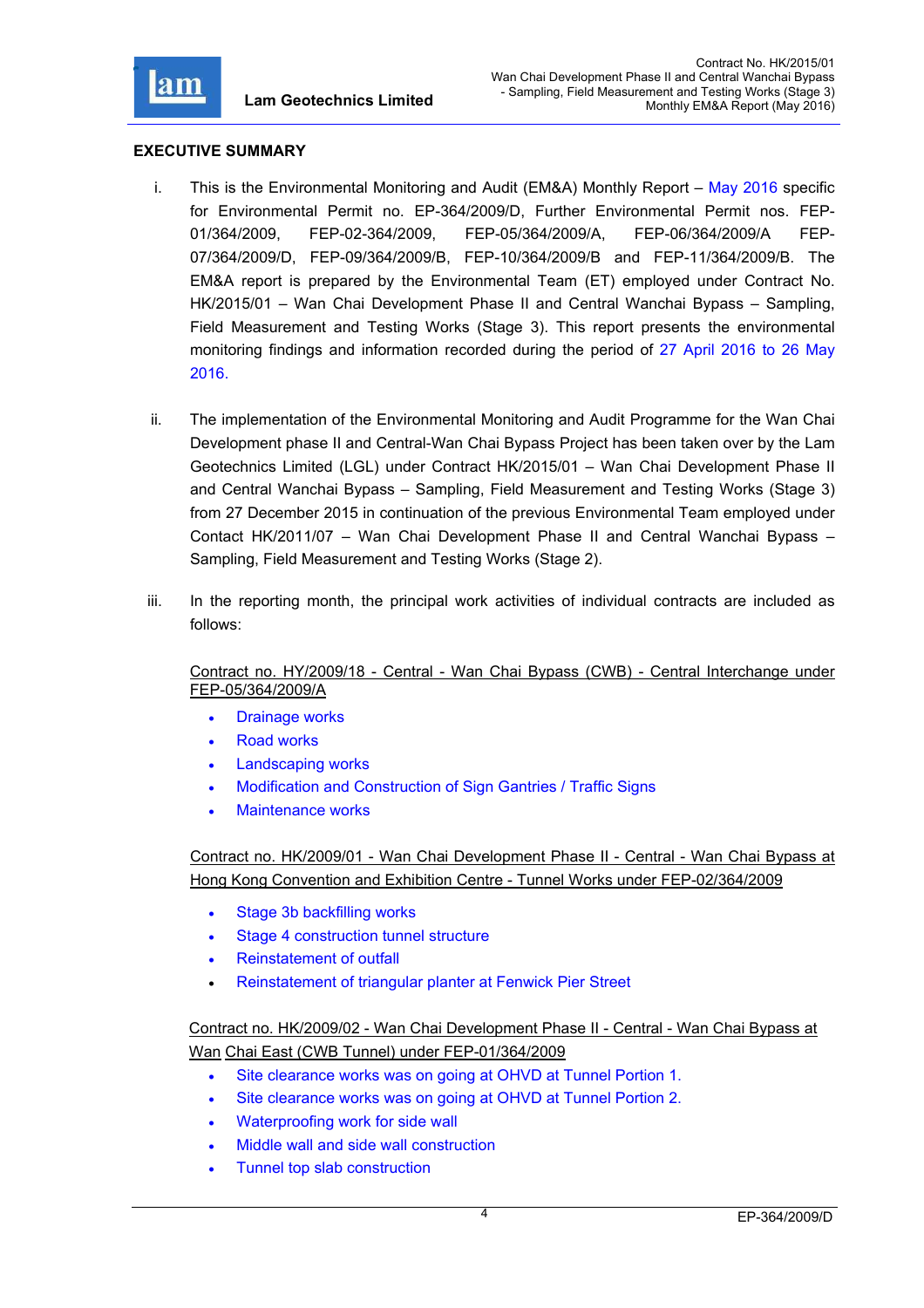## EXECUTIVE SUMMARY

i. This is the Environmental Monitoring and Audit (EM&A) Monthly Report – May 2016 specific for Environmental Permit no. EP-364/2009/D, Further Environmental Permit nos. FEP-01/364/2009, FEP-02-364/2009, FEP-05/364/2009/A, FEP-06/364/2009/A FEP-07/364/2009/D, FEP-09/364/2009/B, FEP-10/364/2009/B and FEP-11/364/2009/B. The EM&A report is prepared by the Environmental Team (ET) employed under Contract No. HK/2015/01 – Wan Chai Development Phase II and Central Wanchai Bypass – Sampling, Field Measurement and Testing Works (Stage 3). This report presents the environmental monitoring findings and information recorded during the period of 27 April 2016 to 26 May 2016.

ii. The implementation of the Environmental Monitoring and Audit Programme for the Wan Chai Development phase II and Central-Wan Chai Bypass Project has been taken over by the Lam Geotechnics Limited (LGL) under Contract HK/2015/01 – Wan Chai Development Phase II and Central Wanchai Bypass – Sampling, Field Measurement and Testing Works (Stage 3) from 27 December 2015 in continuation of the previous Environmental Team employed under Contact HK/2011/07 – Wan Chai Development Phase II and Central Wanchai Bypass – Sampling, Field Measurement and Testing Works (Stage 2).

iii. In the reporting month, the principal work activities of individual contracts are included as follows:

Contract no. HY/2009/18 - Central - Wan Chai Bypass (CWB) - Central Interchange under FEP-05/364/2009/A

- Drainage works
- Road works
- Landscaping works
- Modification and Construction of Sign Gantries / Traffic Signs
- Maintenance works

Contract no. HK/2009/01 - Wan Chai Development Phase II - Central - Wan Chai Bypass at Hong Kong Convention and Exhibition Centre - Tunnel Works under FEP-02/364/2009

- Stage 3b backfilling works
- Stage 4 construction tunnel structure
- Reinstatement of outfall
- Reinstatement of triangular planter at Fenwick Pier Street

Contract no. HK/2009/02 - Wan Chai Development Phase II - Central - Wan Chai Bypass at Wan Chai East (CWB Tunnel) under FEP-01/364/2009

- Site clearance works was on going at OHVD at Tunnel Portion 1.
- Site clearance works was on going at OHVD at Tunnel Portion 2.
- Waterproofing work for side wall
- Middle wall and side wall construction
- Tunnel top slab construction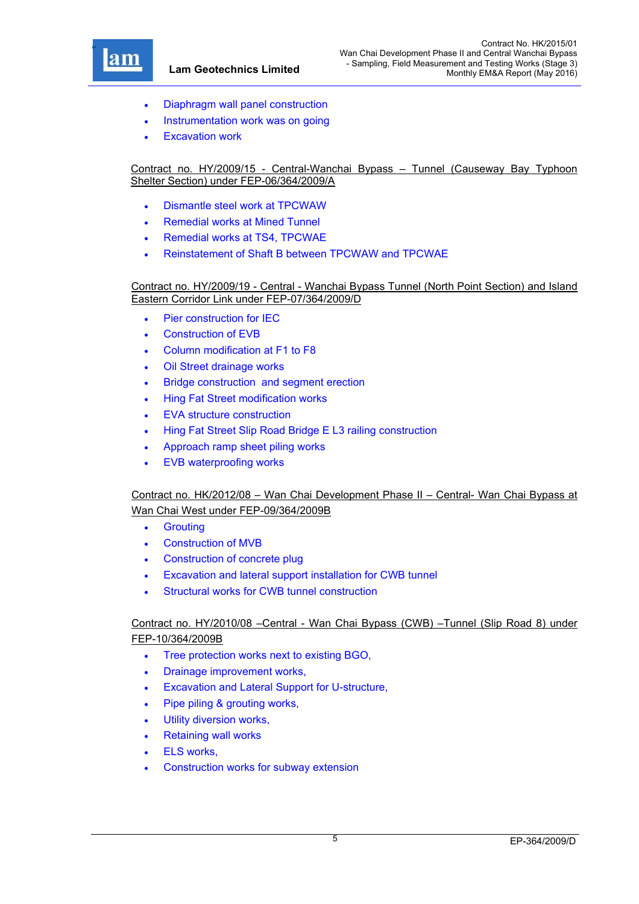- Diaphragm wall panel construction
- Instrumentation work was on going
- Excavation work

Contract no. HY/2009/15 - Central-Wanchai Bypass – Tunnel (Causeway Bay Typhoon Shelter Section) under FEP-06/364/2009/A

- Dismantle steel work at TPCWAW
- Remedial works at Mined Tunnel
- Remedial works at TS4, TPCWAE
- Reinstatement of Shaft B between TPCWAW and TPCWAE

Contract no. HY/2009/19 - Central - Wanchai Bypass Tunnel (North Point Section) and Island Eastern Corridor Link under FEP-07/364/2009/D

- Pier construction for IEC
- Construction of EVB
- Column modification at F1 to F8
- Oil Street drainage works
- Bridge construction and segment erection
- Hing Fat Street modification works
- EVA structure construction
- Hing Fat Street Slip Road Bridge E L3 railing construction
- Approach ramp sheet piling works
- EVB waterproofing works

Contract no. HK/2012/08 – Wan Chai Development Phase II – Central- Wan Chai Bypass at Wan Chai West under FEP-09/364/2009B

- Grouting
- Construction of MVB
- Construction of concrete plug
- Excavation and lateral support installation for CWB tunnel
- Structural works for CWB tunnel construction

Contract no. HY/2010/08 –Central - Wan Chai Bypass (CWB) –Tunnel (Slip Road 8) under FEP-10/364/2009B

- Tree protection works next to existing BGO,
- Drainage improvement works,
- Excavation and Lateral Support for U-structure,
- Pipe piling & grouting works,
- Utility diversion works,
- Retaining wall works
- ELS works,
- Construction works for subway extension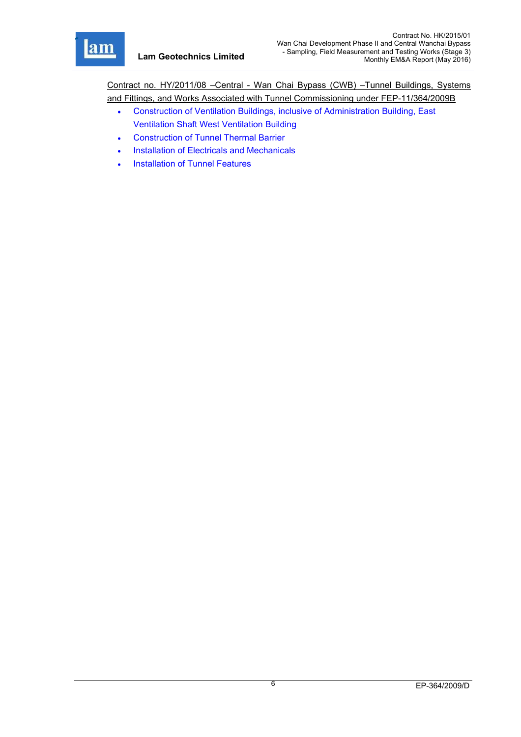<u>Contract no. HY/2011/08 –Central - Wan Chai Bypass (CWB) –Tunnel Buildings, Systems and Fittings, and Works Associated with Tunnel Commissioning under FEP-11/364/2009B</u>

- Construction of Ventilation Buildings, inclusive of Administration Building, East Ventilation Shaft West Ventilation Building
- Construction of Tunnel Thermal Barrier
- Installation of Electricals and Mechanicals
- Installation of Tunnel Features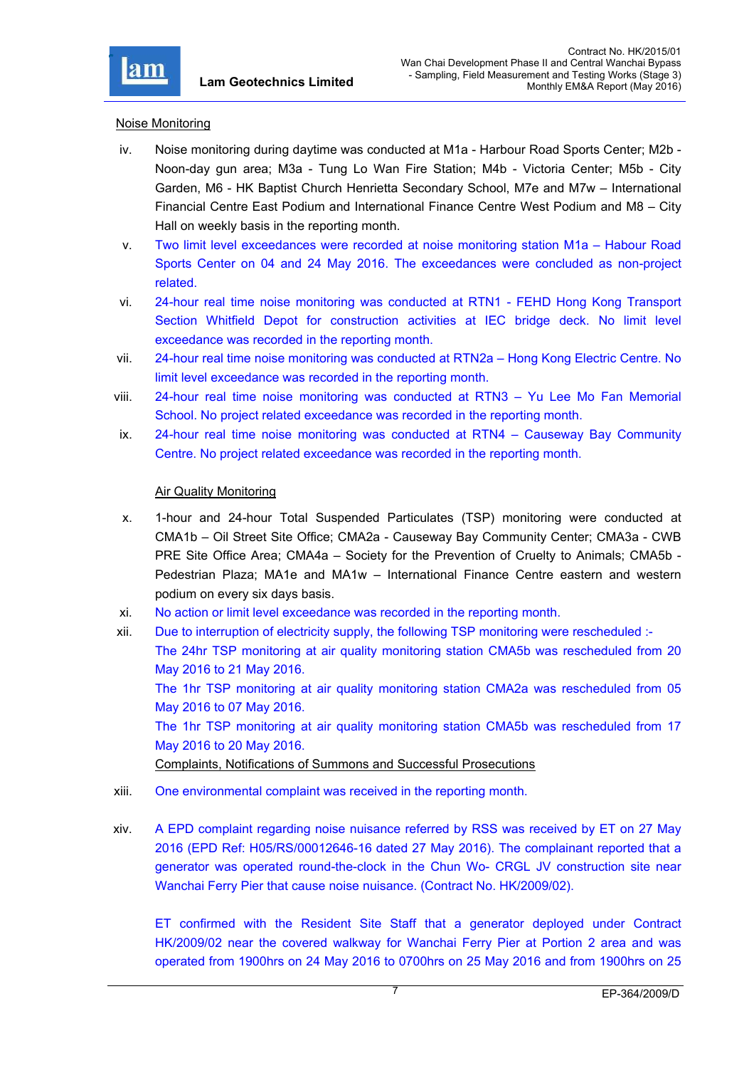Noise Monitoring

iv. Noise monitoring during daytime was conducted at M1a - Harbour Road Sports Center; M2b - Noon-day gun area; M3a - Tung Lo Wan Fire Station; M4b - Victoria Center; M5b - City Garden, M6 - HK Baptist Church Henrietta Secondary School, M7e and M7w – International Financial Centre East Podium and International Finance Centre West Podium and M8 – City Hall on weekly basis in the reporting month.

v. Two limit level exceedances were recorded at noise monitoring station M1a – Habour Road Sports Center on 04 and 24 May 2016. The exceedances were concluded as non-project related.

vi. 24-hour real time noise monitoring was conducted at RTN1 - FEHD Hong Kong Transport Section Whitfield Depot for construction activities at IEC bridge deck. No limit level exceedance was recorded in the reporting month.

vii. 24-hour real time noise monitoring was conducted at RTN2a – Hong Kong Electric Centre. No limit level exceedance was recorded in the reporting month.

viii. 24-hour real time noise monitoring was conducted at RTN3 – Yu Lee Mo Fan Memorial School. No project related exceedance was recorded in the reporting month.

ix. 24-hour real time noise monitoring was conducted at RTN4 – Causeway Bay Community Centre. No project related exceedance was recorded in the reporting month.

Air Quality Monitoring

x. 1-hour and 24-hour Total Suspended Particulates (TSP) monitoring were conducted at CMA1b – Oil Street Site Office; CMA2a - Causeway Bay Community Center; CMA3a - CWB PRE Site Office Area; CMA4a – Society for the Prevention of Cruelty to Animals; CMA5b - Pedestrian Plaza; MA1e and MA1w – International Finance Centre eastern and western podium on every six days basis.

xi. No action or limit level exceedance was recorded in the reporting month.

xii. Due to interruption of electricity supply, the following TSP monitoring were rescheduled :-
The 24hr TSP monitoring at air quality monitoring station CMA5b was rescheduled from 20 May 2016 to 21 May 2016.
The 1hr TSP monitoring at air quality monitoring station CMA2a was rescheduled from 05 May 2016 to 07 May 2016.
The 1hr TSP monitoring at air quality monitoring station CMA5b was rescheduled from 17 May 2016 to 20 May 2016.

Complaints, Notifications of Summons and Successful Prosecutions

xiii. One environmental complaint was received in the reporting month.

xiv. A EPD complaint regarding noise nuisance referred by RSS was received by ET on 27 May 2016 (EPD Ref: H05/RS/00012646-16 dated 27 May 2016). The complainant reported that a generator was operated round-the-clock in the Chun Wo- CRGL JV construction site near Wanchai Ferry Pier that cause noise nuisance. (Contract No. HK/2009/02).

ET confirmed with the Resident Site Staff that a generator deployed under Contract HK/2009/02 near the covered walkway for Wanchai Ferry Pier at Portion 2 area and was operated from 1900hrs on 24 May 2016 to 0700hrs on 25 May 2016 and from 1900hrs on 25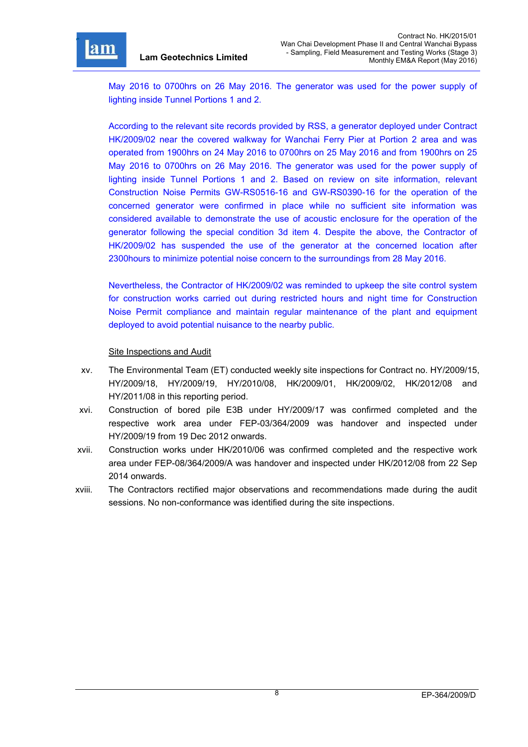May 2016 to 0700hrs on 26 May 2016. The generator was used for the power supply of lighting inside Tunnel Portions 1 and 2.

According to the relevant site records provided by RSS, a generator deployed under Contract HK/2009/02 near the covered walkway for Wanchai Ferry Pier at Portion 2 area and was operated from 1900hrs on 24 May 2016 to 0700hrs on 25 May 2016 and from 1900hrs on 25 May 2016 to 0700hrs on 26 May 2016. The generator was used for the power supply of lighting inside Tunnel Portions 1 and 2. Based on review on site information, relevant Construction Noise Permits GW-RS0516-16 and GW-RS0390-16 for the operation of the concerned generator were confirmed in place while no sufficient site information was considered available to demonstrate the use of acoustic enclosure for the operation of the generator following the special condition 3d item 4. Despite the above, the Contractor of HK/2009/02 has suspended the use of the generator at the concerned location after 2300hours to minimize potential noise concern to the surroundings from 28 May 2016.

Nevertheless, the Contractor of HK/2009/02 was reminded to upkeep the site control system for construction works carried out during restricted hours and night time for Construction Noise Permit compliance and maintain regular maintenance of the plant and equipment deployed to avoid potential nuisance to the nearby public.

<u>Site Inspections and Audit</u>

xv. The Environmental Team (ET) conducted weekly site inspections for Contract no. HY/2009/15, HY/2009/18, HY/2009/19, HY/2010/08, HK/2009/01, HK/2009/02, HK/2012/08 and HY/2011/08 in this reporting period.

xvi. Construction of bored pile E3B under HY/2009/17 was confirmed completed and the respective work area under FEP-03/364/2009 was handover and inspected under HY/2009/19 from 19 Dec 2012 onwards.

xvii. Construction works under HK/2010/06 was confirmed completed and the respective work area under FEP-08/364/2009/A was handover and inspected under HK/2012/08 from 22 Sep 2014 onwards.

xviii. The Contractors rectified major observations and recommendations made during the audit sessions. No non-conformance was identified during the site inspections.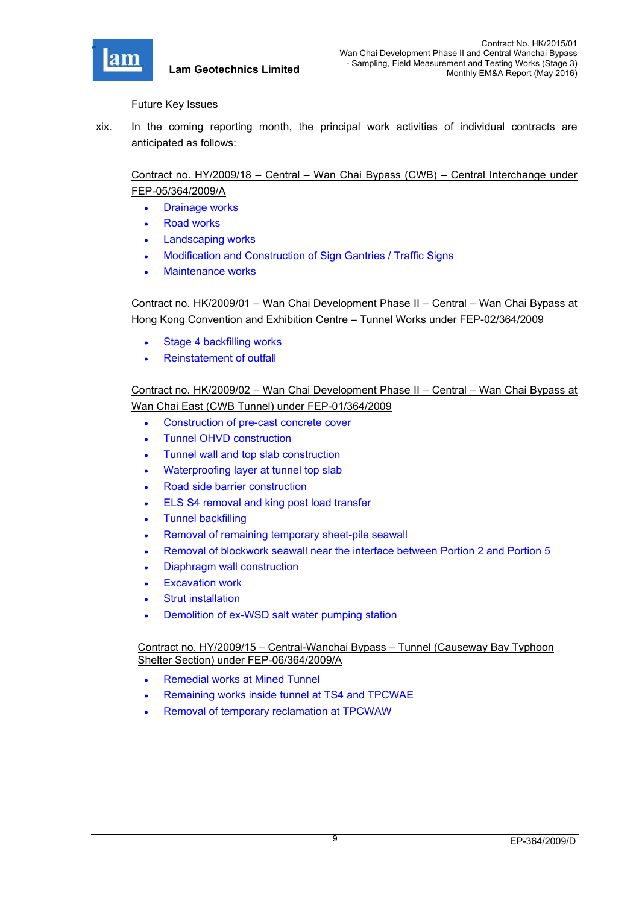Future Key Issues

xix. In the coming reporting month, the principal work activities of individual contracts are anticipated as follows:

Contract no. HY/2009/18 – Central – Wan Chai Bypass (CWB) – Central Interchange under FEP-05/364/2009/A

- Drainage works
- Road works
- Landscaping works
- Modification and Construction of Sign Gantries / Traffic Signs
- Maintenance works

Contract no. HK/2009/01 – Wan Chai Development Phase II – Central – Wan Chai Bypass at Hong Kong Convention and Exhibition Centre – Tunnel Works under FEP-02/364/2009

- Stage 4 backfilling works
- Reinstatement of outfall

Contract no. HK/2009/02 – Wan Chai Development Phase II – Central – Wan Chai Bypass at Wan Chai East (CWB Tunnel) under FEP-01/364/2009

- Construction of pre-cast concrete cover
- Tunnel OHVD construction
- Tunnel wall and top slab construction
- Waterproofing layer at tunnel top slab
- Road side barrier construction
- ELS S4 removal and king post load transfer
- Tunnel backfilling
- Removal of remaining temporary sheet-pile seawall
- Removal of blockwork seawall near the interface between Portion 2 and Portion 5
- Diaphragm wall construction
- Excavation work
- Strut installation
- Demolition of ex-WSD salt water pumping station

Contract no. HY/2009/15 – Central-Wanchai Bypass – Tunnel (Causeway Bay Typhoon Shelter Section) under FEP-06/364/2009/A

- Remedial works at Mined Tunnel
- Remaining works inside tunnel at TS4 and TPCWAE
- Removal of temporary reclamation at TPCWAW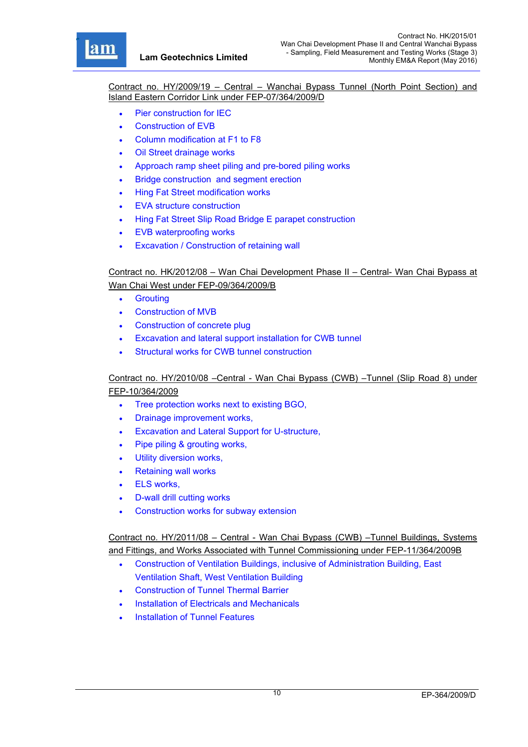Contract no. HY/2009/19 – Central – Wanchai Bypass Tunnel (North Point Section) and Island Eastern Corridor Link under FEP-07/364/2009/D

- Pier construction for IEC
- Construction of EVB
- Column modification at F1 to F8
- Oil Street drainage works
- Approach ramp sheet piling and pre-bored piling works
- Bridge construction and segment erection
- Hing Fat Street modification works
- EVA structure construction
- Hing Fat Street Slip Road Bridge E parapet construction
- EVB waterproofing works
- Excavation / Construction of retaining wall

Contract no. HK/2012/08 – Wan Chai Development Phase II – Central- Wan Chai Bypass at Wan Chai West under FEP-09/364/2009/B

- Grouting
- Construction of MVB
- Construction of concrete plug
- Excavation and lateral support installation for CWB tunnel
- Structural works for CWB tunnel construction

Contract no. HY/2010/08 –Central - Wan Chai Bypass (CWB) –Tunnel (Slip Road 8) under FEP-10/364/2009

- Tree protection works next to existing BGO,
- Drainage improvement works,
- Excavation and Lateral Support for U-structure,
- Pipe piling & grouting works,
- Utility diversion works,
- Retaining wall works
- ELS works,
- D-wall drill cutting works
- Construction works for subway extension

Contract no. HY/2011/08 – Central - Wan Chai Bypass (CWB) –Tunnel Buildings, Systems and Fittings, and Works Associated with Tunnel Commissioning under FEP-11/364/2009B

- Construction of Ventilation Buildings, inclusive of Administration Building, East Ventilation Shaft, West Ventilation Building
- Construction of Tunnel Thermal Barrier
- Installation of Electricals and Mechanicals
- Installation of Tunnel Features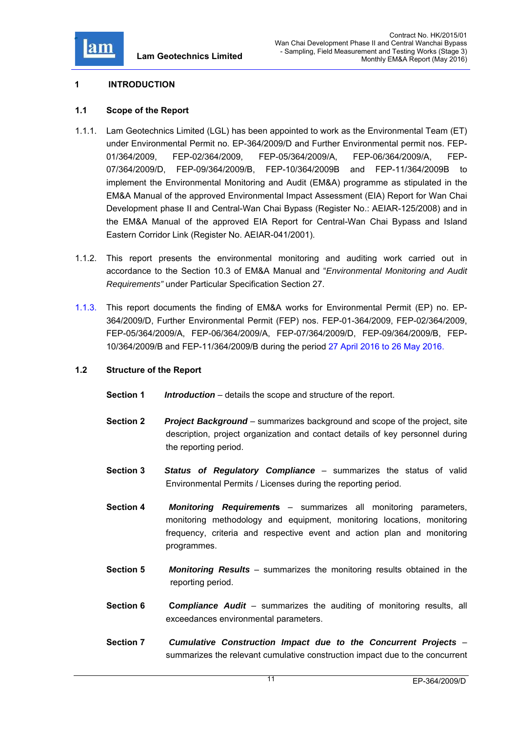# 1 INTRODUCTION

## 1.1 Scope of the Report

1.1.1. Lam Geotechnics Limited (LGL) has been appointed to work as the Environmental Team (ET) under Environmental Permit no. EP-364/2009/D and Further Environmental permit nos. FEP-01/364/2009, FEP-02/364/2009, FEP-05/364/2009/A, FEP-06/364/2009/A, FEP-07/364/2009/D, FEP-09/364/2009/B, FEP-10/364/2009B and FEP-11/364/2009B to implement the Environmental Monitoring and Audit (EM&A) programme as stipulated in the EM&A Manual of the approved Environmental Impact Assessment (EIA) Report for Wan Chai Development phase II and Central-Wan Chai Bypass (Register No.: AEIAR-125/2008) and in the EM&A Manual of the approved EIA Report for Central-Wan Chai Bypass and Island Eastern Corridor Link (Register No. AEIAR-041/2001).

1.1.2. This report presents the environmental monitoring and auditing work carried out in accordance to the Section 10.3 of EM&A Manual and "*Environmental Monitoring and Audit Requirements"* under Particular Specification Section 27.

1.1.3. This report documents the finding of EM&A works for Environmental Permit (EP) no. EP-364/2009/D, Further Environmental Permit (FEP) nos. FEP-01-364/2009, FEP-02/364/2009, FEP-05/364/2009/A, FEP-06/364/2009/A, FEP-07/364/2009/D, FEP-09/364/2009/B, FEP-10/364/2009/B and FEP-11/364/2009/B during the period 27 April 2016 to 26 May 2016.

## 1.2 Structure of the Report

**Section 1** ***Introduction*** – details the scope and structure of the report.

**Section 2** ***Project Background*** – summarizes background and scope of the project, site description, project organization and contact details of key personnel during the reporting period.

**Section 3** ***Status of Regulatory Compliance*** – summarizes the status of valid Environmental Permits / Licenses during the reporting period.

**Section 4** ***Monitoring Requirements*** – summarizes all monitoring parameters, monitoring methodology and equipment, monitoring locations, monitoring frequency, criteria and respective event and action plan and monitoring programmes.

**Section 5** ***Monitoring Results*** – summarizes the monitoring results obtained in the reporting period.

**Section 6** ***Compliance Audit*** – summarizes the auditing of monitoring results, all exceedances environmental parameters.

**Section 7** ***Cumulative Construction Impact due to the Concurrent Projects*** – summarizes the relevant cumulative construction impact due to the concurrent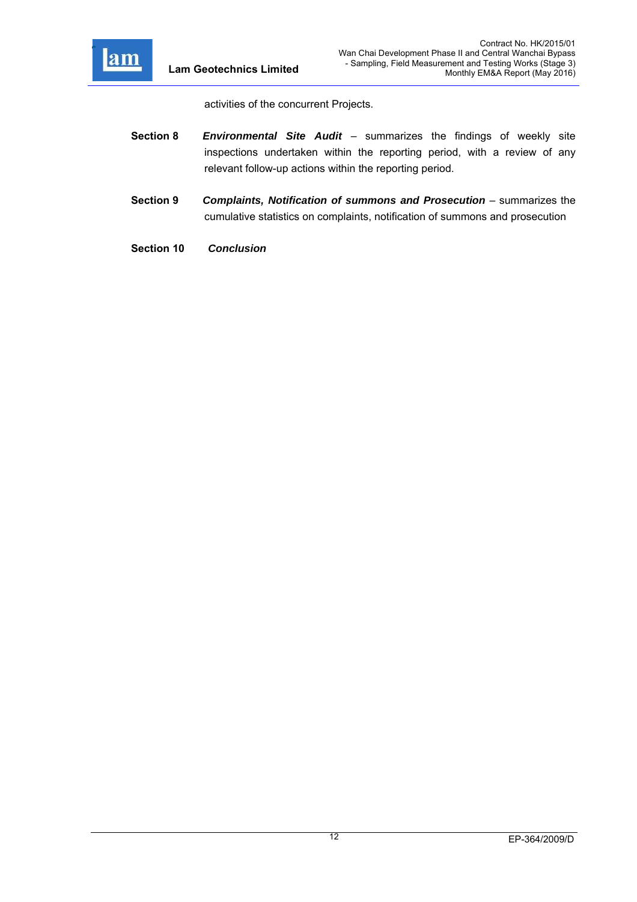activities of the concurrent Projects.

**Section 8** ***Environmental Site Audit*** – summarizes the findings of weekly site inspections undertaken within the reporting period, with a review of any relevant follow-up actions within the reporting period.

**Section 9** ***Complaints, Notification of summons and Prosecution*** – summarizes the cumulative statistics on complaints, notification of summons and prosecution

**Section 10** ***Conclusion***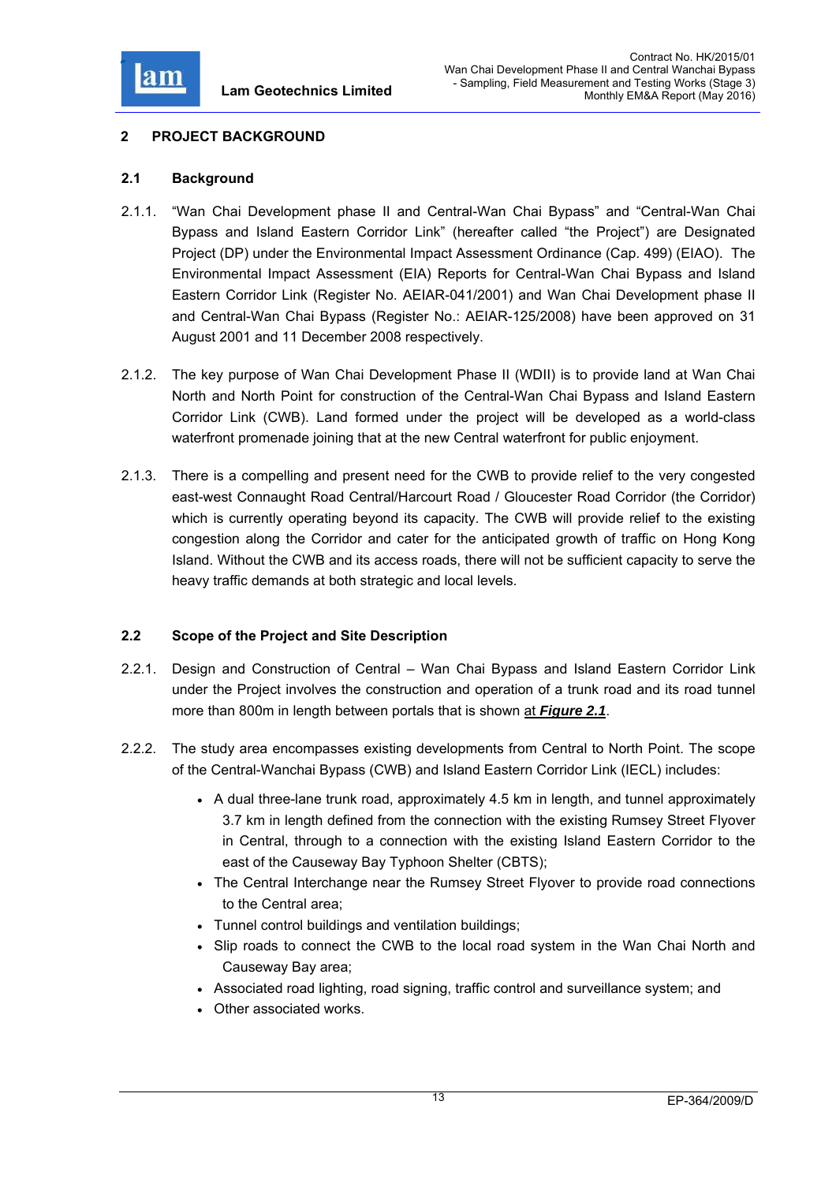## 2 PROJECT BACKGROUND

### 2.1 Background

2.1.1. "Wan Chai Development phase II and Central-Wan Chai Bypass" and "Central-Wan Chai Bypass and Island Eastern Corridor Link" (hereafter called "the Project") are Designated Project (DP) under the Environmental Impact Assessment Ordinance (Cap. 499) (EIAO). The Environmental Impact Assessment (EIA) Reports for Central-Wan Chai Bypass and Island Eastern Corridor Link (Register No. AEIAR-041/2001) and Wan Chai Development phase II and Central-Wan Chai Bypass (Register No.: AEIAR-125/2008) have been approved on 31 August 2001 and 11 December 2008 respectively.

2.1.2. The key purpose of Wan Chai Development Phase II (WDII) is to provide land at Wan Chai North and North Point for construction of the Central-Wan Chai Bypass and Island Eastern Corridor Link (CWB). Land formed under the project will be developed as a world-class waterfront promenade joining that at the new Central waterfront for public enjoyment.

2.1.3. There is a compelling and present need for the CWB to provide relief to the very congested east-west Connaught Road Central/Harcourt Road / Gloucester Road Corridor (the Corridor) which is currently operating beyond its capacity. The CWB will provide relief to the existing congestion along the Corridor and cater for the anticipated growth of traffic on Hong Kong Island. Without the CWB and its access roads, there will not be sufficient capacity to serve the heavy traffic demands at both strategic and local levels.

### 2.2 Scope of the Project and Site Description

2.2.1. Design and Construction of Central – Wan Chai Bypass and Island Eastern Corridor Link under the Project involves the construction and operation of a trunk road and its road tunnel more than 800m in length between portals that is shown at ***Figure 2.1***.

2.2.2. The study area encompasses existing developments from Central to North Point. The scope of the Central-Wanchai Bypass (CWB) and Island Eastern Corridor Link (IECL) includes:

- A dual three-lane trunk road, approximately 4.5 km in length, and tunnel approximately 3.7 km in length defined from the connection with the existing Rumsey Street Flyover in Central, through to a connection with the existing Island Eastern Corridor to the east of the Causeway Bay Typhoon Shelter (CBTS);
- The Central Interchange near the Rumsey Street Flyover to provide road connections to the Central area;
- Tunnel control buildings and ventilation buildings;
- Slip roads to connect the CWB to the local road system in the Wan Chai North and Causeway Bay area;
- Associated road lighting, road signing, traffic control and surveillance system; and
- Other associated works.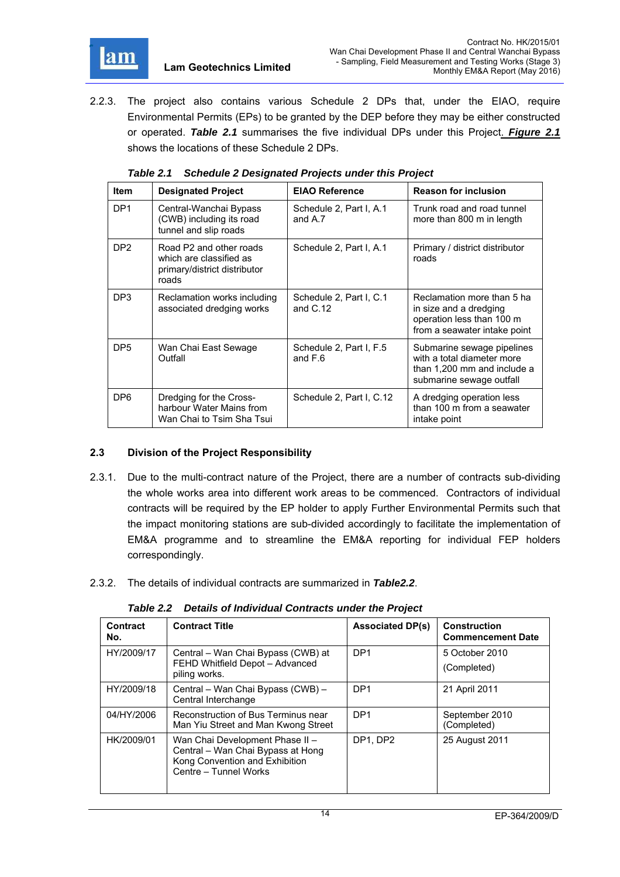2.2.3. The project also contains various Schedule 2 DPs that, under the EIAO, require Environmental Permits (EPs) to be granted by the DEP before they may be either constructed or operated. ***Table 2.1*** summarises the five individual DPs under this Project. ***Figure 2.1*** shows the locations of these Schedule 2 DPs.

***Table 2.1 Schedule 2 Designated Projects under this Project***

| Item | Designated Project | EIAO Reference | Reason for inclusion |
|---|---|---|---|
| DP1 | Central-Wanchai Bypass (CWB) including its road tunnel and slip roads | Schedule 2, Part I, A.1 and A.7 | Trunk road and road tunnel more than 800 m in length |
| DP2 | Road P2 and other roads which are classified as primary/district distributor roads | Schedule 2, Part I, A.1 | Primary / district distributor roads |
| DP3 | Reclamation works including associated dredging works | Schedule 2, Part I, C.1 and C.12 | Reclamation more than 5 ha in size and a dredging operation less than 100 m from a seawater intake point |
| DP5 | Wan Chai East Sewage Outfall | Schedule 2, Part I, F.5 and F.6 | Submarine sewage pipelines with a total diameter more than 1,200 mm and include a submarine sewage outfall |
| DP6 | Dredging for the Cross-harbour Water Mains from Wan Chai to Tsim Sha Tsui | Schedule 2, Part I, C.12 | A dredging operation less than 100 m from a seawater intake point |

## 2.3 Division of the Project Responsibility

2.3.1. Due to the multi-contract nature of the Project, there are a number of contracts sub-dividing the whole works area into different work areas to be commenced. Contractors of individual contracts will be required by the EP holder to apply Further Environmental Permits such that the impact monitoring stations are sub-divided accordingly to facilitate the implementation of EM&A programme and to streamline the EM&A reporting for individual FEP holders correspondingly.

2.3.2. The details of individual contracts are summarized in ***Table2.2***.

***Table 2.2 Details of Individual Contracts under the Project***

| Contract No. | Contract Title | Associated DP(s) | Construction Commencement Date |
|---|---|---|---|
| HY/2009/17 | Central – Wan Chai Bypass (CWB) at FEHD Whitfield Depot – Advanced piling works. | DP1 | 5 October 2010 (Completed) |
| HY/2009/18 | Central – Wan Chai Bypass (CWB) – Central Interchange | DP1 | 21 April 2011 |
| 04/HY/2006 | Reconstruction of Bus Terminus near Man Yiu Street and Man Kwong Street | DP1 | September 2010 (Completed) |
| HK/2009/01 | Wan Chai Development Phase II – Central – Wan Chai Bypass at Hong Kong Convention and Exhibition Centre – Tunnel Works | DP1, DP2 | 25 August 2011 |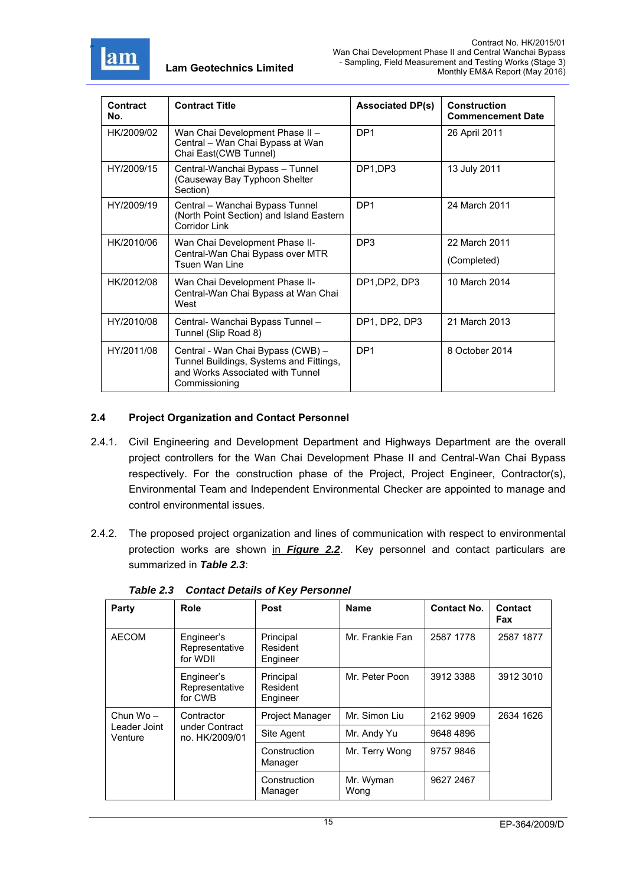| Contract No. | Contract Title | Associated DP(s) | Construction Commencement Date |
|---|---|---|---|
| HK/2009/02 | Wan Chai Development Phase II – Central – Wan Chai Bypass at Wan Chai East(CWB Tunnel) | DP1 | 26 April 2011 |
| HY/2009/15 | Central-Wanchai Bypass – Tunnel (Causeway Bay Typhoon Shelter Section) | DP1,DP3 | 13 July 2011 |
| HY/2009/19 | Central – Wanchai Bypass Tunnel (North Point Section) and Island Eastern Corridor Link | DP1 | 24 March 2011 |
| HK/2010/06 | Wan Chai Development Phase II-Central-Wan Chai Bypass over MTR Tsuen Wan Line | DP3 | 22 March 2011<br>(Completed) |
| HK/2012/08 | Wan Chai Development Phase II-Central-Wan Chai Bypass at Wan Chai West | DP1,DP2, DP3 | 10 March 2014 |
| HY/2010/08 | Central- Wanchai Bypass Tunnel – Tunnel (Slip Road 8) | DP1, DP2, DP3 | 21 March 2013 |
| HY/2011/08 | Central - Wan Chai Bypass (CWB) – Tunnel Buildings, Systems and Fittings, and Works Associated with Tunnel Commissioning | DP1 | 8 October 2014 |

## 2.4 Project Organization and Contact Personnel

2.4.1. Civil Engineering and Development Department and Highways Department are the overall project controllers for the Wan Chai Development Phase II and Central-Wan Chai Bypass respectively. For the construction phase of the Project, Project Engineer, Contractor(s), Environmental Team and Independent Environmental Checker are appointed to manage and control environmental issues.

2.4.2. The proposed project organization and lines of communication with respect to environmental protection works are shown in ***Figure 2.2***. Key personnel and contact particulars are summarized in ***Table 2.3***:

***Table 2.3 Contact Details of Key Personnel***

| Party | Role | Post | Name | Contact No. | Contact Fax |
|---|---|---|---|---|---|
| AECOM | Engineer's Representative for WDII | Principal Resident Engineer | Mr. Frankie Fan | 2587 1778 | 2587 1877 |
| | Engineer's Representative for CWB | Principal Resident Engineer | Mr. Peter Poon | 3912 3388 | 3912 3010 |
| Chun Wo – Leader Joint Venture | Contractor under Contract no. HK/2009/01 | Project Manager | Mr. Simon Liu | 2162 9909 | 2634 1626 |
| | | Site Agent | Mr. Andy Yu | 9648 4896 | |
| | | Construction Manager | Mr. Terry Wong | 9757 9846 | |
| | | Construction Manager | Mr. Wyman Wong | 9627 2467 | |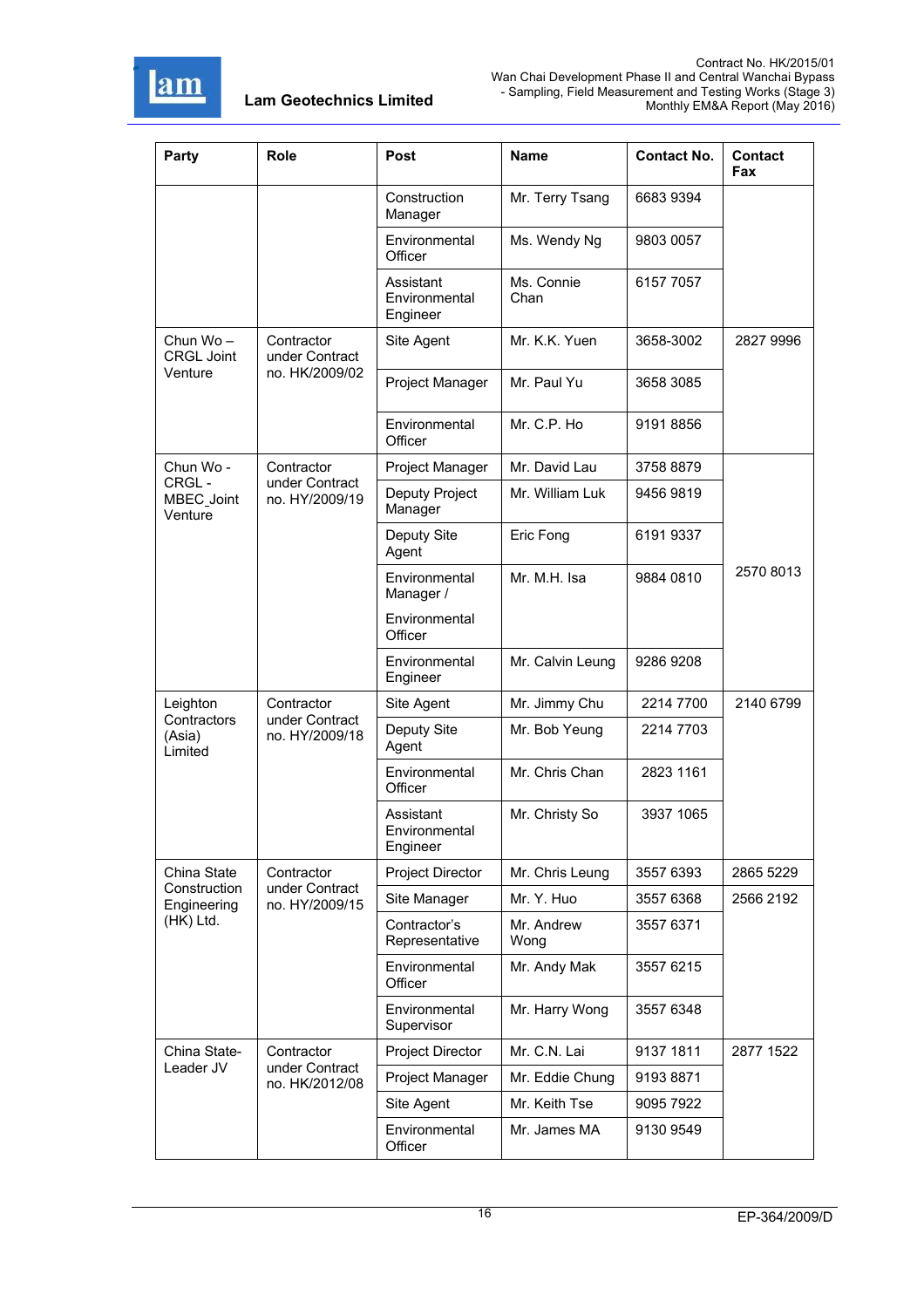| Party | Role | Post | Name | Contact No. | Contact Fax |
|---|---|---|---|---|---|
| | | Construction Manager | Mr. Terry Tsang | 6683 9394 | |
| | | Environmental Officer | Ms. Wendy Ng | 9803 0057 | |
| | | Assistant Environmental Engineer | Ms. Connie Chan | 6157 7057 | |
| Chun Wo – CRGL Joint Venture | Contractor under Contract no. HK/2009/02 | Site Agent | Mr. K.K. Yuen | 3658-3002 | 2827 9996 |
| | | Project Manager | Mr. Paul Yu | 3658 3085 | |
| | | Environmental Officer | Mr. C.P. Ho | 9191 8856 | |
| Chun Wo - CRGL - MBEC Joint Venture | Contractor under Contract no. HY/2009/19 | Project Manager | Mr. David Lau | 3758 8879 | 2570 8013 |
| | | Deputy Project Manager | Mr. William Luk | 9456 9819 | |
| | | Deputy Site Agent | Eric Fong | 6191 9337 | |
| | | Environmental Manager / Environmental Officer | Mr. M.H. Isa | 9884 0810 | |
| | | Environmental Engineer | Mr. Calvin Leung | 9286 9208 | |
| Leighton Contractors (Asia) Limited | Contractor under Contract no. HY/2009/18 | Site Agent | Mr. Jimmy Chu | 2214 7700 | 2140 6799 |
| | | Deputy Site Agent | Mr. Bob Yeung | 2214 7703 | |
| | | Environmental Officer | Mr. Chris Chan | 2823 1161 | |
| | | Assistant Environmental Engineer | Mr. Christy So | 3937 1065 | |
| China State Construction Engineering (HK) Ltd. | Contractor under Contract no. HY/2009/15 | Project Director | Mr. Chris Leung | 3557 6393 | 2865 5229 |
| | | Site Manager | Mr. Y. Huo | 3557 6368 | 2566 2192 |
| | | Contractor's Representative | Mr. Andrew Wong | 3557 6371 | |
| | | Environmental Officer | Mr. Andy Mak | 3557 6215 | |
| | | Environmental Supervisor | Mr. Harry Wong | 3557 6348 | |
| China State-Leader JV | Contractor under Contract no. HK/2012/08 | Project Director | Mr. C.N. Lai | 9137 1811 | 2877 1522 |
| | | Project Manager | Mr. Eddie Chung | 9193 8871 | |
| | | Site Agent | Mr. Keith Tse | 9095 7922 | |
| | | Environmental Officer | Mr. James MA | 9130 9549 | |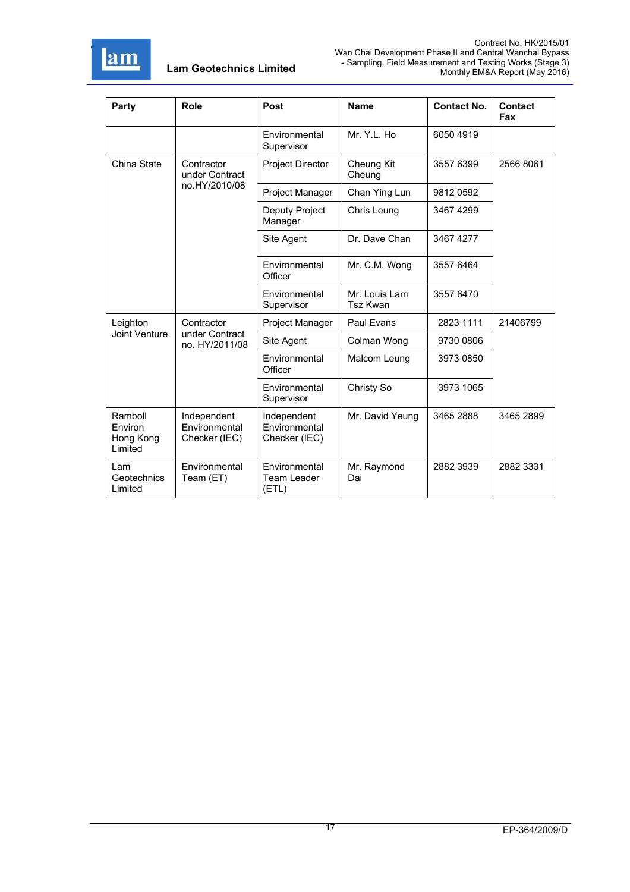| Party | Role | Post | Name | Contact No. | Contact Fax |
|---|---|---|---|---|---|
| | | Environmental Supervisor | Mr. Y.L. Ho | 6050 4919 | |
| China State | Contractor under Contract no.HY/2010/08 | Project Director | Cheung Kit Cheung | 3557 6399 | 2566 8061 |
| | | Project Manager | Chan Ying Lun | 9812 0592 | |
| | | Deputy Project Manager | Chris Leung | 3467 4299 | |
| | | Site Agent | Dr. Dave Chan | 3467 4277 | |
| | | Environmental Officer | Mr. C.M. Wong | 3557 6464 | |
| | | Environmental Supervisor | Mr. Louis Lam Tsz Kwan | 3557 6470 | |
| Leighton Joint Venture | Contractor under Contract no. HY/2011/08 | Project Manager | Paul Evans | 2823 1111 | 21406799 |
| | | Site Agent | Colman Wong | 9730 0806 | |
| | | Environmental Officer | Malcom Leung | 3973 0850 | |
| | | Environmental Supervisor | Christy So | 3973 1065 | |
| Ramboll Environ Hong Kong Limited | Independent Environmental Checker (IEC) | Independent Environmental Checker (IEC) | Mr. David Yeung | 3465 2888 | 3465 2899 |
| Lam Geotechnics Limited | Environmental Team (ET) | Environmental Team Leader (ETL) | Mr. Raymond Dai | 2882 3939 | 2882 3331 |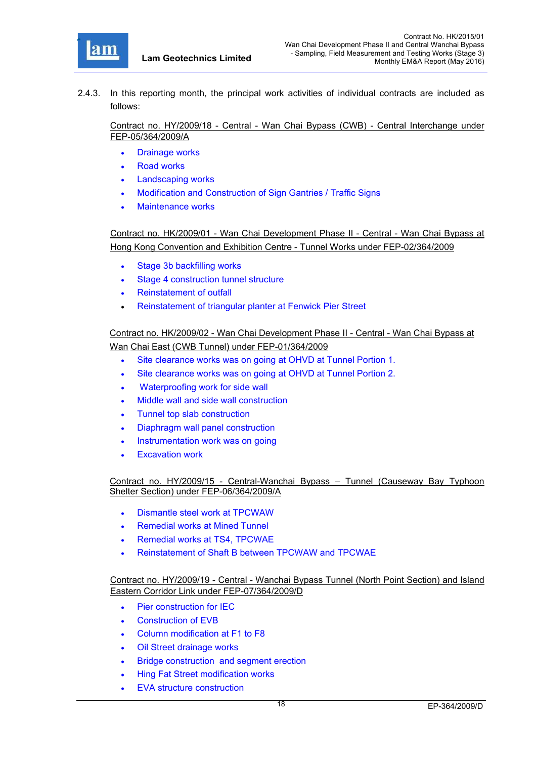2.4.3. In this reporting month, the principal work activities of individual contracts are included as follows:

Contract no. HY/2009/18 - Central - Wan Chai Bypass (CWB) - Central Interchange under FEP-05/364/2009/A

- Drainage works
- Road works
- Landscaping works
- Modification and Construction of Sign Gantries / Traffic Signs
- Maintenance works

Contract no. HK/2009/01 - Wan Chai Development Phase II - Central - Wan Chai Bypass at Hong Kong Convention and Exhibition Centre - Tunnel Works under FEP-02/364/2009

- Stage 3b backfilling works
- Stage 4 construction tunnel structure
- Reinstatement of outfall
- Reinstatement of triangular planter at Fenwick Pier Street

Contract no. HK/2009/02 - Wan Chai Development Phase II - Central - Wan Chai Bypass at Wan Chai East (CWB Tunnel) under FEP-01/364/2009

- Site clearance works was on going at OHVD at Tunnel Portion 1.
- Site clearance works was on going at OHVD at Tunnel Portion 2.
- Waterproofing work for side wall
- Middle wall and side wall construction
- Tunnel top slab construction
- Diaphragm wall panel construction
- Instrumentation work was on going
- Excavation work

Contract no. HY/2009/15 - Central-Wanchai Bypass – Tunnel (Causeway Bay Typhoon Shelter Section) under FEP-06/364/2009/A

- Dismantle steel work at TPCWAW
- Remedial works at Mined Tunnel
- Remedial works at TS4, TPCWAE
- Reinstatement of Shaft B between TPCWAW and TPCWAE

Contract no. HY/2009/19 - Central - Wanchai Bypass Tunnel (North Point Section) and Island Eastern Corridor Link under FEP-07/364/2009/D

- Pier construction for IEC
- Construction of EVB
- Column modification at F1 to F8
- Oil Street drainage works
- Bridge construction and segment erection
- Hing Fat Street modification works
- EVA structure construction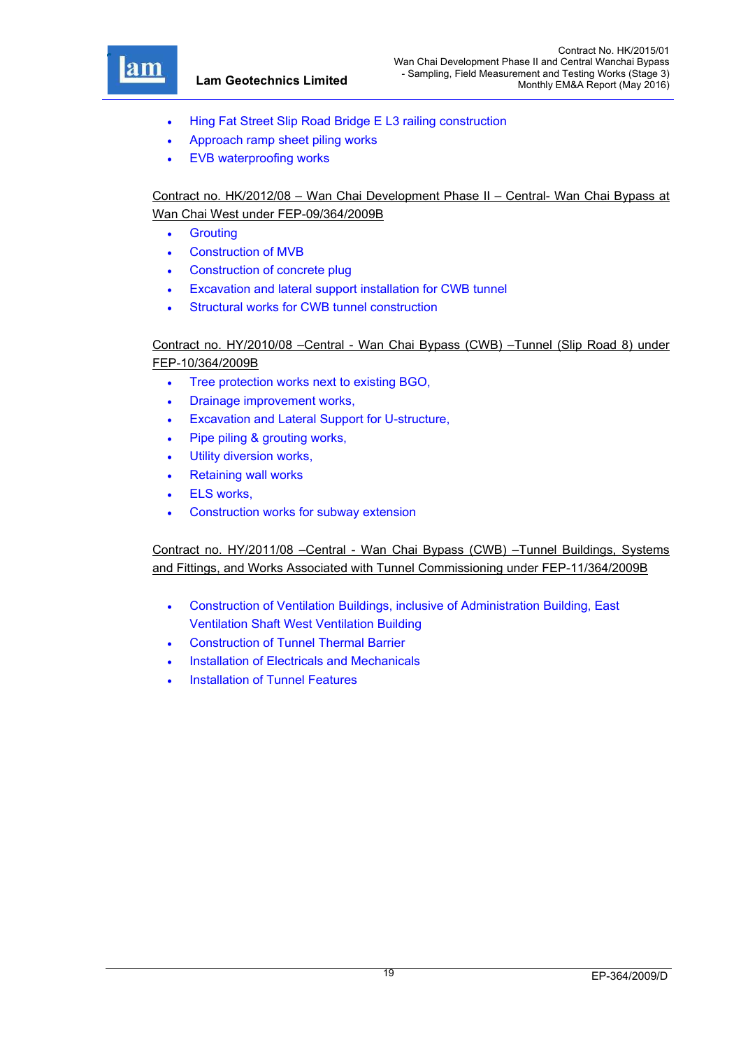- Hing Fat Street Slip Road Bridge E L3 railing construction
- Approach ramp sheet piling works
- EVB waterproofing works

<u>Contract no. HK/2012/08 – Wan Chai Development Phase II – Central- Wan Chai Bypass at Wan Chai West under FEP-09/364/2009B</u>

- Grouting
- Construction of MVB
- Construction of concrete plug
- Excavation and lateral support installation for CWB tunnel
- Structural works for CWB tunnel construction

<u>Contract no. HY/2010/08 –Central - Wan Chai Bypass (CWB) –Tunnel (Slip Road 8) under FEP-10/364/2009B</u>

- Tree protection works next to existing BGO,
- Drainage improvement works,
- Excavation and Lateral Support for U-structure,
- Pipe piling & grouting works,
- Utility diversion works,
- Retaining wall works
- ELS works,
- Construction works for subway extension

<u>Contract no. HY/2011/08 –Central - Wan Chai Bypass (CWB) –Tunnel Buildings, Systems and Fittings, and Works Associated with Tunnel Commissioning under FEP-11/364/2009B</u>

- Construction of Ventilation Buildings, inclusive of Administration Building, East Ventilation Shaft West Ventilation Building
- Construction of Tunnel Thermal Barrier
- Installation of Electricals and Mechanicals
- Installation of Tunnel Features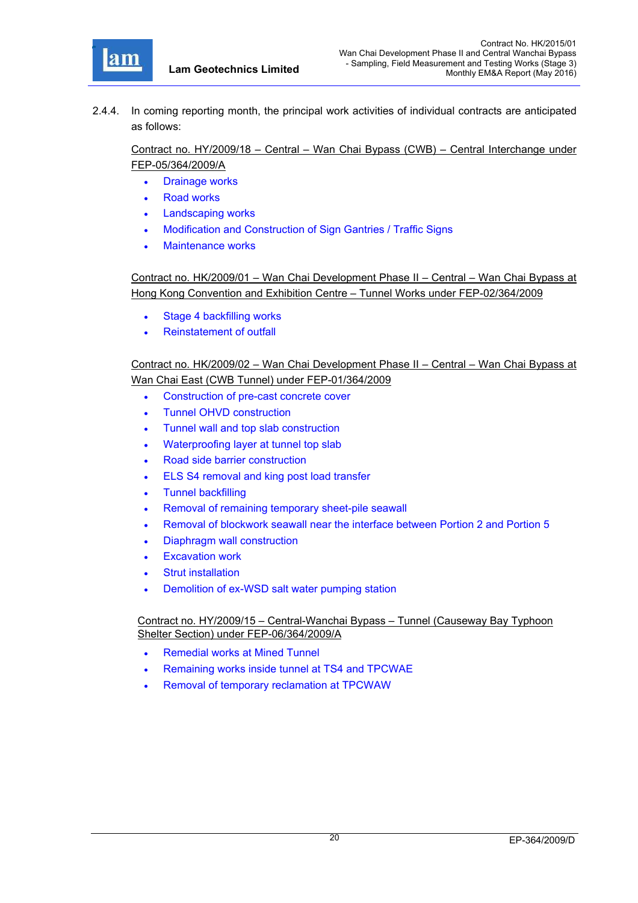2.4.4. In coming reporting month, the principal work activities of individual contracts are anticipated as follows:

Contract no. HY/2009/18 – Central – Wan Chai Bypass (CWB) – Central Interchange under FEP-05/364/2009/A

- Drainage works
- Road works
- Landscaping works
- Modification and Construction of Sign Gantries / Traffic Signs
- Maintenance works

Contract no. HK/2009/01 – Wan Chai Development Phase II – Central – Wan Chai Bypass at Hong Kong Convention and Exhibition Centre – Tunnel Works under FEP-02/364/2009

- Stage 4 backfilling works
- Reinstatement of outfall

Contract no. HK/2009/02 – Wan Chai Development Phase II – Central – Wan Chai Bypass at Wan Chai East (CWB Tunnel) under FEP-01/364/2009

- Construction of pre-cast concrete cover
- Tunnel OHVD construction
- Tunnel wall and top slab construction
- Waterproofing layer at tunnel top slab
- Road side barrier construction
- ELS S4 removal and king post load transfer
- Tunnel backfilling
- Removal of remaining temporary sheet-pile seawall
- Removal of blockwork seawall near the interface between Portion 2 and Portion 5
- Diaphragm wall construction
- Excavation work
- Strut installation
- Demolition of ex-WSD salt water pumping station

Contract no. HY/2009/15 – Central-Wanchai Bypass – Tunnel (Causeway Bay Typhoon Shelter Section) under FEP-06/364/2009/A

- Remedial works at Mined Tunnel
- Remaining works inside tunnel at TS4 and TPCWAE
- Removal of temporary reclamation at TPCWAW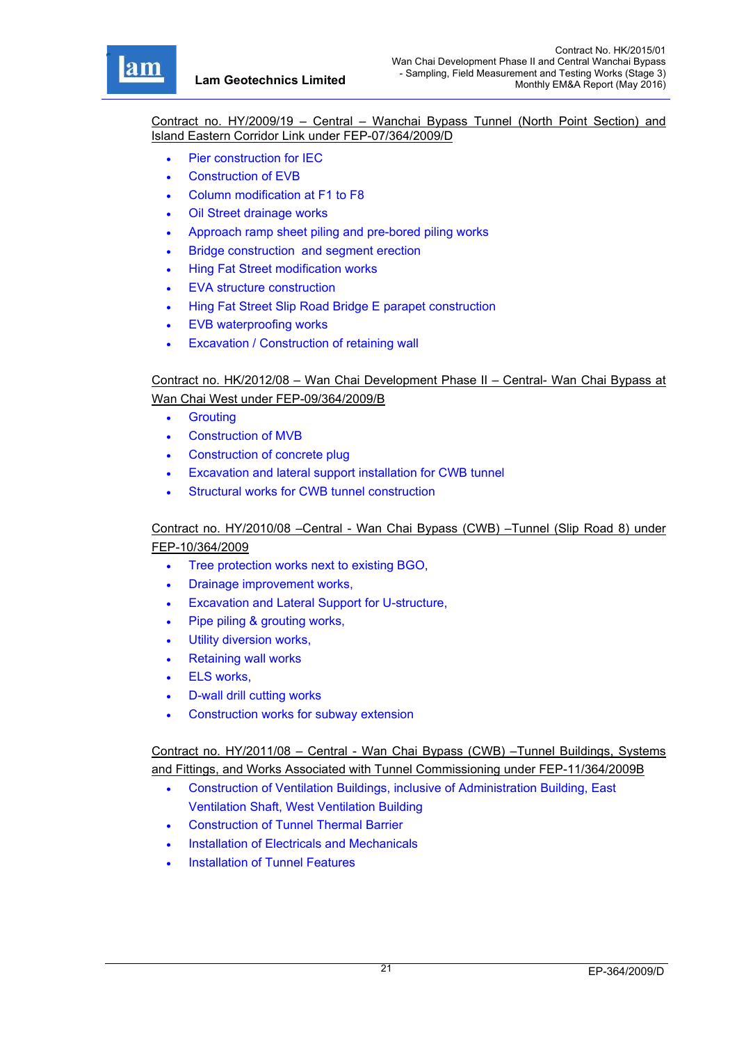Contract no. HY/2009/19 – Central – Wanchai Bypass Tunnel (North Point Section) and Island Eastern Corridor Link under FEP-07/364/2009/D

- Pier construction for IEC
- Construction of EVB
- Column modification at F1 to F8
- Oil Street drainage works
- Approach ramp sheet piling and pre-bored piling works
- Bridge construction and segment erection
- Hing Fat Street modification works
- EVA structure construction
- Hing Fat Street Slip Road Bridge E parapet construction
- EVB waterproofing works
- Excavation / Construction of retaining wall

Contract no. HK/2012/08 – Wan Chai Development Phase II – Central- Wan Chai Bypass at Wan Chai West under FEP-09/364/2009/B

- Grouting
- Construction of MVB
- Construction of concrete plug
- Excavation and lateral support installation for CWB tunnel
- Structural works for CWB tunnel construction

Contract no. HY/2010/08 –Central - Wan Chai Bypass (CWB) –Tunnel (Slip Road 8) under FEP-10/364/2009

- Tree protection works next to existing BGO,
- Drainage improvement works,
- Excavation and Lateral Support for U-structure,
- Pipe piling & grouting works,
- Utility diversion works,
- Retaining wall works
- ELS works,
- D-wall drill cutting works
- Construction works for subway extension

Contract no. HY/2011/08 – Central - Wan Chai Bypass (CWB) –Tunnel Buildings, Systems and Fittings, and Works Associated with Tunnel Commissioning under FEP-11/364/2009B

- Construction of Ventilation Buildings, inclusive of Administration Building, East Ventilation Shaft, West Ventilation Building
- Construction of Tunnel Thermal Barrier
- Installation of Electricals and Mechanicals
- Installation of Tunnel Features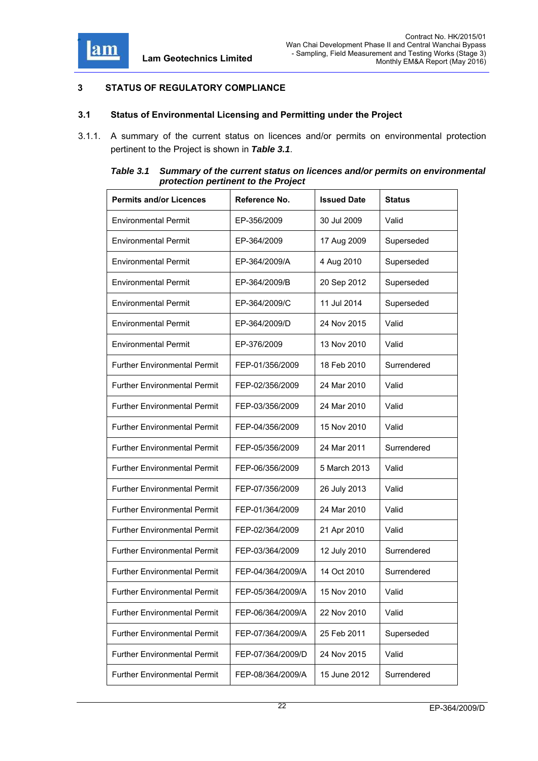# 3 STATUS OF REGULATORY COMPLIANCE

## 3.1 Status of Environmental Licensing and Permitting under the Project

3.1.1. A summary of the current status on licences and/or permits on environmental protection pertinent to the Project is shown in ***Table 3.1***.

***Table 3.1 Summary of the current status on licences and/or permits on environmental protection pertinent to the Project***

| Permits and/or Licences | Reference No. | Issued Date | Status |
|---|---|---|---|
| Environmental Permit | EP-356/2009 | 30 Jul 2009 | Valid |
| Environmental Permit | EP-364/2009 | 17 Aug 2009 | Superseded |
| Environmental Permit | EP-364/2009/A | 4 Aug 2010 | Superseded |
| Environmental Permit | EP-364/2009/B | 20 Sep 2012 | Superseded |
| Environmental Permit | EP-364/2009/C | 11 Jul 2014 | Superseded |
| Environmental Permit | EP-364/2009/D | 24 Nov 2015 | Valid |
| Environmental Permit | EP-376/2009 | 13 Nov 2010 | Valid |
| Further Environmental Permit | FEP-01/356/2009 | 18 Feb 2010 | Surrendered |
| Further Environmental Permit | FEP-02/356/2009 | 24 Mar 2010 | Valid |
| Further Environmental Permit | FEP-03/356/2009 | 24 Mar 2010 | Valid |
| Further Environmental Permit | FEP-04/356/2009 | 15 Nov 2010 | Valid |
| Further Environmental Permit | FEP-05/356/2009 | 24 Mar 2011 | Surrendered |
| Further Environmental Permit | FEP-06/356/2009 | 5 March 2013 | Valid |
| Further Environmental Permit | FEP-07/356/2009 | 26 July 2013 | Valid |
| Further Environmental Permit | FEP-01/364/2009 | 24 Mar 2010 | Valid |
| Further Environmental Permit | FEP-02/364/2009 | 21 Apr 2010 | Valid |
| Further Environmental Permit | FEP-03/364/2009 | 12 July 2010 | Surrendered |
| Further Environmental Permit | FEP-04/364/2009/A | 14 Oct 2010 | Surrendered |
| Further Environmental Permit | FEP-05/364/2009/A | 15 Nov 2010 | Valid |
| Further Environmental Permit | FEP-06/364/2009/A | 22 Nov 2010 | Valid |
| Further Environmental Permit | FEP-07/364/2009/A | 25 Feb 2011 | Superseded |
| Further Environmental Permit | FEP-07/364/2009/D | 24 Nov 2015 | Valid |
| Further Environmental Permit | FEP-08/364/2009/A | 15 June 2012 | Surrendered |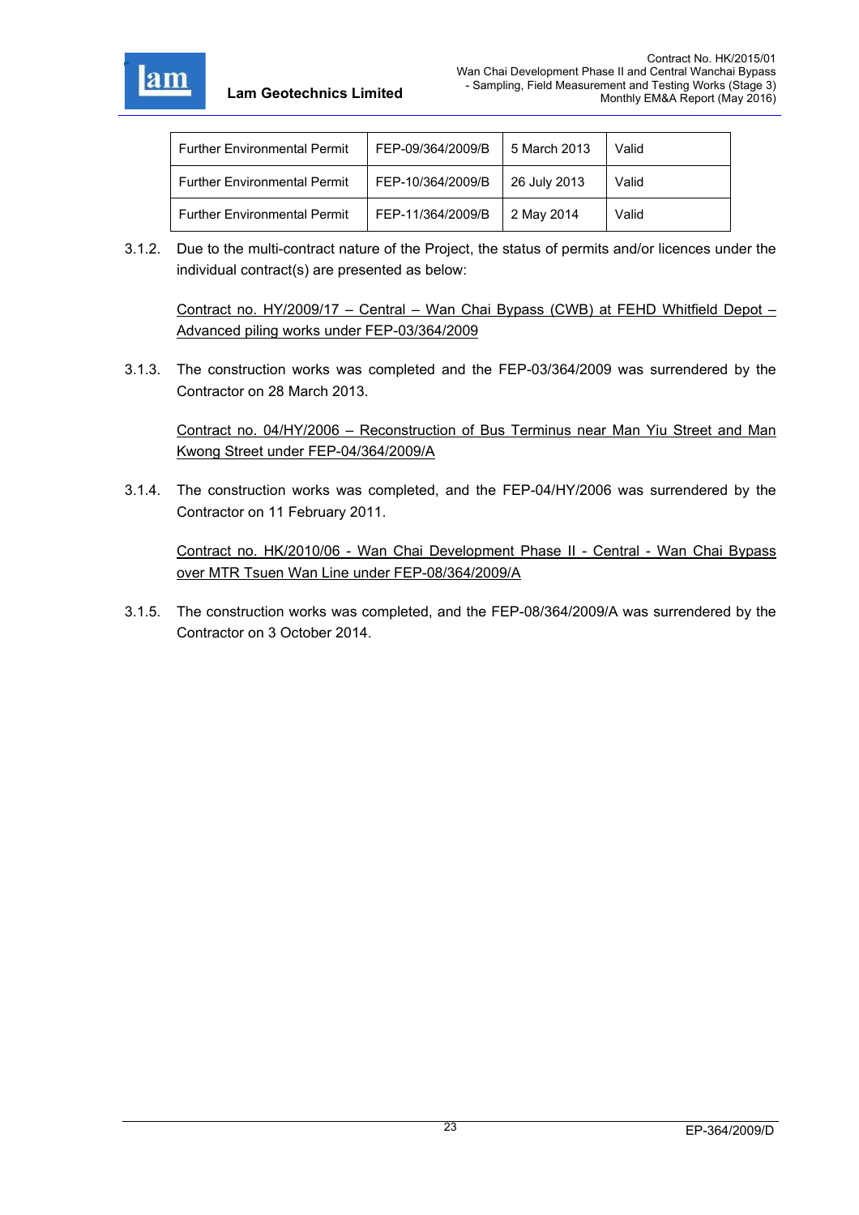| Further Environmental Permit | FEP-09/364/2009/B | 5 March 2013 | Valid |
|---|---|---|---|
| Further Environmental Permit | FEP-10/364/2009/B | 26 July 2013 | Valid |
| Further Environmental Permit | FEP-11/364/2009/B | 2 May 2014 | Valid |

3.1.2. Due to the multi-contract nature of the Project, the status of permits and/or licences under the individual contract(s) are presented as below:

Contract no. HY/2009/17 – Central – Wan Chai Bypass (CWB) at FEHD Whitfield Depot – Advanced piling works under FEP-03/364/2009

3.1.3. The construction works was completed and the FEP-03/364/2009 was surrendered by the Contractor on 28 March 2013.

Contract no. 04/HY/2006 – Reconstruction of Bus Terminus near Man Yiu Street and Man Kwong Street under FEP-04/364/2009/A

3.1.4. The construction works was completed, and the FEP-04/HY/2006 was surrendered by the Contractor on 11 February 2011.

Contract no. HK/2010/06 - Wan Chai Development Phase II - Central - Wan Chai Bypass over MTR Tsuen Wan Line under FEP-08/364/2009/A

3.1.5. The construction works was completed, and the FEP-08/364/2009/A was surrendered by the Contractor on 3 October 2014.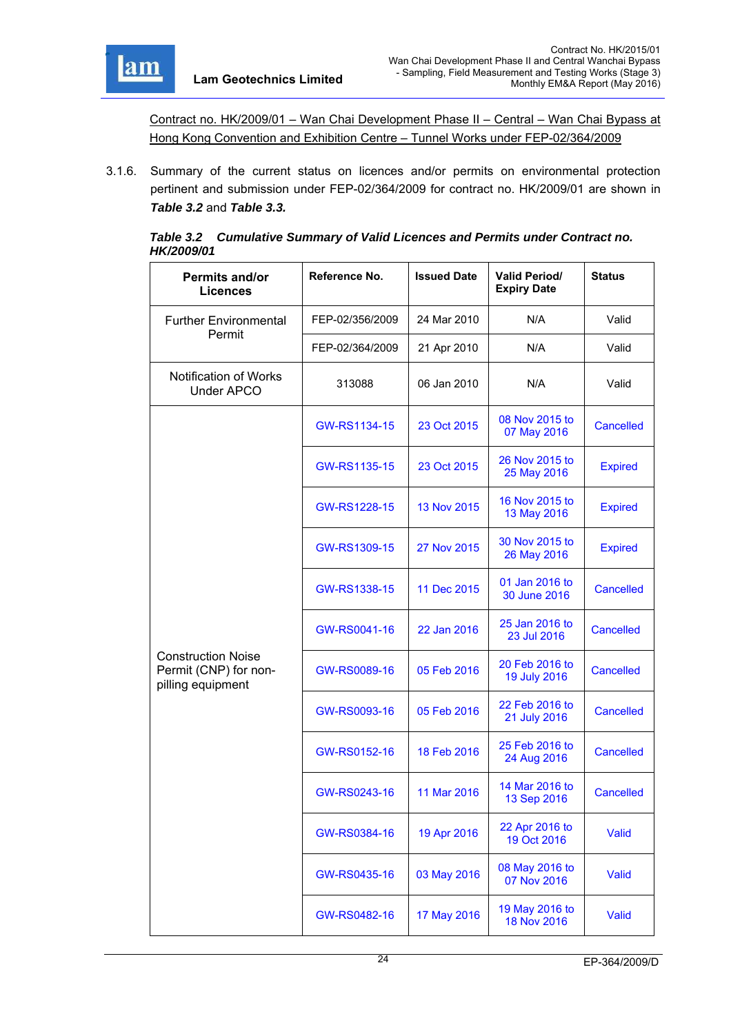Contract no. HK/2009/01 – Wan Chai Development Phase II – Central – Wan Chai Bypass at Hong Kong Convention and Exhibition Centre – Tunnel Works under FEP-02/364/2009

3.1.6. Summary of the current status on licences and/or permits on environmental protection pertinent and submission under FEP-02/364/2009 for contract no. HK/2009/01 are shown in ***Table 3.2*** and ***Table 3.3.***

***Table 3.2 Cumulative Summary of Valid Licences and Permits under Contract no. HK/2009/01***

| Permits and/or Licences | Reference No. | Issued Date | Valid Period/ Expiry Date | Status |
|---|---|---|---|---|
| Further Environmental Permit | FEP-02/356/2009 | 24 Mar 2010 | N/A | Valid |
| | FEP-02/364/2009 | 21 Apr 2010 | N/A | Valid |
| Notification of Works Under APCO | 313088 | 06 Jan 2010 | N/A | Valid |
| Construction Noise Permit (CNP) for non-pilling equipment | GW-RS1134-15 | 23 Oct 2015 | 08 Nov 2015 to 07 May 2016 | Cancelled |
| | GW-RS1135-15 | 23 Oct 2015 | 26 Nov 2015 to 25 May 2016 | Expired |
| | GW-RS1228-15 | 13 Nov 2015 | 16 Nov 2015 to 13 May 2016 | Expired |
| | GW-RS1309-15 | 27 Nov 2015 | 30 Nov 2015 to 26 May 2016 | Expired |
| | GW-RS1338-15 | 11 Dec 2015 | 01 Jan 2016 to 30 June 2016 | Cancelled |
| | GW-RS0041-16 | 22 Jan 2016 | 25 Jan 2016 to 23 Jul 2016 | Cancelled |
| | GW-RS0089-16 | 05 Feb 2016 | 20 Feb 2016 to 19 July 2016 | Cancelled |
| | GW-RS0093-16 | 05 Feb 2016 | 22 Feb 2016 to 21 July 2016 | Cancelled |
| | GW-RS0152-16 | 18 Feb 2016 | 25 Feb 2016 to 24 Aug 2016 | Cancelled |
| | GW-RS0243-16 | 11 Mar 2016 | 14 Mar 2016 to 13 Sep 2016 | Cancelled |
| | GW-RS0384-16 | 19 Apr 2016 | 22 Apr 2016 to 19 Oct 2016 | Valid |
| | GW-RS0435-16 | 03 May 2016 | 08 May 2016 to 07 Nov 2016 | Valid |
| | GW-RS0482-16 | 17 May 2016 | 19 May 2016 to 18 Nov 2016 | Valid |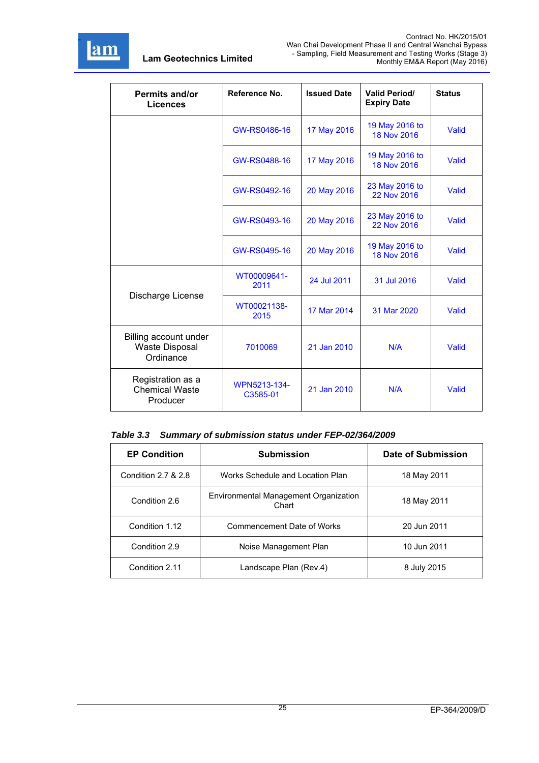| Permits and/or Licences | Reference No. | Issued Date | Valid Period/ Expiry Date | Status |
|---|---|---|---|---|
| | GW-RS0486-16 | 17 May 2016 | 19 May 2016 to 18 Nov 2016 | Valid |
| | GW-RS0488-16 | 17 May 2016 | 19 May 2016 to 18 Nov 2016 | Valid |
| | GW-RS0492-16 | 20 May 2016 | 23 May 2016 to 22 Nov 2016 | Valid |
| | GW-RS0493-16 | 20 May 2016 | 23 May 2016 to 22 Nov 2016 | Valid |
| | GW-RS0495-16 | 20 May 2016 | 19 May 2016 to 18 Nov 2016 | Valid |
| Discharge License | WT00009641-2011 | 24 Jul 2011 | 31 Jul 2016 | Valid |
| | WT00021138-2015 | 17 Mar 2014 | 31 Mar 2020 | Valid |
| Billing account under Waste Disposal Ordinance | 7010069 | 21 Jan 2010 | N/A | Valid |
| Registration as a Chemical Waste Producer | WPN5213-134-C3585-01 | 21 Jan 2010 | N/A | Valid |

***Table 3.3 Summary of submission status under FEP-02/364/2009***

| EP Condition | Submission | Date of Submission |
|---|---|---|
| Condition 2.7 & 2.8 | Works Schedule and Location Plan | 18 May 2011 |
| Condition 2.6 | Environmental Management Organization Chart | 18 May 2011 |
| Condition 1.12 | Commencement Date of Works | 20 Jun 2011 |
| Condition 2.9 | Noise Management Plan | 10 Jun 2011 |
| Condition 2.11 | Landscape Plan (Rev.4) | 8 July 2015 |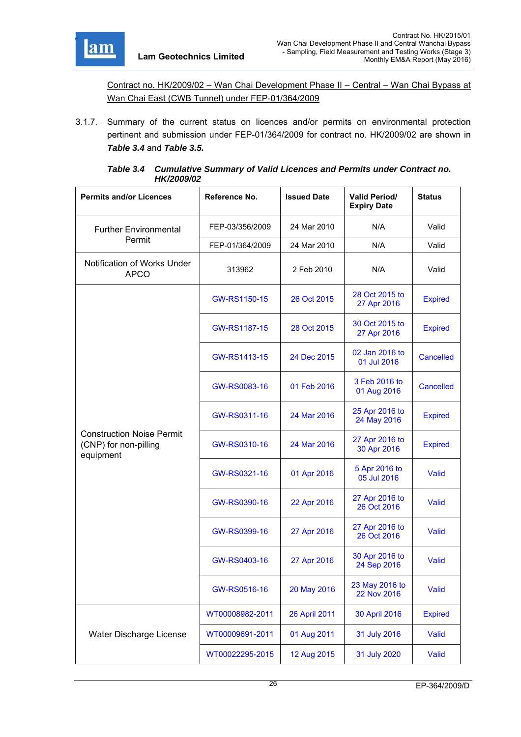Contract no. HK/2009/02 – Wan Chai Development Phase II – Central – Wan Chai Bypass at Wan Chai East (CWB Tunnel) under FEP-01/364/2009

3.1.7. Summary of the current status on licences and/or permits on environmental protection pertinent and submission under FEP-01/364/2009 for contract no. HK/2009/02 are shown in ***Table 3.4*** and ***Table 3.5.***

***Table 3.4 Cumulative Summary of Valid Licences and Permits under Contract no. HK/2009/02***

| Permits and/or Licences | Reference No. | Issued Date | Valid Period/ Expiry Date | Status |
|---|---|---|---|---|
| Further Environmental Permit | FEP-03/356/2009 | 24 Mar 2010 | N/A | Valid |
| | FEP-01/364/2009 | 24 Mar 2010 | N/A | Valid |
| Notification of Works Under APCO | 313962 | 2 Feb 2010 | N/A | Valid |
| Construction Noise Permit (CNP) for non-pilling equipment | GW-RS1150-15 | 26 Oct 2015 | 28 Oct 2015 to 27 Apr 2016 | Expired |
| | GW-RS1187-15 | 28 Oct 2015 | 30 Oct 2015 to 27 Apr 2016 | Expired |
| | GW-RS1413-15 | 24 Dec 2015 | 02 Jan 2016 to 01 Jul 2016 | Cancelled |
| | GW-RS0083-16 | 01 Feb 2016 | 3 Feb 2016 to 01 Aug 2016 | Cancelled |
| | GW-RS0311-16 | 24 Mar 2016 | 25 Apr 2016 to 24 May 2016 | Expired |
| | GW-RS0310-16 | 24 Mar 2016 | 27 Apr 2016 to 30 Apr 2016 | Expired |
| | GW-RS0321-16 | 01 Apr 2016 | 5 Apr 2016 to 05 Jul 2016 | Valid |
| | GW-RS0390-16 | 22 Apr 2016 | 27 Apr 2016 to 26 Oct 2016 | Valid |
| | GW-RS0399-16 | 27 Apr 2016 | 27 Apr 2016 to 26 Oct 2016 | Valid |
| | GW-RS0403-16 | 27 Apr 2016 | 30 Apr 2016 to 24 Sep 2016 | Valid |
| | GW-RS0516-16 | 20 May 2016 | 23 May 2016 to 22 Nov 2016 | Valid |
| Water Discharge License | WT00008982-2011 | 26 April 2011 | 30 April 2016 | Expired |
| | WT00009691-2011 | 01 Aug 2011 | 31 July 2016 | Valid |
| | WT00022295-2015 | 12 Aug 2015 | 31 July 2020 | Valid |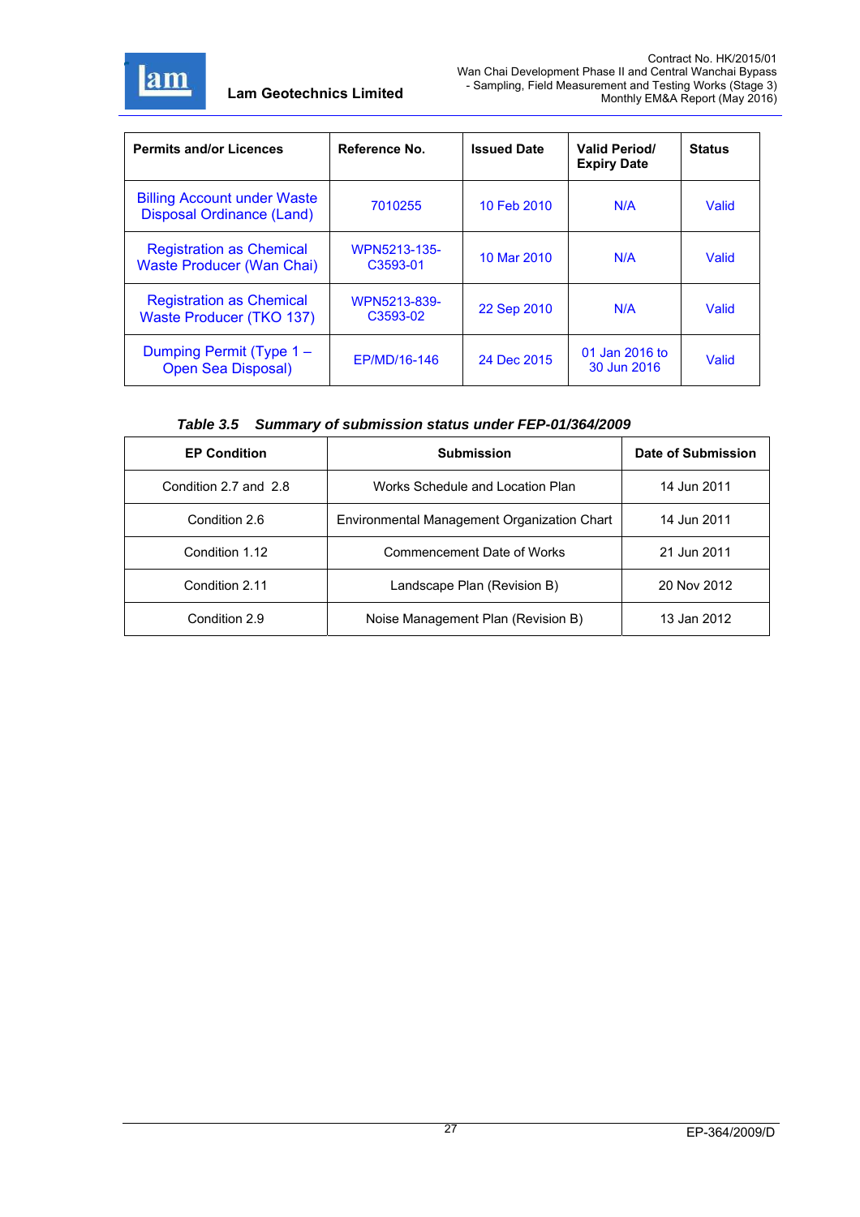| Permits and/or Licences | Reference No. | Issued Date | Valid Period/ Expiry Date | Status |
|---|---|---|---|---|
| Billing Account under Waste Disposal Ordinance (Land) | 7010255 | 10 Feb 2010 | N/A | Valid |
| Registration as Chemical Waste Producer (Wan Chai) | WPN5213-135-C3593-01 | 10 Mar 2010 | N/A | Valid |
| Registration as Chemical Waste Producer (TKO 137) | WPN5213-839-C3593-02 | 22 Sep 2010 | N/A | Valid |
| Dumping Permit (Type 1 – Open Sea Disposal) | EP/MD/16-146 | 24 Dec 2015 | 01 Jan 2016 to 30 Jun 2016 | Valid |

***Table 3.5 Summary of submission status under FEP-01/364/2009***

| EP Condition | Submission | Date of Submission |
|---|---|---|
| Condition 2.7 and 2.8 | Works Schedule and Location Plan | 14 Jun 2011 |
| Condition 2.6 | Environmental Management Organization Chart | 14 Jun 2011 |
| Condition 1.12 | Commencement Date of Works | 21 Jun 2011 |
| Condition 2.11 | Landscape Plan (Revision B) | 20 Nov 2012 |
| Condition 2.9 | Noise Management Plan (Revision B) | 13 Jan 2012 |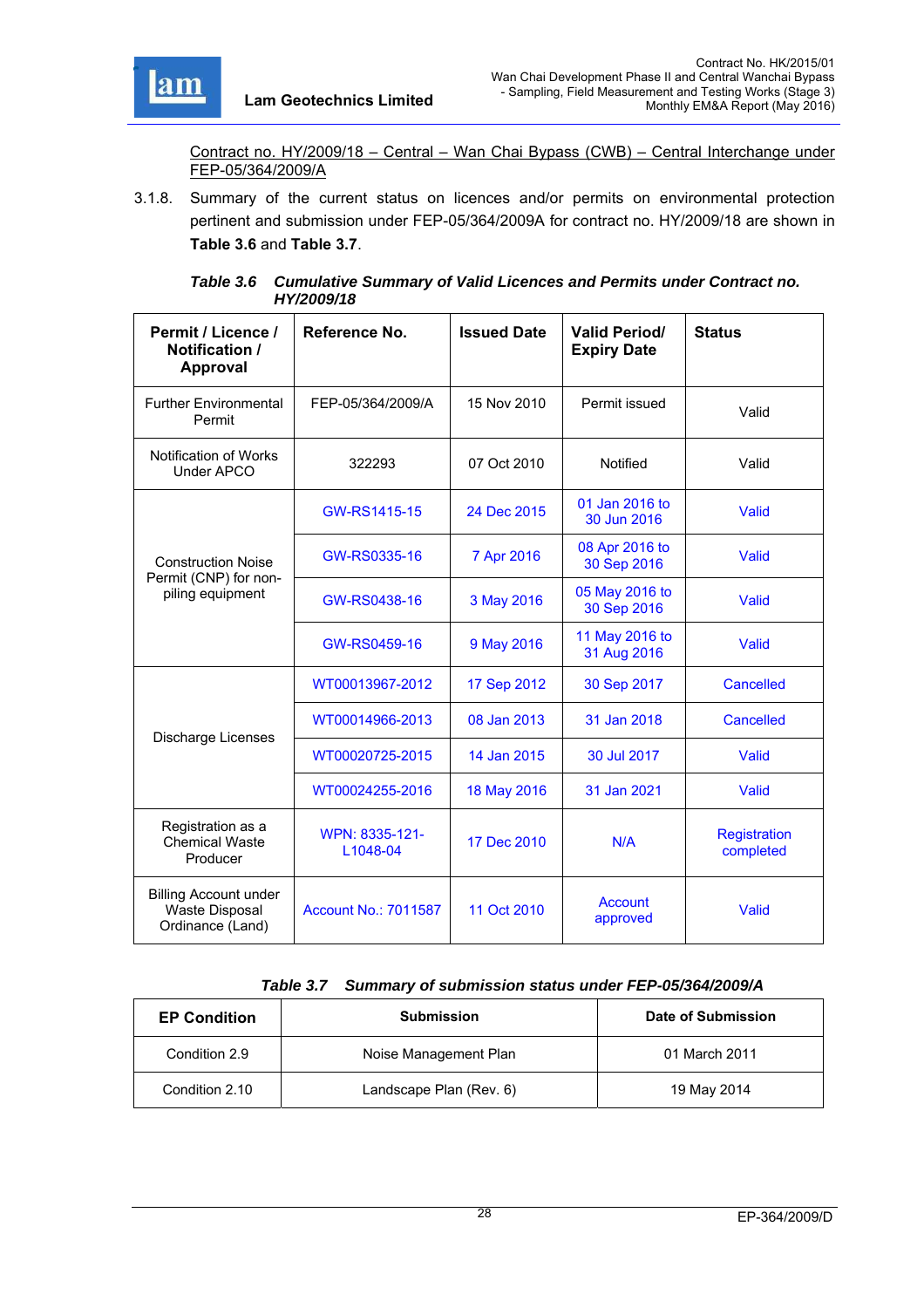Contract no. HY/2009/18 – Central – Wan Chai Bypass (CWB) – Central Interchange under FEP-05/364/2009/A

3.1.8. Summary of the current status on licences and/or permits on environmental protection pertinent and submission under FEP-05/364/2009A for contract no. HY/2009/18 are shown in **Table 3.6** and **Table 3.7**.

***Table 3.6 Cumulative Summary of Valid Licences and Permits under Contract no. HY/2009/18***

| Permit / Licence / Notification / Approval | Reference No. | Issued Date | Valid Period/ Expiry Date | Status |
|---|---|---|---|---|
| Further Environmental Permit | FEP-05/364/2009/A | 15 Nov 2010 | Permit issued | Valid |
| Notification of Works Under APCO | 322293 | 07 Oct 2010 | Notified | Valid |
| Construction Noise Permit (CNP) for non-piling equipment | GW-RS1415-15 | 24 Dec 2015 | 01 Jan 2016 to 30 Jun 2016 | Valid |
| | GW-RS0335-16 | 7 Apr 2016 | 08 Apr 2016 to 30 Sep 2016 | Valid |
| | GW-RS0438-16 | 3 May 2016 | 05 May 2016 to 30 Sep 2016 | Valid |
| | GW-RS0459-16 | 9 May 2016 | 11 May 2016 to 31 Aug 2016 | Valid |
| Discharge Licenses | WT00013967-2012 | 17 Sep 2012 | 30 Sep 2017 | Cancelled |
| | WT00014966-2013 | 08 Jan 2013 | 31 Jan 2018 | Cancelled |
| | WT00020725-2015 | 14 Jan 2015 | 30 Jul 2017 | Valid |
| | WT00024255-2016 | 18 May 2016 | 31 Jan 2021 | Valid |
| Registration as a Chemical Waste Producer | WPN: 8335-121-L1048-04 | 17 Dec 2010 | N/A | Registration completed |
| Billing Account under Waste Disposal Ordinance (Land) | Account No.: 7011587 | 11 Oct 2010 | Account approved | Valid |

***Table 3.7 Summary of submission status under FEP-05/364/2009/A***

| EP Condition | Submission | Date of Submission |
|---|---|---|
| Condition 2.9 | Noise Management Plan | 01 March 2011 |
| Condition 2.10 | Landscape Plan (Rev. 6) | 19 May 2014 |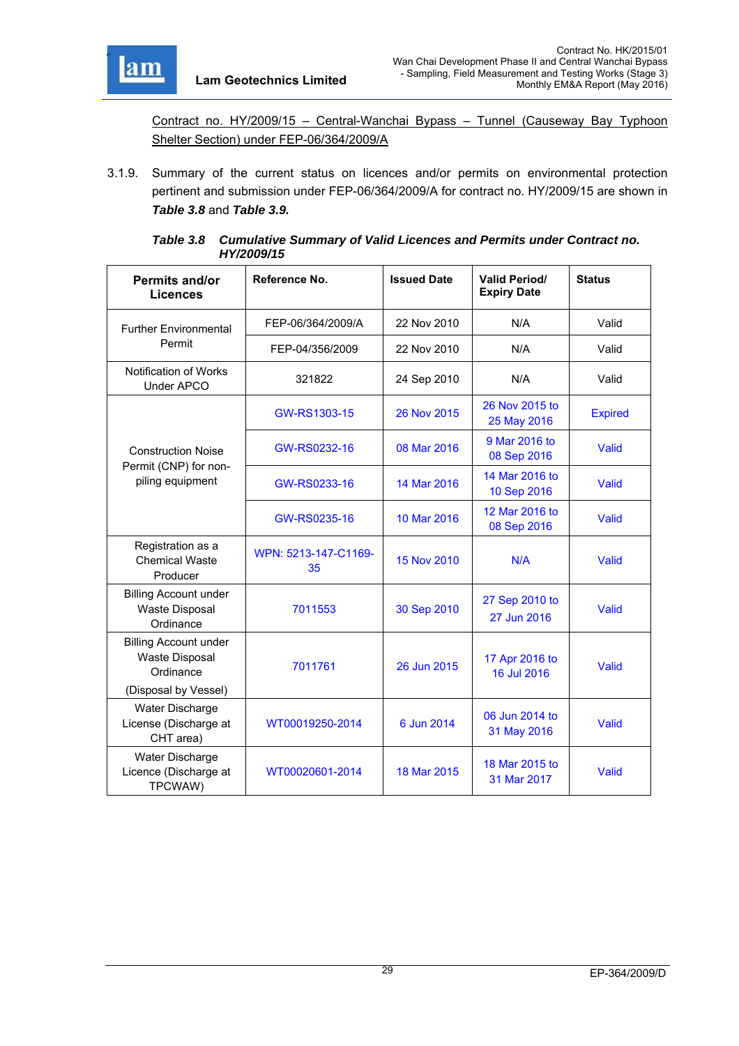Contract no. HY/2009/15 – Central-Wanchai Bypass – Tunnel (Causeway Bay Typhoon Shelter Section) under FEP-06/364/2009/A

3.1.9. Summary of the current status on licences and/or permits on environmental protection pertinent and submission under FEP-06/364/2009/A for contract no. HY/2009/15 are shown in ***Table 3.8*** and ***Table 3.9.***

***Table 3.8 Cumulative Summary of Valid Licences and Permits under Contract no. HY/2009/15***

| Permits and/or Licences | Reference No. | Issued Date | Valid Period/ Expiry Date | Status |
|---|---|---|---|---|
| Further Environmental Permit | FEP-06/364/2009/A | 22 Nov 2010 | N/A | Valid |
| | FEP-04/356/2009 | 22 Nov 2010 | N/A | Valid |
| Notification of Works Under APCO | 321822 | 24 Sep 2010 | N/A | Valid |
| Construction Noise Permit (CNP) for non-piling equipment | GW-RS1303-15 | 26 Nov 2015 | 26 Nov 2015 to 25 May 2016 | Expired |
| | GW-RS0232-16 | 08 Mar 2016 | 9 Mar 2016 to 08 Sep 2016 | Valid |
| | GW-RS0233-16 | 14 Mar 2016 | 14 Mar 2016 to 10 Sep 2016 | Valid |
| | GW-RS0235-16 | 10 Mar 2016 | 12 Mar 2016 to 08 Sep 2016 | Valid |
| Registration as a Chemical Waste Producer | WPN: 5213-147-C1169-35 | 15 Nov 2010 | N/A | Valid |
| Billing Account under Waste Disposal Ordinance | 7011553 | 30 Sep 2010 | 27 Sep 2010 to 27 Jun 2016 | Valid |
| Billing Account under Waste Disposal Ordinance (Disposal by Vessel) | 7011761 | 26 Jun 2015 | 17 Apr 2016 to 16 Jul 2016 | Valid |
| Water Discharge License (Discharge at CHT area) | WT00019250-2014 | 6 Jun 2014 | 06 Jun 2014 to 31 May 2016 | Valid |
| Water Discharge Licence (Discharge at TPCWAW) | WT00020601-2014 | 18 Mar 2015 | 18 Mar 2015 to 31 Mar 2017 | Valid |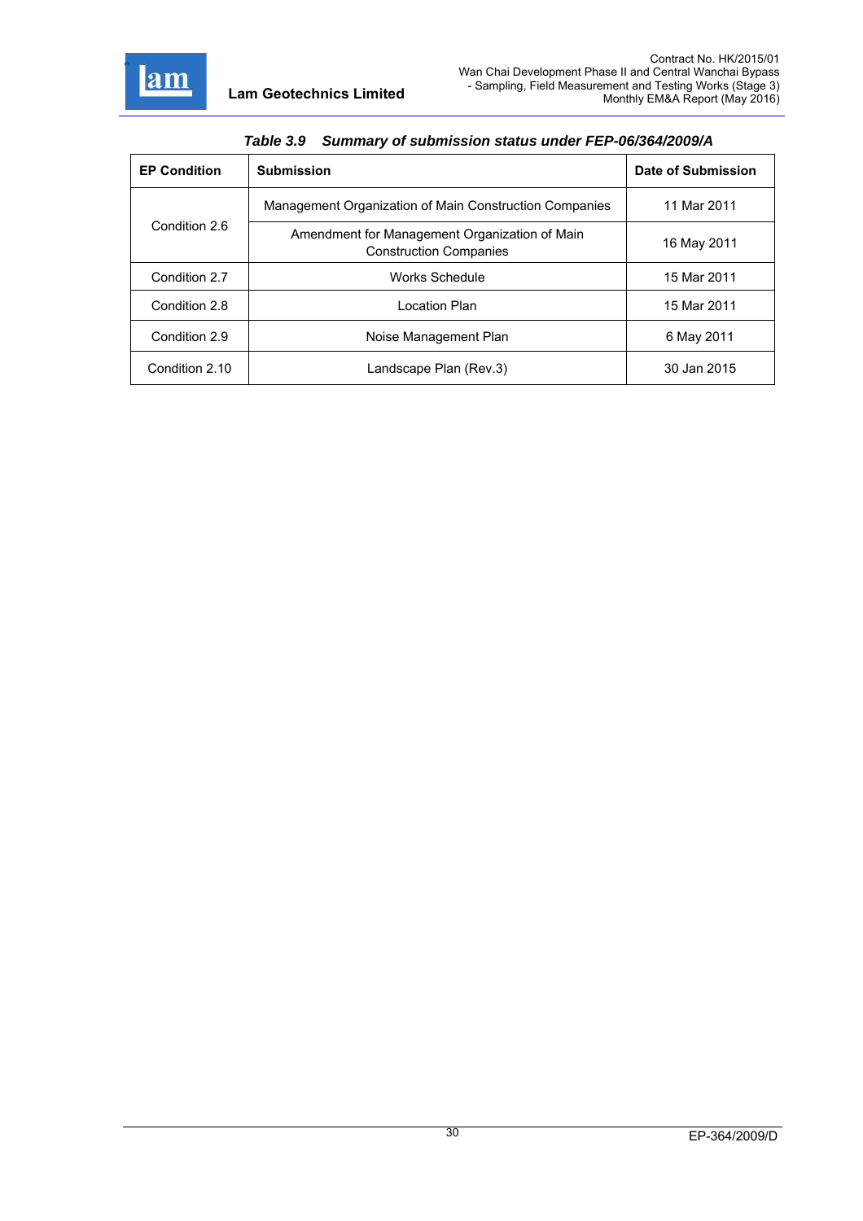*Table 3.9 Summary of submission status under FEP-06/364/2009/A*

| EP Condition | Submission | Date of Submission |
|---|---|---|
| Condition 2.6 | Management Organization of Main Construction Companies | 11 Mar 2011 |
| | Amendment for Management Organization of Main Construction Companies | 16 May 2011 |
| Condition 2.7 | Works Schedule | 15 Mar 2011 |
| Condition 2.8 | Location Plan | 15 Mar 2011 |
| Condition 2.9 | Noise Management Plan | 6 May 2011 |
| Condition 2.10 | Landscape Plan (Rev.3) | 30 Jan 2015 |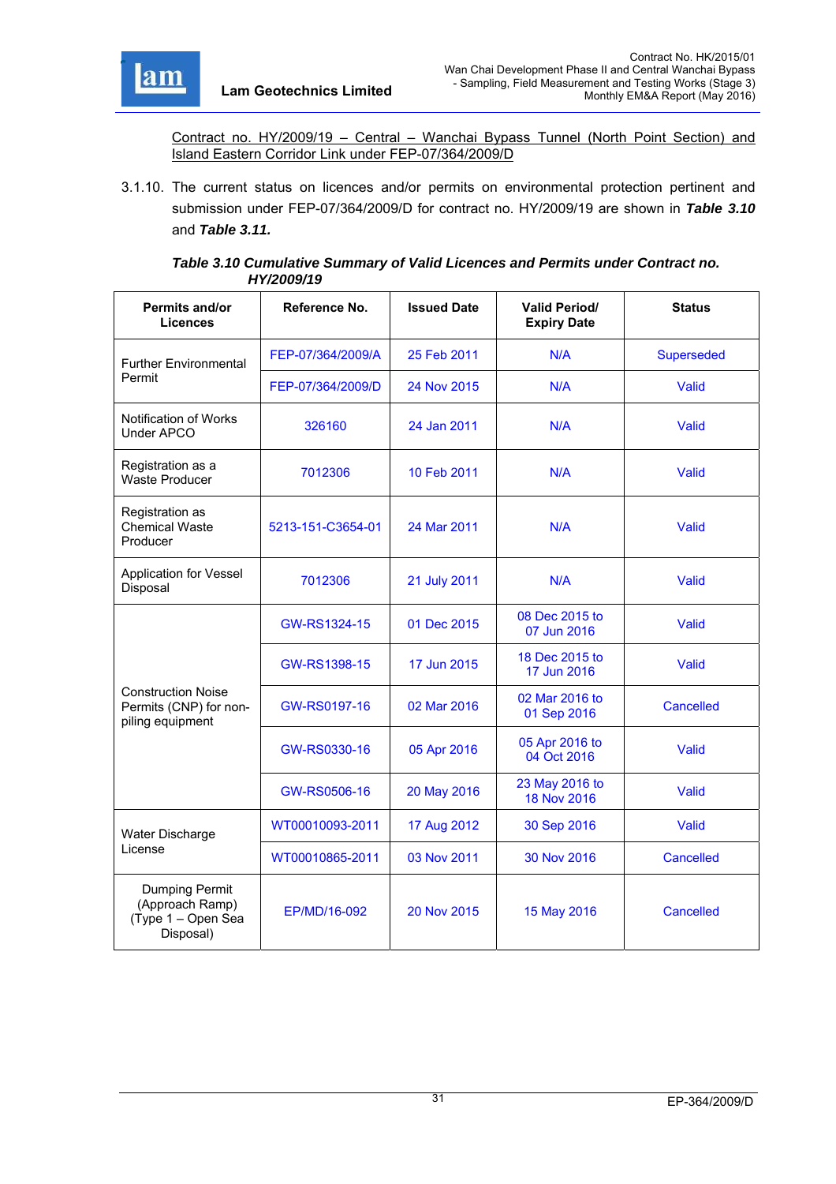Contract no. HY/2009/19 – Central – Wanchai Bypass Tunnel (North Point Section) and Island Eastern Corridor Link under FEP-07/364/2009/D

3.1.10. The current status on licences and/or permits on environmental protection pertinent and submission under FEP-07/364/2009/D for contract no. HY/2009/19 are shown in ***Table 3.10*** and ***Table 3.11.***

***Table 3.10 Cumulative Summary of Valid Licences and Permits under Contract no. HY/2009/19***

| Permits and/or Licences | Reference No. | Issued Date | Valid Period/ Expiry Date | Status |
|---|---|---|---|---|
| Further Environmental Permit | FEP-07/364/2009/A | 25 Feb 2011 | N/A | Superseded |
| | FEP-07/364/2009/D | 24 Nov 2015 | N/A | Valid |
| Notification of Works Under APCO | 326160 | 24 Jan 2011 | N/A | Valid |
| Registration as a Waste Producer | 7012306 | 10 Feb 2011 | N/A | Valid |
| Registration as Chemical Waste Producer | 5213-151-C3654-01 | 24 Mar 2011 | N/A | Valid |
| Application for Vessel Disposal | 7012306 | 21 July 2011 | N/A | Valid |
| Construction Noise Permits (CNP) for non-piling equipment | GW-RS1324-15 | 01 Dec 2015 | 08 Dec 2015 to 07 Jun 2016 | Valid |
| | GW-RS1398-15 | 17 Jun 2015 | 18 Dec 2015 to 17 Jun 2016 | Valid |
| | GW-RS0197-16 | 02 Mar 2016 | 02 Mar 2016 to 01 Sep 2016 | Cancelled |
| | GW-RS0330-16 | 05 Apr 2016 | 05 Apr 2016 to 04 Oct 2016 | Valid |
| | GW-RS0506-16 | 20 May 2016 | 23 May 2016 to 18 Nov 2016 | Valid |
| Water Discharge License | WT00010093-2011 | 17 Aug 2012 | 30 Sep 2016 | Valid |
| | WT00010865-2011 | 03 Nov 2011 | 30 Nov 2016 | Cancelled |
| Dumping Permit (Approach Ramp) (Type 1 – Open Sea Disposal) | EP/MD/16-092 | 20 Nov 2015 | 15 May 2016 | Cancelled |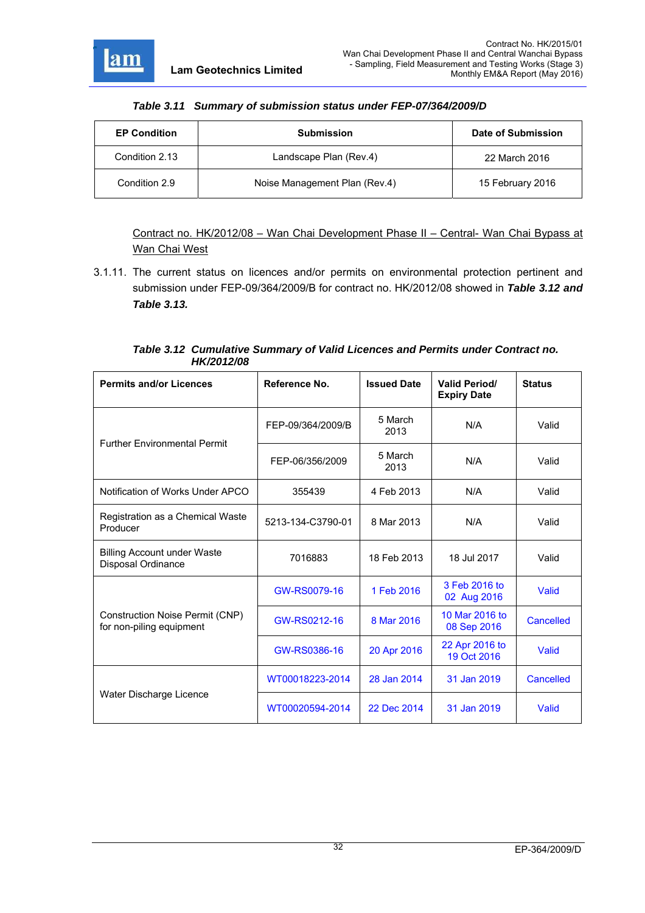***Table 3.11 Summary of submission status under FEP-07/364/2009/D***

| EP Condition | Submission | Date of Submission |
|---|---|---|
| Condition 2.13 | Landscape Plan (Rev.4) | 22 March 2016 |
| Condition 2.9 | Noise Management Plan (Rev.4) | 15 February 2016 |

<u>Contract no. HK/2012/08 – Wan Chai Development Phase II – Central- Wan Chai Bypass at Wan Chai West</u>

3.1.11. The current status on licences and/or permits on environmental protection pertinent and submission under FEP-09/364/2009/B for contract no. HK/2012/08 showed in ***Table 3.12 and Table 3.13.***

***Table 3.12 Cumulative Summary of Valid Licences and Permits under Contract no. HK/2012/08***

| Permits and/or Licences | Reference No. | Issued Date | Valid Period/ Expiry Date | Status |
|---|---|---|---|---|
| Further Environmental Permit | FEP-09/364/2009/B | 5 March 2013 | N/A | Valid |
| | FEP-06/356/2009 | 5 March 2013 | N/A | Valid |
| Notification of Works Under APCO | 355439 | 4 Feb 2013 | N/A | Valid |
| Registration as a Chemical Waste Producer | 5213-134-C3790-01 | 8 Mar 2013 | N/A | Valid |
| Billing Account under Waste Disposal Ordinance | 7016883 | 18 Feb 2013 | 18 Jul 2017 | Valid |
| Construction Noise Permit (CNP) for non-piling equipment | GW-RS0079-16 | 1 Feb 2016 | 3 Feb 2016 to 02 Aug 2016 | Valid |
| | GW-RS0212-16 | 8 Mar 2016 | 10 Mar 2016 to 08 Sep 2016 | Cancelled |
| | GW-RS0386-16 | 20 Apr 2016 | 22 Apr 2016 to 19 Oct 2016 | Valid |
| Water Discharge Licence | WT00018223-2014 | 28 Jan 2014 | 31 Jan 2019 | Cancelled |
| | WT00020594-2014 | 22 Dec 2014 | 31 Jan 2019 | Valid |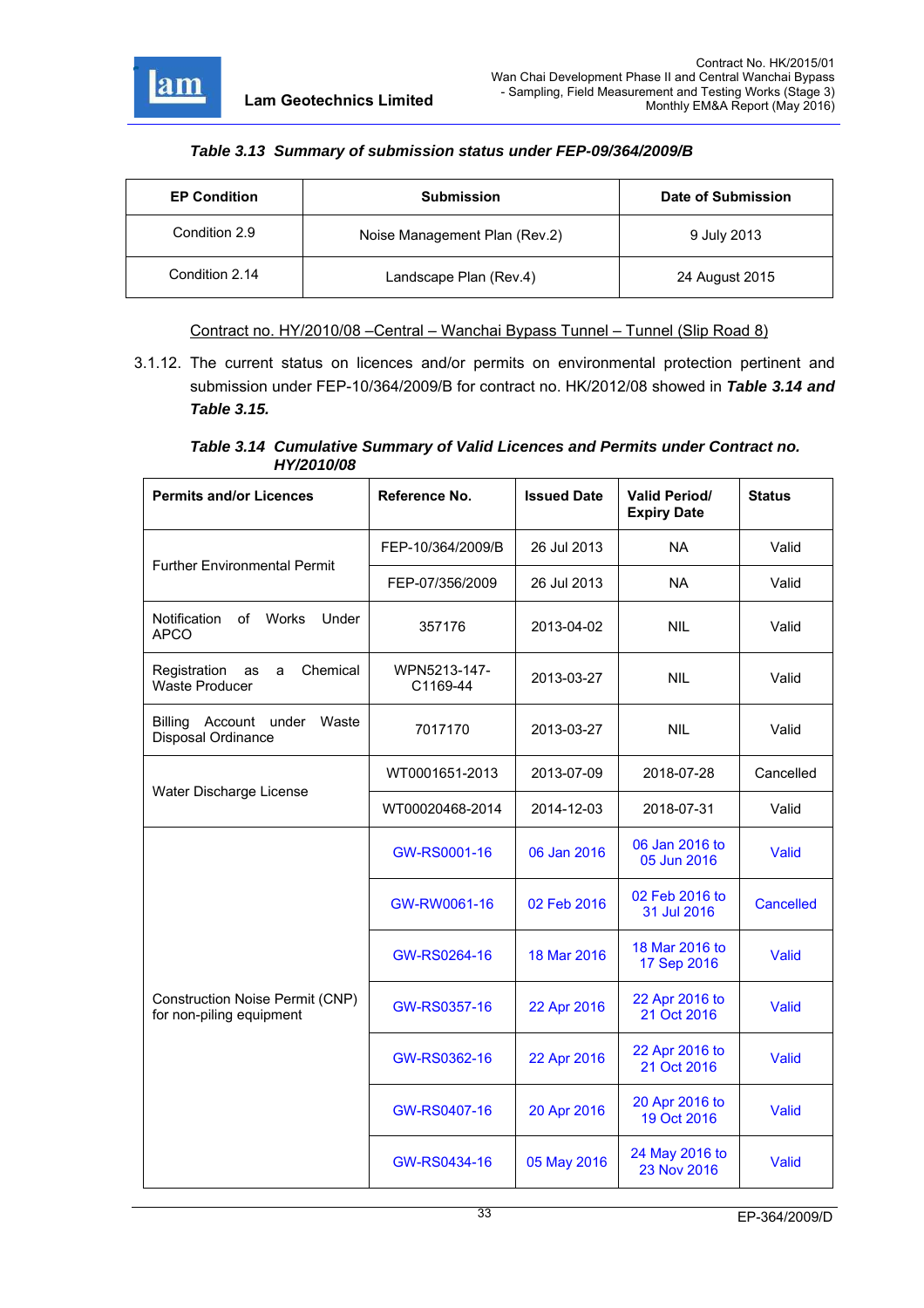*Table 3.13 Summary of submission status under FEP-09/364/2009/B*

| EP Condition | Submission | Date of Submission |
|---|---|---|
| Condition 2.9 | Noise Management Plan (Rev.2) | 9 July 2013 |
| Condition 2.14 | Landscape Plan (Rev.4) | 24 August 2015 |

Contract no. HY/2010/08 –Central – Wanchai Bypass Tunnel – Tunnel (Slip Road 8)

3.1.12. The current status on licences and/or permits on environmental protection pertinent and submission under FEP-10/364/2009/B for contract no. HK/2012/08 showed in ***Table 3.14 and Table 3.15.***

*Table 3.14 Cumulative Summary of Valid Licences and Permits under Contract no. HY/2010/08*

| Permits and/or Licences | Reference No. | Issued Date | Valid Period/ Expiry Date | Status |
|---|---|---|---|---|
| Further Environmental Permit | FEP-10/364/2009/B | 26 Jul 2013 | NA | Valid |
| | FEP-07/356/2009 | 26 Jul 2013 | NA | Valid |
| Notification of Works Under APCO | 357176 | 2013-04-02 | NIL | Valid |
| Registration as a Chemical Waste Producer | WPN5213-147-C1169-44 | 2013-03-27 | NIL | Valid |
| Billing Account under Waste Disposal Ordinance | 7017170 | 2013-03-27 | NIL | Valid |
| Water Discharge License | WT0001651-2013 | 2013-07-09 | 2018-07-28 | Cancelled |
| | WT00020468-2014 | 2014-12-03 | 2018-07-31 | Valid |
| Construction Noise Permit (CNP) for non-piling equipment | GW-RS0001-16 | 06 Jan 2016 | 06 Jan 2016 to 05 Jun 2016 | Valid |
| | GW-RW0061-16 | 02 Feb 2016 | 02 Feb 2016 to 31 Jul 2016 | Cancelled |
| | GW-RS0264-16 | 18 Mar 2016 | 18 Mar 2016 to 17 Sep 2016 | Valid |
| | GW-RS0357-16 | 22 Apr 2016 | 22 Apr 2016 to 21 Oct 2016 | Valid |
| | GW-RS0362-16 | 22 Apr 2016 | 22 Apr 2016 to 21 Oct 2016 | Valid |
| | GW-RS0407-16 | 20 Apr 2016 | 20 Apr 2016 to 19 Oct 2016 | Valid |
| | GW-RS0434-16 | 05 May 2016 | 24 May 2016 to 23 Nov 2016 | Valid |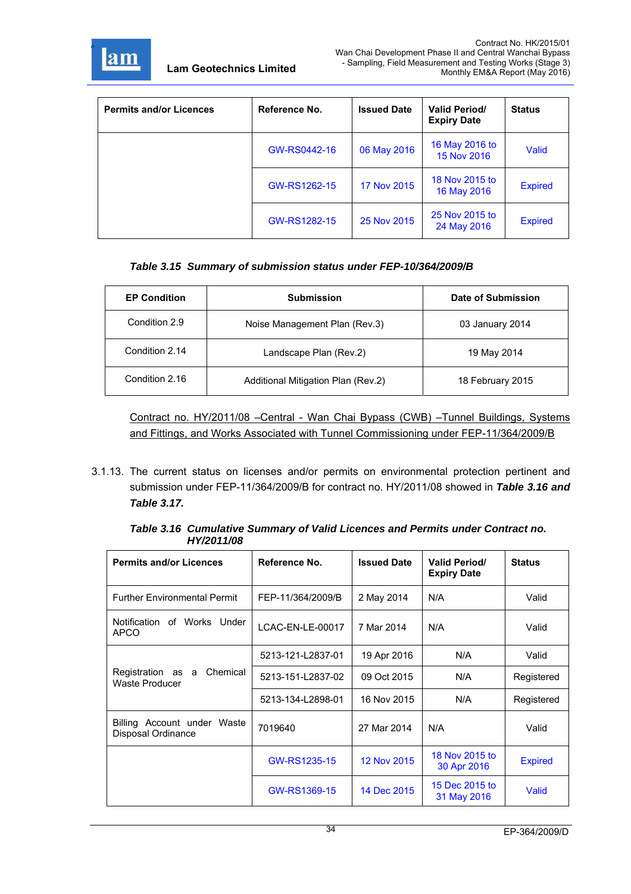| Permits and/or Licences | Reference No. | Issued Date | Valid Period/ Expiry Date | Status |
|---|---|---|---|---|
| | GW-RS0442-16 | 06 May 2016 | 16 May 2016 to 15 Nov 2016 | Valid |
| | GW-RS1262-15 | 17 Nov 2015 | 18 Nov 2015 to 16 May 2016 | Expired |
| | GW-RS1282-15 | 25 Nov 2015 | 25 Nov 2015 to 24 May 2016 | Expired |

***Table 3.15 Summary of submission status under FEP-10/364/2009/B***

| EP Condition | Submission | Date of Submission |
|---|---|---|
| Condition 2.9 | Noise Management Plan (Rev.3) | 03 January 2014 |
| Condition 2.14 | Landscape Plan (Rev.2) | 19 May 2014 |
| Condition 2.16 | Additional Mitigation Plan (Rev.2) | 18 February 2015 |

<u>Contract no. HY/2011/08 –Central - Wan Chai Bypass (CWB) –Tunnel Buildings, Systems and Fittings, and Works Associated with Tunnel Commissioning under FEP-11/364/2009/B</u>

3.1.13. The current status on licenses and/or permits on environmental protection pertinent and submission under FEP-11/364/2009/B for contract no. HY/2011/08 showed in ***Table 3.16 and Table 3.17.***

***Table 3.16 Cumulative Summary of Valid Licences and Permits under Contract no. HY/2011/08***

| Permits and/or Licences | Reference No. | Issued Date | Valid Period/ Expiry Date | Status |
|---|---|---|---|---|
| Further Environmental Permit | FEP-11/364/2009/B | 2 May 2014 | N/A | Valid |
| Notification of Works Under APCO | LCAC-EN-LE-00017 | 7 Mar 2014 | N/A | Valid |
| Registration as a Chemical Waste Producer | 5213-121-L2837-01 | 19 Apr 2016 | N/A | Valid |
| | 5213-151-L2837-02 | 09 Oct 2015 | N/A | Registered |
| | 5213-134-L2898-01 | 16 Nov 2015 | N/A | Registered |
| Billing Account under Waste Disposal Ordinance | 7019640 | 27 Mar 2014 | N/A | Valid |
| | GW-RS1235-15 | 12 Nov 2015 | 18 Nov 2015 to 30 Apr 2016 | Expired |
| | GW-RS1369-15 | 14 Dec 2015 | 15 Dec 2015 to 31 May 2016 | Valid |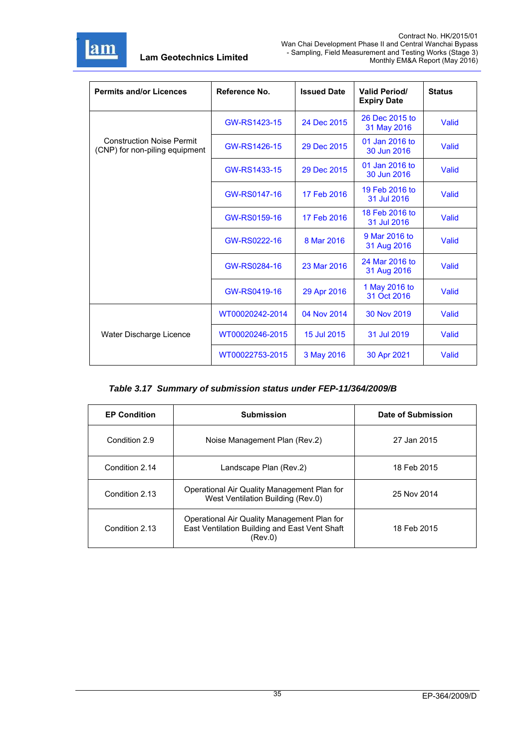| Permits and/or Licences | Reference No. | Issued Date | Valid Period/ Expiry Date | Status |
|---|---|---|---|---|
| Construction Noise Permit (CNP) for non-piling equipment | GW-RS1423-15 | 24 Dec 2015 | 26 Dec 2015 to 31 May 2016 | Valid |
| | GW-RS1426-15 | 29 Dec 2015 | 01 Jan 2016 to 30 Jun 2016 | Valid |
| | GW-RS1433-15 | 29 Dec 2015 | 01 Jan 2016 to 30 Jun 2016 | Valid |
| | GW-RS0147-16 | 17 Feb 2016 | 19 Feb 2016 to 31 Jul 2016 | Valid |
| | GW-RS0159-16 | 17 Feb 2016 | 18 Feb 2016 to 31 Jul 2016 | Valid |
| | GW-RS0222-16 | 8 Mar 2016 | 9 Mar 2016 to 31 Aug 2016 | Valid |
| | GW-RS0284-16 | 23 Mar 2016 | 24 Mar 2016 to 31 Aug 2016 | Valid |
| | GW-RS0419-16 | 29 Apr 2016 | 1 May 2016 to 31 Oct 2016 | Valid |
| Water Discharge Licence | WT00020242-2014 | 04 Nov 2014 | 30 Nov 2019 | Valid |
| | WT00020246-2015 | 15 Jul 2015 | 31 Jul 2019 | Valid |
| | WT00022753-2015 | 3 May 2016 | 30 Apr 2021 | Valid |

***Table 3.17 Summary of submission status under FEP-11/364/2009/B***

| EP Condition | Submission | Date of Submission |
|---|---|---|
| Condition 2.9 | Noise Management Plan (Rev.2) | 27 Jan 2015 |
| Condition 2.14 | Landscape Plan (Rev.2) | 18 Feb 2015 |
| Condition 2.13 | Operational Air Quality Management Plan for West Ventilation Building (Rev.0) | 25 Nov 2014 |
| Condition 2.13 | Operational Air Quality Management Plan for East Ventilation Building and East Vent Shaft (Rev.0) | 18 Feb 2015 |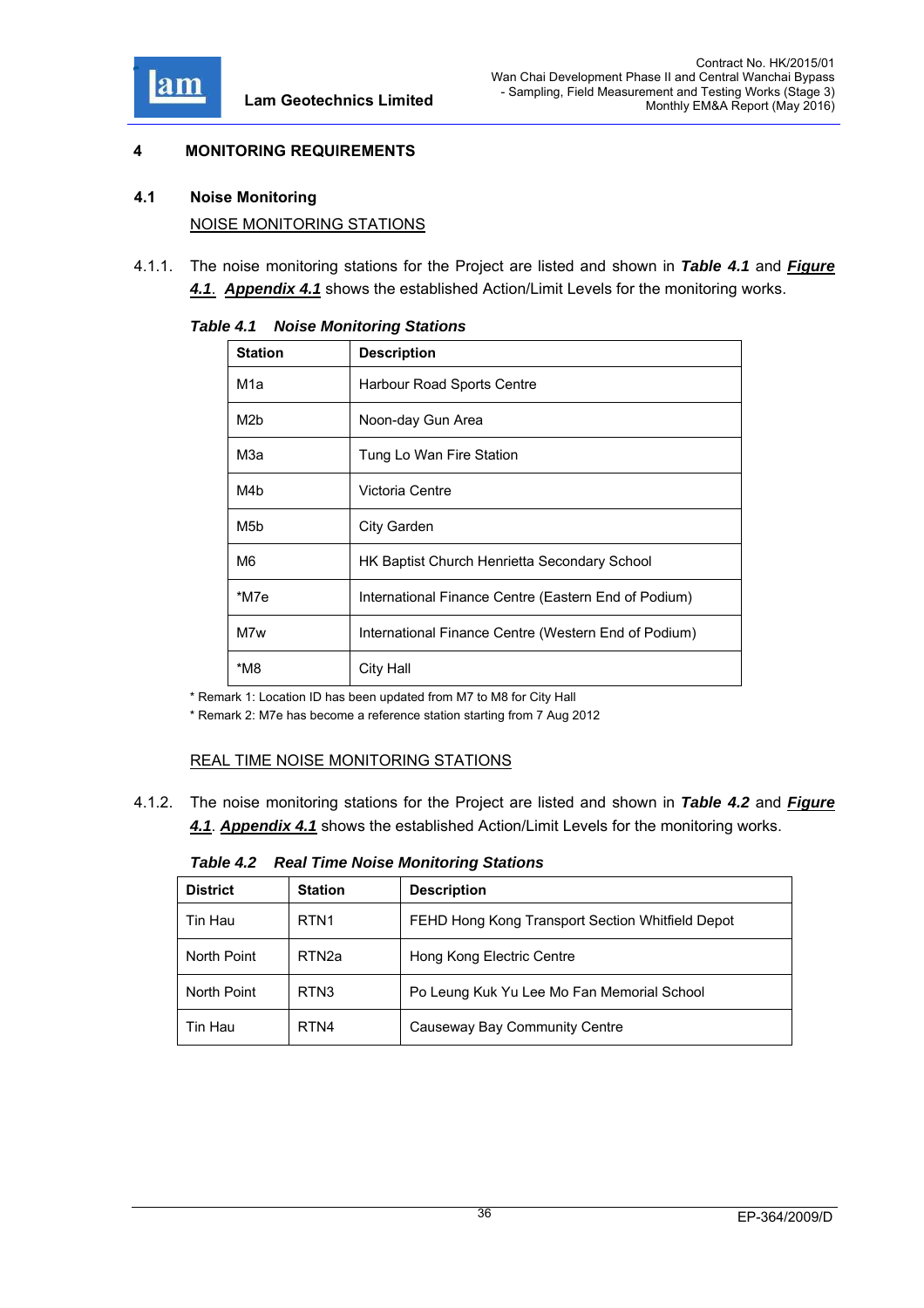# 4 MONITORING REQUIREMENTS

## 4.1 Noise Monitoring

NOISE MONITORING STATIONS

4.1.1. The noise monitoring stations for the Project are listed and shown in ***Table 4.1*** and ***Figure 4.1***. ***Appendix 4.1*** shows the established Action/Limit Levels for the monitoring works.

***Table 4.1 Noise Monitoring Stations***

| Station | Description |
|---|---|
| M1a | Harbour Road Sports Centre |
| M2b | Noon-day Gun Area |
| M3a | Tung Lo Wan Fire Station |
| M4b | Victoria Centre |
| M5b | City Garden |
| M6 | HK Baptist Church Henrietta Secondary School |
| *M7e | International Finance Centre (Eastern End of Podium) |
| M7w | International Finance Centre (Western End of Podium) |
| *M8 | City Hall |

* Remark 1: Location ID has been updated from M7 to M8 for City Hall

* Remark 2: M7e has become a reference station starting from 7 Aug 2012

REAL TIME NOISE MONITORING STATIONS

4.1.2. The noise monitoring stations for the Project are listed and shown in ***Table 4.2*** and ***Figure 4.1***. ***Appendix 4.1*** shows the established Action/Limit Levels for the monitoring works.

***Table 4.2 Real Time Noise Monitoring Stations***

| District | Station | Description |
|---|---|---|
| Tin Hau | RTN1 | FEHD Hong Kong Transport Section Whitfield Depot |
| North Point | RTN2a | Hong Kong Electric Centre |
| North Point | RTN3 | Po Leung Kuk Yu Lee Mo Fan Memorial School |
| Tin Hau | RTN4 | Causeway Bay Community Centre |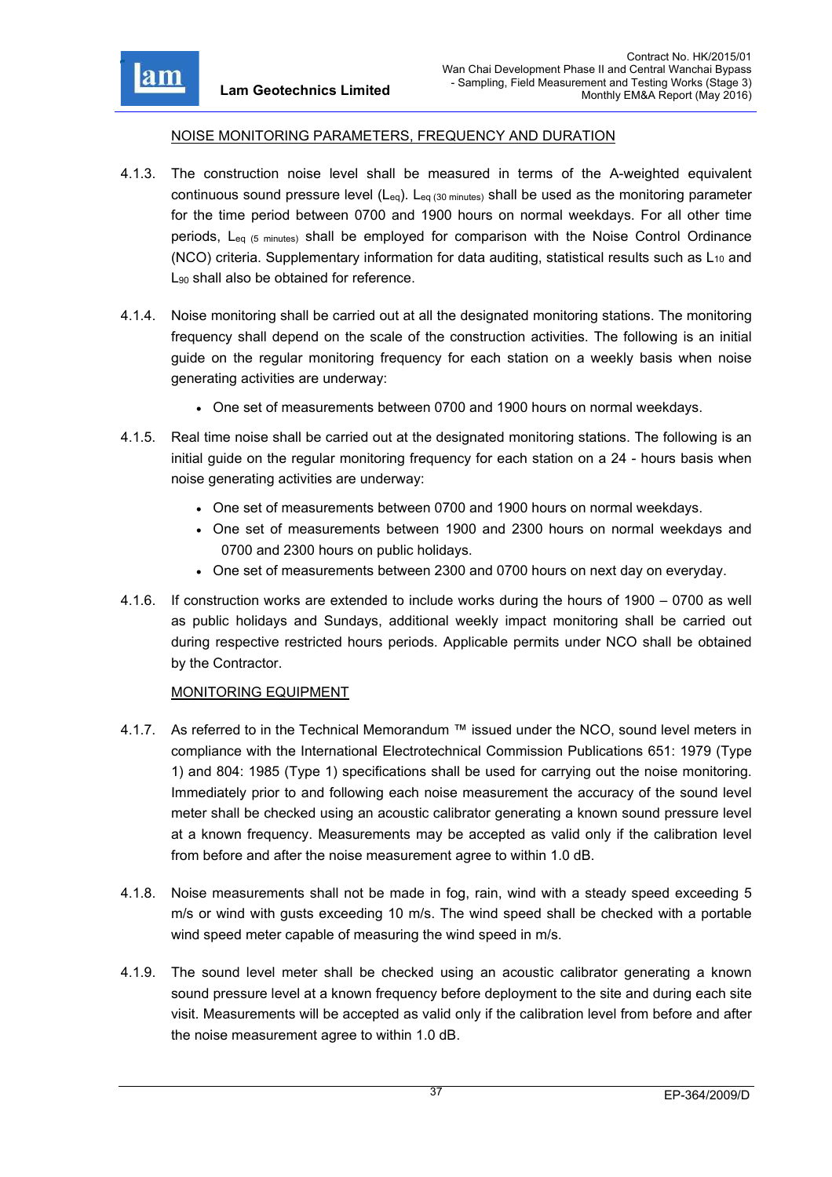NOISE MONITORING PARAMETERS, FREQUENCY AND DURATION

4.1.3. The construction noise level shall be measured in terms of the A-weighted equivalent continuous sound pressure level ($L_{eq}$). $L_{eq\ (30\ minutes)}$ shall be used as the monitoring parameter for the time period between 0700 and 1900 hours on normal weekdays. For all other time periods, $L_{eq\ (5\ minutes)}$ shall be employed for comparison with the Noise Control Ordinance (NCO) criteria. Supplementary information for data auditing, statistical results such as $L_{10}$ and $L_{90}$ shall also be obtained for reference.

4.1.4. Noise monitoring shall be carried out at all the designated monitoring stations. The monitoring frequency shall depend on the scale of the construction activities. The following is an initial guide on the regular monitoring frequency for each station on a weekly basis when noise generating activities are underway:

- One set of measurements between 0700 and 1900 hours on normal weekdays.

4.1.5. Real time noise shall be carried out at the designated monitoring stations. The following is an initial guide on the regular monitoring frequency for each station on a 24 - hours basis when noise generating activities are underway:

- One set of measurements between 0700 and 1900 hours on normal weekdays.
- One set of measurements between 1900 and 2300 hours on normal weekdays and 0700 and 2300 hours on public holidays.
- One set of measurements between 2300 and 0700 hours on next day on everyday.

4.1.6. If construction works are extended to include works during the hours of 1900 – 0700 as well as public holidays and Sundays, additional weekly impact monitoring shall be carried out during respective restricted hours periods. Applicable permits under NCO shall be obtained by the Contractor.

MONITORING EQUIPMENT

4.1.7. As referred to in the Technical Memorandum ™ issued under the NCO, sound level meters in compliance with the International Electrotechnical Commission Publications 651: 1979 (Type 1) and 804: 1985 (Type 1) specifications shall be used for carrying out the noise monitoring. Immediately prior to and following each noise measurement the accuracy of the sound level meter shall be checked using an acoustic calibrator generating a known sound pressure level at a known frequency. Measurements may be accepted as valid only if the calibration level from before and after the noise measurement agree to within 1.0 dB.

4.1.8. Noise measurements shall not be made in fog, rain, wind with a steady speed exceeding 5 m/s or wind with gusts exceeding 10 m/s. The wind speed shall be checked with a portable wind speed meter capable of measuring the wind speed in m/s.

4.1.9. The sound level meter shall be checked using an acoustic calibrator generating a known sound pressure level at a known frequency before deployment to the site and during each site visit. Measurements will be accepted as valid only if the calibration level from before and after the noise measurement agree to within 1.0 dB.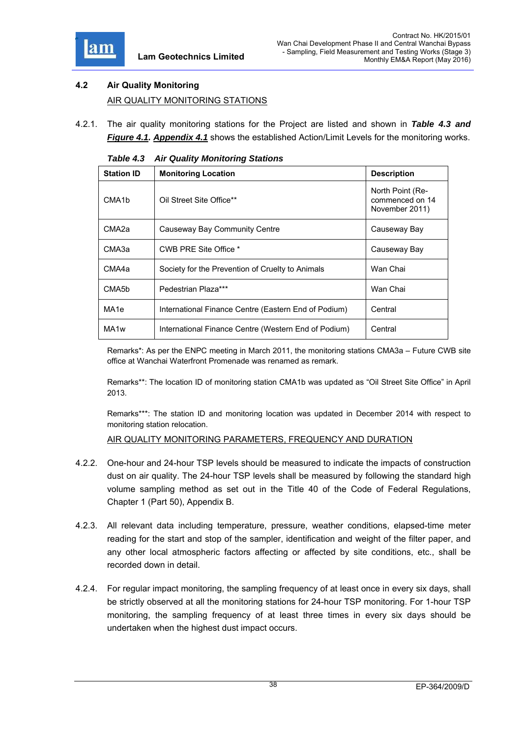## 4.2 Air Quality Monitoring

AIR QUALITY MONITORING STATIONS

4.2.1. The air quality monitoring stations for the Project are listed and shown in ***Table 4.3 and Figure 4.1***. ***Appendix 4.1*** shows the established Action/Limit Levels for the monitoring works.

***Table 4.3 Air Quality Monitoring Stations***

| Station ID | Monitoring Location | Description |
|---|---|---|
| CMA1b | Oil Street Site Office** | North Point (Re-commenced on 14 November 2011) |
| CMA2a | Causeway Bay Community Centre | Causeway Bay |
| CMA3a | CWB PRE Site Office * | Causeway Bay |
| CMA4a | Society for the Prevention of Cruelty to Animals | Wan Chai |
| CMA5b | Pedestrian Plaza*** | Wan Chai |
| MA1e | International Finance Centre (Eastern End of Podium) | Central |
| MA1w | International Finance Centre (Western End of Podium) | Central |

Remarks*: As per the ENPC meeting in March 2011, the monitoring stations CMA3a – Future CWB site office at Wanchai Waterfront Promenade was renamed as remark.

Remarks**: The location ID of monitoring station CMA1b was updated as "Oil Street Site Office" in April 2013.

Remarks***: The station ID and monitoring location was updated in December 2014 with respect to monitoring station relocation.

AIR QUALITY MONITORING PARAMETERS, FREQUENCY AND DURATION

4.2.2. One-hour and 24-hour TSP levels should be measured to indicate the impacts of construction dust on air quality. The 24-hour TSP levels shall be measured by following the standard high volume sampling method as set out in the Title 40 of the Code of Federal Regulations, Chapter 1 (Part 50), Appendix B.

4.2.3. All relevant data including temperature, pressure, weather conditions, elapsed-time meter reading for the start and stop of the sampler, identification and weight of the filter paper, and any other local atmospheric factors affecting or affected by site conditions, etc., shall be recorded down in detail.

4.2.4. For regular impact monitoring, the sampling frequency of at least once in every six days, shall be strictly observed at all the monitoring stations for 24-hour TSP monitoring. For 1-hour TSP monitoring, the sampling frequency of at least three times in every six days should be undertaken when the highest dust impact occurs.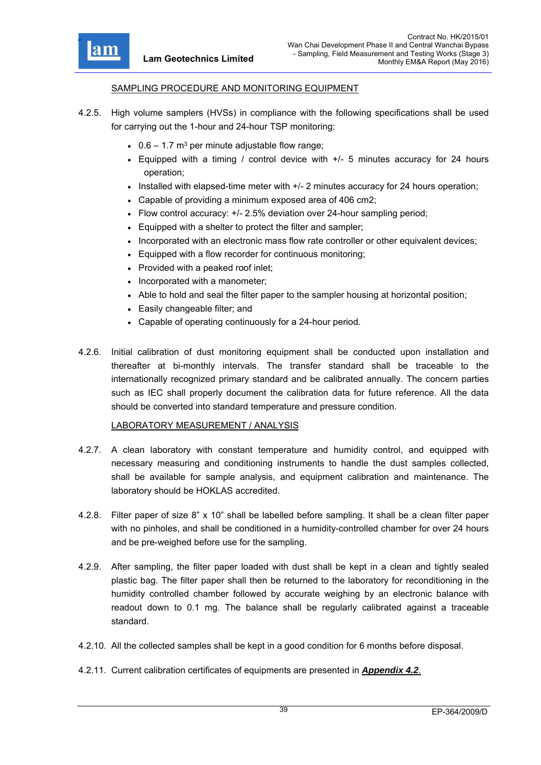## SAMPLING PROCEDURE AND MONITORING EQUIPMENT

4.2.5. High volume samplers (HVSs) in compliance with the following specifications shall be used for carrying out the 1-hour and 24-hour TSP monitoring:

- 0.6 – 1.7 $m^3$ per minute adjustable flow range;
- Equipped with a timing / control device with +/- 5 minutes accuracy for 24 hours operation;
- Installed with elapsed-time meter with +/- 2 minutes accuracy for 24 hours operation;
- Capable of providing a minimum exposed area of 406 cm2;
- Flow control accuracy: +/- 2.5% deviation over 24-hour sampling period;
- Equipped with a shelter to protect the filter and sampler;
- Incorporated with an electronic mass flow rate controller or other equivalent devices;
- Equipped with a flow recorder for continuous monitoring;
- Provided with a peaked roof inlet;
- Incorporated with a manometer;
- Able to hold and seal the filter paper to the sampler housing at horizontal position;
- Easily changeable filter; and
- Capable of operating continuously for a 24-hour period.

4.2.6. Initial calibration of dust monitoring equipment shall be conducted upon installation and thereafter at bi-monthly intervals. The transfer standard shall be traceable to the internationally recognized primary standard and be calibrated annually. The concern parties such as IEC shall properly document the calibration data for future reference. All the data should be converted into standard temperature and pressure condition.

## LABORATORY MEASUREMENT / ANALYSIS

4.2.7. A clean laboratory with constant temperature and humidity control, and equipped with necessary measuring and conditioning instruments to handle the dust samples collected, shall be available for sample analysis, and equipment calibration and maintenance. The laboratory should be HOKLAS accredited.

4.2.8. Filter paper of size 8" x 10" shall be labelled before sampling. It shall be a clean filter paper with no pinholes, and shall be conditioned in a humidity-controlled chamber for over 24 hours and be pre-weighed before use for the sampling.

4.2.9. After sampling, the filter paper loaded with dust shall be kept in a clean and tightly sealed plastic bag. The filter paper shall then be returned to the laboratory for reconditioning in the humidity controlled chamber followed by accurate weighing by an electronic balance with readout down to 0.1 mg. The balance shall be regularly calibrated against a traceable standard.

4.2.10. All the collected samples shall be kept in a good condition for 6 months before disposal.

4.2.11. Current calibration certificates of equipments are presented in ***Appendix 4.2***.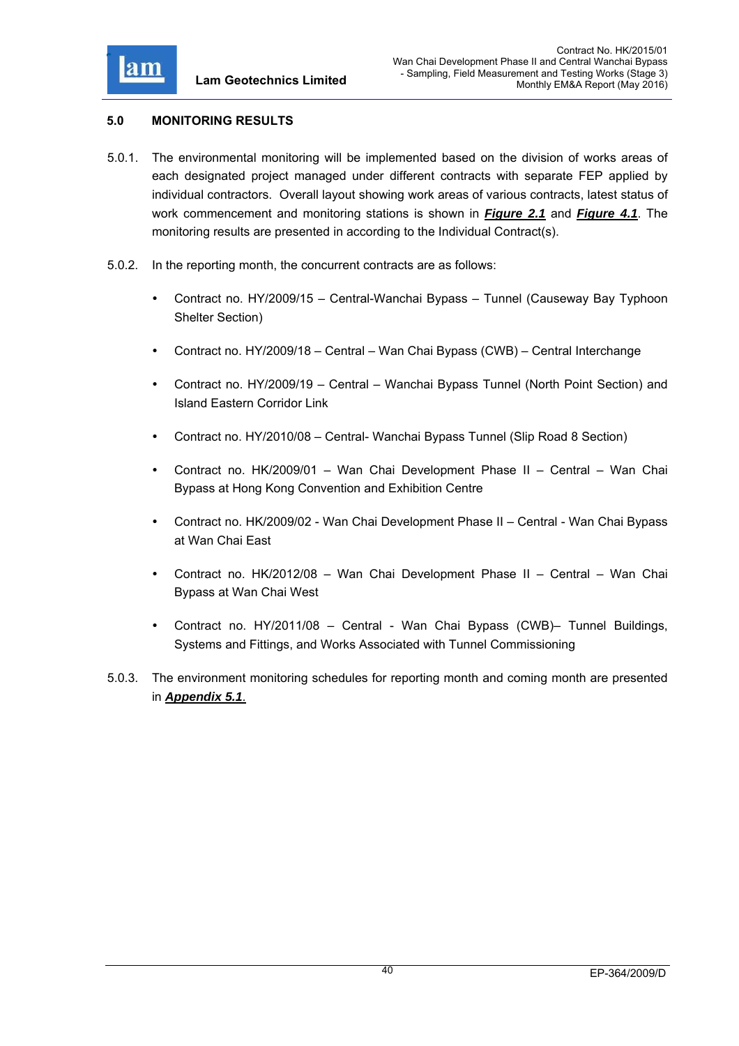## 5.0 MONITORING RESULTS

5.0.1. The environmental monitoring will be implemented based on the division of works areas of each designated project managed under different contracts with separate FEP applied by individual contractors. Overall layout showing work areas of various contracts, latest status of work commencement and monitoring stations is shown in ***Figure 2.1*** and ***Figure 4.1***. The monitoring results are presented in according to the Individual Contract(s).

5.0.2. In the reporting month, the concurrent contracts are as follows:

- Contract no. HY/2009/15 – Central-Wanchai Bypass – Tunnel (Causeway Bay Typhoon Shelter Section)
- Contract no. HY/2009/18 – Central – Wan Chai Bypass (CWB) – Central Interchange
- Contract no. HY/2009/19 – Central – Wanchai Bypass Tunnel (North Point Section) and Island Eastern Corridor Link
- Contract no. HY/2010/08 – Central- Wanchai Bypass Tunnel (Slip Road 8 Section)
- Contract no. HK/2009/01 – Wan Chai Development Phase II – Central – Wan Chai Bypass at Hong Kong Convention and Exhibition Centre
- Contract no. HK/2009/02 - Wan Chai Development Phase II – Central - Wan Chai Bypass at Wan Chai East
- Contract no. HK/2012/08 – Wan Chai Development Phase II – Central – Wan Chai Bypass at Wan Chai West
- Contract no. HY/2011/08 – Central - Wan Chai Bypass (CWB)– Tunnel Buildings, Systems and Fittings, and Works Associated with Tunnel Commissioning

5.0.3. The environment monitoring schedules for reporting month and coming month are presented in ***Appendix 5.1***.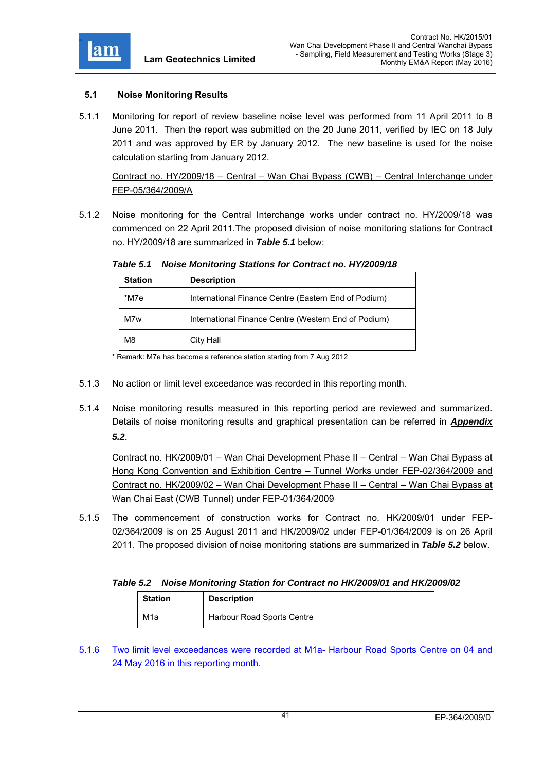## 5.1 Noise Monitoring Results

5.1.1 Monitoring for report of review baseline noise level was performed from 11 April 2011 to 8 June 2011. Then the report was submitted on the 20 June 2011, verified by IEC on 18 July 2011 and was approved by ER by January 2012. The new baseline is used for the noise calculation starting from January 2012.

Contract no. HY/2009/18 – Central – Wan Chai Bypass (CWB) – Central Interchange under FEP-05/364/2009/A

5.1.2 Noise monitoring for the Central Interchange works under contract no. HY/2009/18 was commenced on 22 April 2011.The proposed division of noise monitoring stations for Contract no. HY/2009/18 are summarized in ***Table 5.1*** below:

***Table 5.1 Noise Monitoring Stations for Contract no. HY/2009/18***

| Station | Description |
|---|---|
| *M7e | International Finance Centre (Eastern End of Podium) |
| M7w | International Finance Centre (Western End of Podium) |
| M8 | City Hall |

* Remark: M7e has become a reference station starting from 7 Aug 2012

5.1.3 No action or limit level exceedance was recorded in this reporting month.

5.1.4 Noise monitoring results measured in this reporting period are reviewed and summarized. Details of noise monitoring results and graphical presentation can be referred in ***Appendix 5.2***.

Contract no. HK/2009/01 – Wan Chai Development Phase II – Central – Wan Chai Bypass at Hong Kong Convention and Exhibition Centre – Tunnel Works under FEP-02/364/2009 and Contract no. HK/2009/02 – Wan Chai Development Phase II – Central – Wan Chai Bypass at Wan Chai East (CWB Tunnel) under FEP-01/364/2009

5.1.5 The commencement of construction works for Contract no. HK/2009/01 under FEP-02/364/2009 is on 25 August 2011 and HK/2009/02 under FEP-01/364/2009 is on 26 April 2011. The proposed division of noise monitoring stations are summarized in ***Table 5.2*** below.

***Table 5.2 Noise Monitoring Station for Contract no HK/2009/01 and HK/2009/02***

| Station | Description |
|---|---|
| M1a | Harbour Road Sports Centre |

5.1.6 Two limit level exceedances were recorded at M1a- Harbour Road Sports Centre on 04 and 24 May 2016 in this reporting month.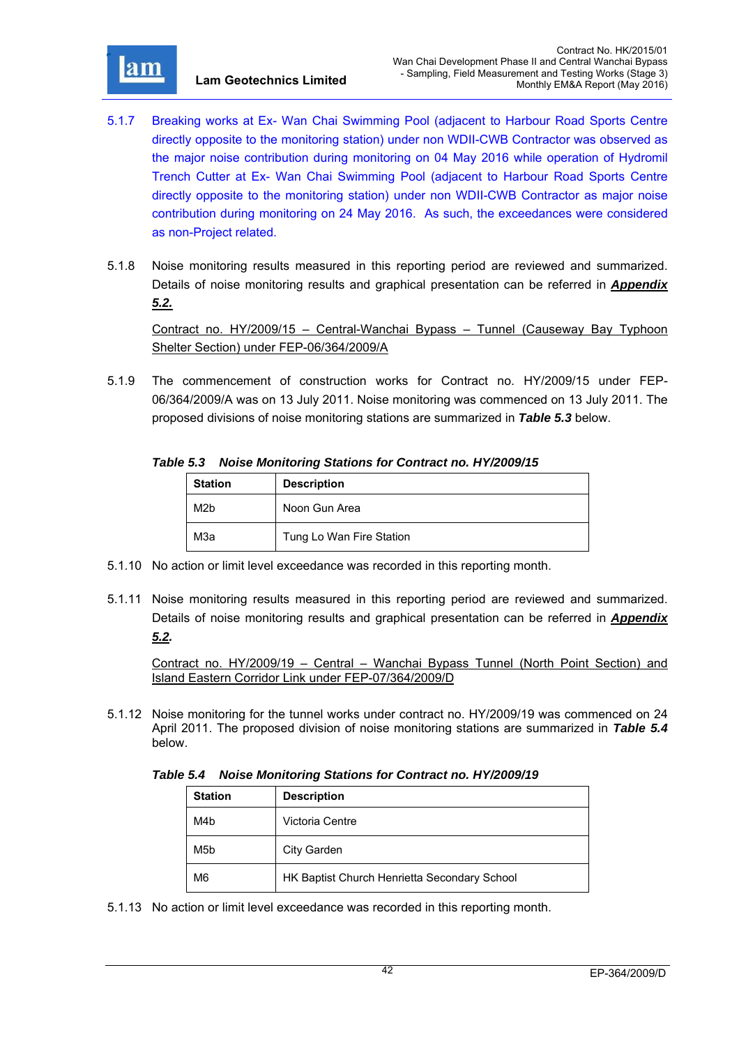5.1.7 Breaking works at Ex- Wan Chai Swimming Pool (adjacent to Harbour Road Sports Centre directly opposite to the monitoring station) under non WDII-CWB Contractor was observed as the major noise contribution during monitoring on 04 May 2016 while operation of Hydromil Trench Cutter at Ex- Wan Chai Swimming Pool (adjacent to Harbour Road Sports Centre directly opposite to the monitoring station) under non WDII-CWB Contractor as major noise contribution during monitoring on 24 May 2016. As such, the exceedances were considered as non-Project related.

5.1.8 Noise monitoring results measured in this reporting period are reviewed and summarized. Details of noise monitoring results and graphical presentation can be referred in ***Appendix 5.2.***

Contract no. HY/2009/15 – Central-Wanchai Bypass – Tunnel (Causeway Bay Typhoon Shelter Section) under FEP-06/364/2009/A

5.1.9 The commencement of construction works for Contract no. HY/2009/15 under FEP-06/364/2009/A was on 13 July 2011. Noise monitoring was commenced on 13 July 2011. The proposed divisions of noise monitoring stations are summarized in ***Table 5.3*** below.

***Table 5.3 Noise Monitoring Stations for Contract no. HY/2009/15***

| Station | Description |
|---|---|
| M2b | Noon Gun Area |
| M3a | Tung Lo Wan Fire Station |

5.1.10 No action or limit level exceedance was recorded in this reporting month.

5.1.11 Noise monitoring results measured in this reporting period are reviewed and summarized. Details of noise monitoring results and graphical presentation can be referred in ***Appendix 5.2.***

Contract no. HY/2009/19 – Central – Wanchai Bypass Tunnel (North Point Section) and Island Eastern Corridor Link under FEP-07/364/2009/D

5.1.12 Noise monitoring for the tunnel works under contract no. HY/2009/19 was commenced on 24 April 2011. The proposed division of noise monitoring stations are summarized in ***Table 5.4*** below.

***Table 5.4 Noise Monitoring Stations for Contract no. HY/2009/19***

| Station | Description |
|---|---|
| M4b | Victoria Centre |
| M5b | City Garden |
| M6 | HK Baptist Church Henrietta Secondary School |

5.1.13 No action or limit level exceedance was recorded in this reporting month.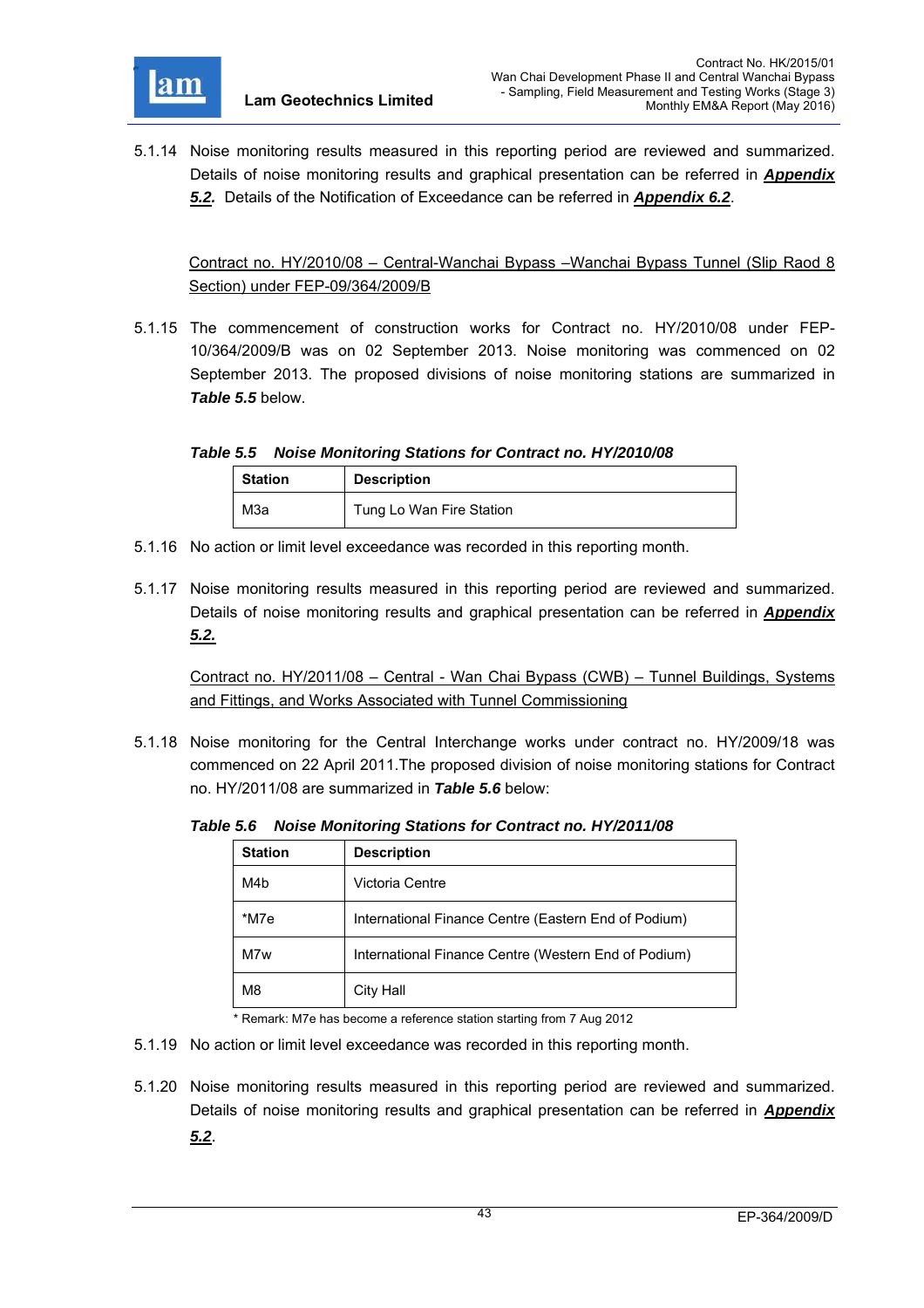5.1.14 Noise monitoring results measured in this reporting period are reviewed and summarized. Details of noise monitoring results and graphical presentation can be referred in ***Appendix 5.2.*** Details of the Notification of Exceedance can be referred in ***Appendix 6.2***.

<u>Contract no. HY/2010/08 – Central-Wanchai Bypass –Wanchai Bypass Tunnel (Slip Raod 8 Section) under FEP-09/364/2009/B</u>

5.1.15 The commencement of construction works for Contract no. HY/2010/08 under FEP-10/364/2009/B was on 02 September 2013. Noise monitoring was commenced on 02 September 2013. The proposed divisions of noise monitoring stations are summarized in ***Table 5.5*** below.

***Table 5.5 Noise Monitoring Stations for Contract no. HY/2010/08***

| Station | Description |
|---|---|
| M3a | Tung Lo Wan Fire Station |

5.1.16 No action or limit level exceedance was recorded in this reporting month.

5.1.17 Noise monitoring results measured in this reporting period are reviewed and summarized. Details of noise monitoring results and graphical presentation can be referred in ***Appendix 5.2.***

<u>Contract no. HY/2011/08 – Central - Wan Chai Bypass (CWB) – Tunnel Buildings, Systems and Fittings, and Works Associated with Tunnel Commissioning</u>

5.1.18 Noise monitoring for the Central Interchange works under contract no. HY/2009/18 was commenced on 22 April 2011.The proposed division of noise monitoring stations for Contract no. HY/2011/08 are summarized in ***Table 5.6*** below:

***Table 5.6 Noise Monitoring Stations for Contract no. HY/2011/08***

| Station | Description |
|---|---|
| M4b | Victoria Centre |
| *M7e | International Finance Centre (Eastern End of Podium) |
| M7w | International Finance Centre (Western End of Podium) |
| M8 | City Hall |

* Remark: M7e has become a reference station starting from 7 Aug 2012

5.1.19 No action or limit level exceedance was recorded in this reporting month.

5.1.20 Noise monitoring results measured in this reporting period are reviewed and summarized. Details of noise monitoring results and graphical presentation can be referred in ***Appendix 5.2***.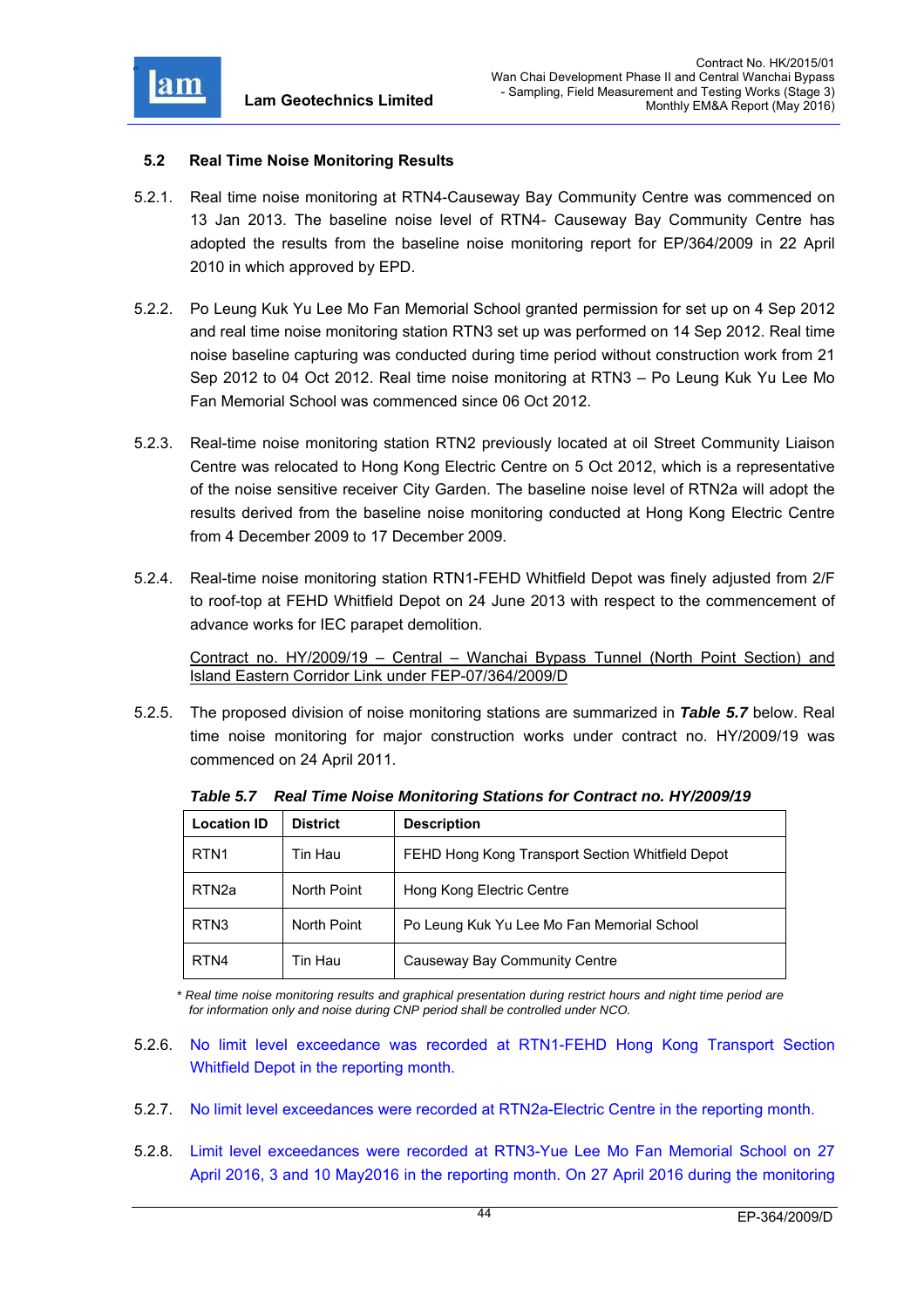### 5.2 Real Time Noise Monitoring Results

5.2.1. Real time noise monitoring at RTN4-Causeway Bay Community Centre was commenced on 13 Jan 2013. The baseline noise level of RTN4- Causeway Bay Community Centre has adopted the results from the baseline noise monitoring report for EP/364/2009 in 22 April 2010 in which approved by EPD.

5.2.2. Po Leung Kuk Yu Lee Mo Fan Memorial School granted permission for set up on 4 Sep 2012 and real time noise monitoring station RTN3 set up was performed on 14 Sep 2012. Real time noise baseline capturing was conducted during time period without construction work from 21 Sep 2012 to 04 Oct 2012. Real time noise monitoring at RTN3 – Po Leung Kuk Yu Lee Mo Fan Memorial School was commenced since 06 Oct 2012.

5.2.3. Real-time noise monitoring station RTN2 previously located at oil Street Community Liaison Centre was relocated to Hong Kong Electric Centre on 5 Oct 2012, which is a representative of the noise sensitive receiver City Garden. The baseline noise level of RTN2a will adopt the results derived from the baseline noise monitoring conducted at Hong Kong Electric Centre from 4 December 2009 to 17 December 2009.

5.2.4. Real-time noise monitoring station RTN1-FEHD Whitfield Depot was finely adjusted from 2/F to roof-top at FEHD Whitfield Depot on 24 June 2013 with respect to the commencement of advance works for IEC parapet demolition.

Contract no. HY/2009/19 – Central – Wanchai Bypass Tunnel (North Point Section) and Island Eastern Corridor Link under FEP-07/364/2009/D

5.2.5. The proposed division of noise monitoring stations are summarized in ***Table 5.7*** below. Real time noise monitoring for major construction works under contract no. HY/2009/19 was commenced on 24 April 2011.

***Table 5.7 Real Time Noise Monitoring Stations for Contract no. HY/2009/19***

| Location ID | District | Description |
|---|---|---|
| RTN1 | Tin Hau | FEHD Hong Kong Transport Section Whitfield Depot |
| RTN2a | North Point | Hong Kong Electric Centre |
| RTN3 | North Point | Po Leung Kuk Yu Lee Mo Fan Memorial School |
| RTN4 | Tin Hau | Causeway Bay Community Centre |

*\* Real time noise monitoring results and graphical presentation during restrict hours and night time period are for information only and noise during CNP period shall be controlled under NCO.*

5.2.6. No limit level exceedance was recorded at RTN1-FEHD Hong Kong Transport Section Whitfield Depot in the reporting month.

5.2.7. No limit level exceedances were recorded at RTN2a-Electric Centre in the reporting month.

5.2.8. Limit level exceedances were recorded at RTN3-Yue Lee Mo Fan Memorial School on 27 April 2016, 3 and 10 May2016 in the reporting month. On 27 April 2016 during the monitoring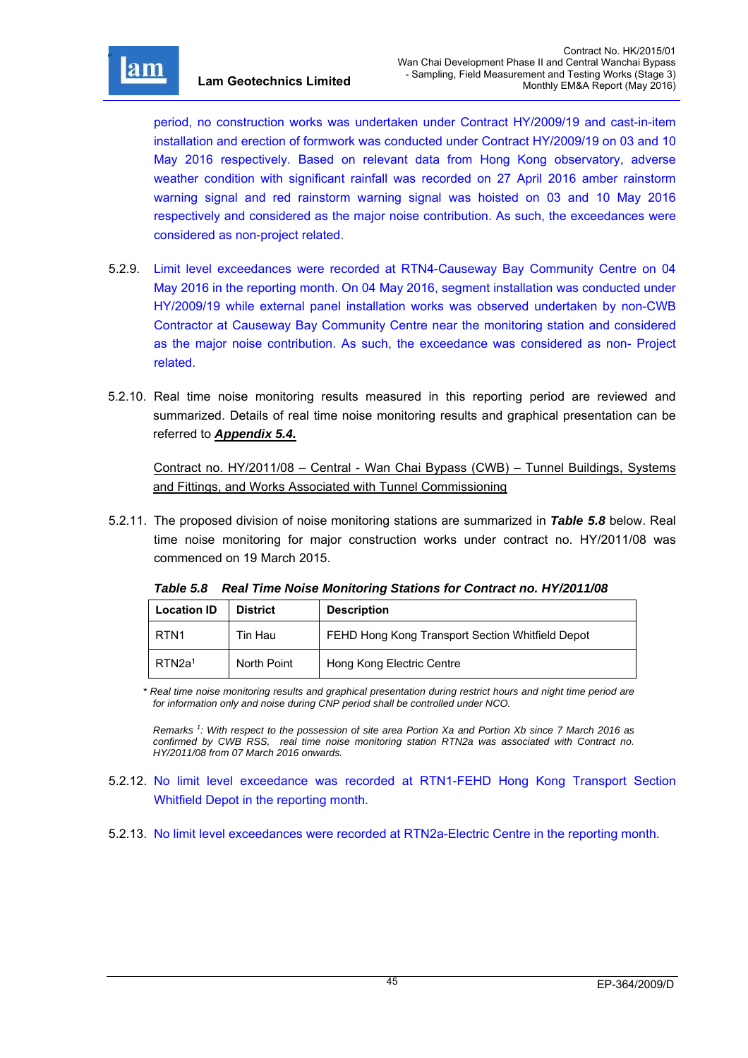period, no construction works was undertaken under Contract HY/2009/19 and cast-in-item installation and erection of formwork was conducted under Contract HY/2009/19 on 03 and 10 May 2016 respectively. Based on relevant data from Hong Kong observatory, adverse weather condition with significant rainfall was recorded on 27 April 2016 amber rainstorm warning signal and red rainstorm warning signal was hoisted on 03 and 10 May 2016 respectively and considered as the major noise contribution. As such, the exceedances were considered as non-project related.

5.2.9. Limit level exceedances were recorded at RTN4-Causeway Bay Community Centre on 04 May 2016 in the reporting month. On 04 May 2016, segment installation was conducted under HY/2009/19 while external panel installation works was observed undertaken by non-CWB Contractor at Causeway Bay Community Centre near the monitoring station and considered as the major noise contribution. As such, the exceedance was considered as non- Project related.

5.2.10. Real time noise monitoring results measured in this reporting period are reviewed and summarized. Details of real time noise monitoring results and graphical presentation can be referred to ***Appendix 5.4.***

Contract no. HY/2011/08 – Central - Wan Chai Bypass (CWB) – Tunnel Buildings, Systems and Fittings, and Works Associated with Tunnel Commissioning

5.2.11. The proposed division of noise monitoring stations are summarized in ***Table 5.8*** below. Real time noise monitoring for major construction works under contract no. HY/2011/08 was commenced on 19 March 2015.

***Table 5.8 Real Time Noise Monitoring Stations for Contract no. HY/2011/08***

| Location ID | District | Description |
|---|---|---|
| RTN1 | Tin Hau | FEHD Hong Kong Transport Section Whitfield Depot |
| RTN2a[1] | North Point | Hong Kong Electric Centre |

*\* Real time noise monitoring results and graphical presentation during restrict hours and night time period are for information only and noise during CNP period shall be controlled under NCO.*

*Remarks [1]: With respect to the possession of site area Portion Xa and Portion Xb since 7 March 2016 as confirmed by CWB RSS, real time noise monitoring station RTN2a was associated with Contract no. HY/2011/08 from 07 March 2016 onwards.*

5.2.12. No limit level exceedance was recorded at RTN1-FEHD Hong Kong Transport Section Whitfield Depot in the reporting month.

5.2.13. No limit level exceedances were recorded at RTN2a-Electric Centre in the reporting month.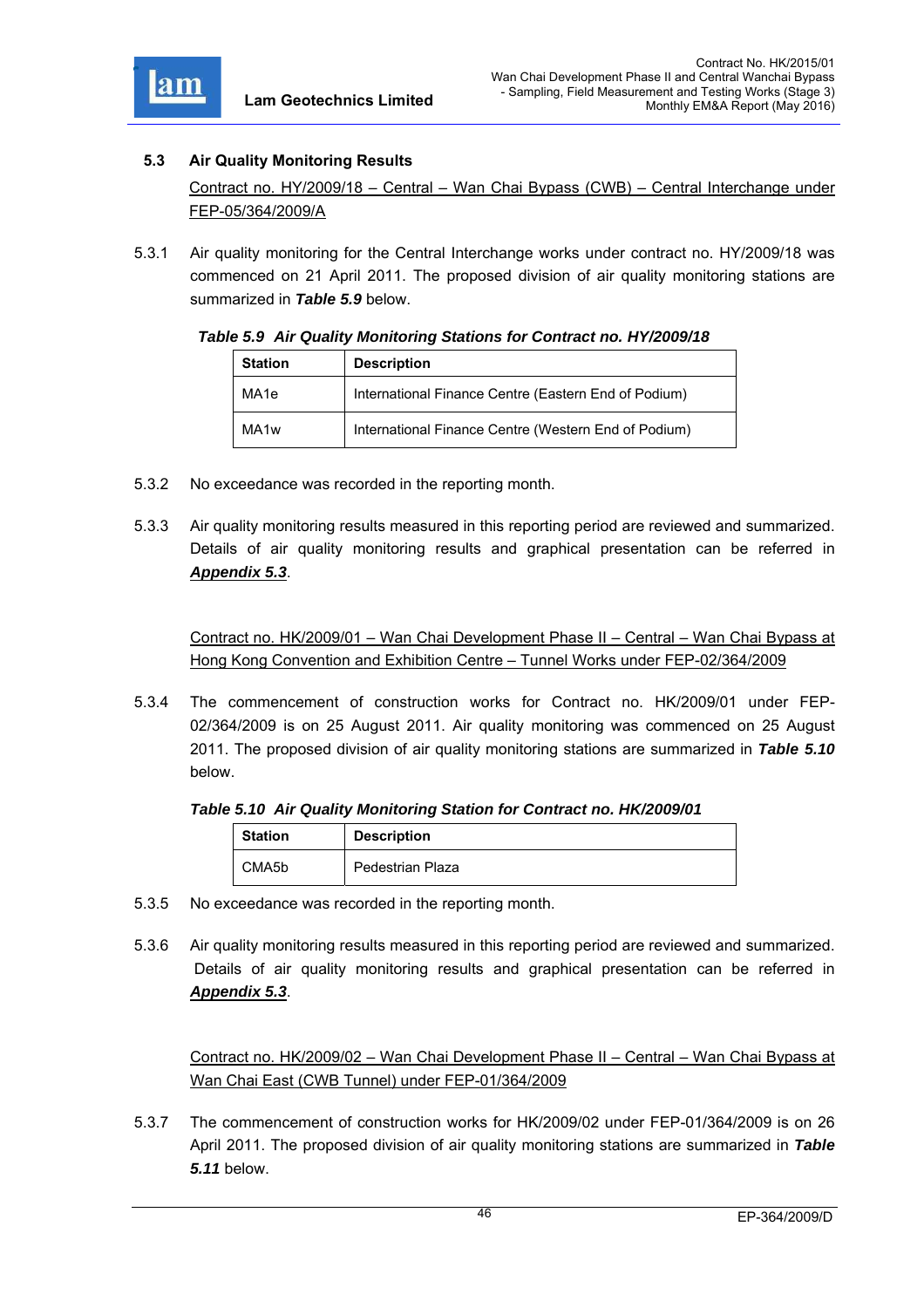### 5.3 Air Quality Monitoring Results

Contract no. HY/2009/18 – Central – Wan Chai Bypass (CWB) – Central Interchange under FEP-05/364/2009/A

5.3.1 Air quality monitoring for the Central Interchange works under contract no. HY/2009/18 was commenced on 21 April 2011. The proposed division of air quality monitoring stations are summarized in ***Table 5.9*** below.

***Table 5.9 Air Quality Monitoring Stations for Contract no. HY/2009/18***

| Station | Description |
| --- | --- |
| MA1e | International Finance Centre (Eastern End of Podium) |
| MA1w | International Finance Centre (Western End of Podium) |

5.3.2 No exceedance was recorded in the reporting month.

5.3.3 Air quality monitoring results measured in this reporting period are reviewed and summarized. Details of air quality monitoring results and graphical presentation can be referred in ***Appendix 5.3***.

Contract no. HK/2009/01 – Wan Chai Development Phase II – Central – Wan Chai Bypass at Hong Kong Convention and Exhibition Centre – Tunnel Works under FEP-02/364/2009

5.3.4 The commencement of construction works for Contract no. HK/2009/01 under FEP-02/364/2009 is on 25 August 2011. Air quality monitoring was commenced on 25 August 2011. The proposed division of air quality monitoring stations are summarized in ***Table 5.10*** below.

***Table 5.10 Air Quality Monitoring Station for Contract no. HK/2009/01***

| Station | Description |
| --- | --- |
| CMA5b | Pedestrian Plaza |

5.3.5 No exceedance was recorded in the reporting month.

5.3.6 Air quality monitoring results measured in this reporting period are reviewed and summarized. Details of air quality monitoring results and graphical presentation can be referred in ***Appendix 5.3***.

Contract no. HK/2009/02 – Wan Chai Development Phase II – Central – Wan Chai Bypass at Wan Chai East (CWB Tunnel) under FEP-01/364/2009

5.3.7 The commencement of construction works for HK/2009/02 under FEP-01/364/2009 is on 26 April 2011. The proposed division of air quality monitoring stations are summarized in ***Table 5.11*** below.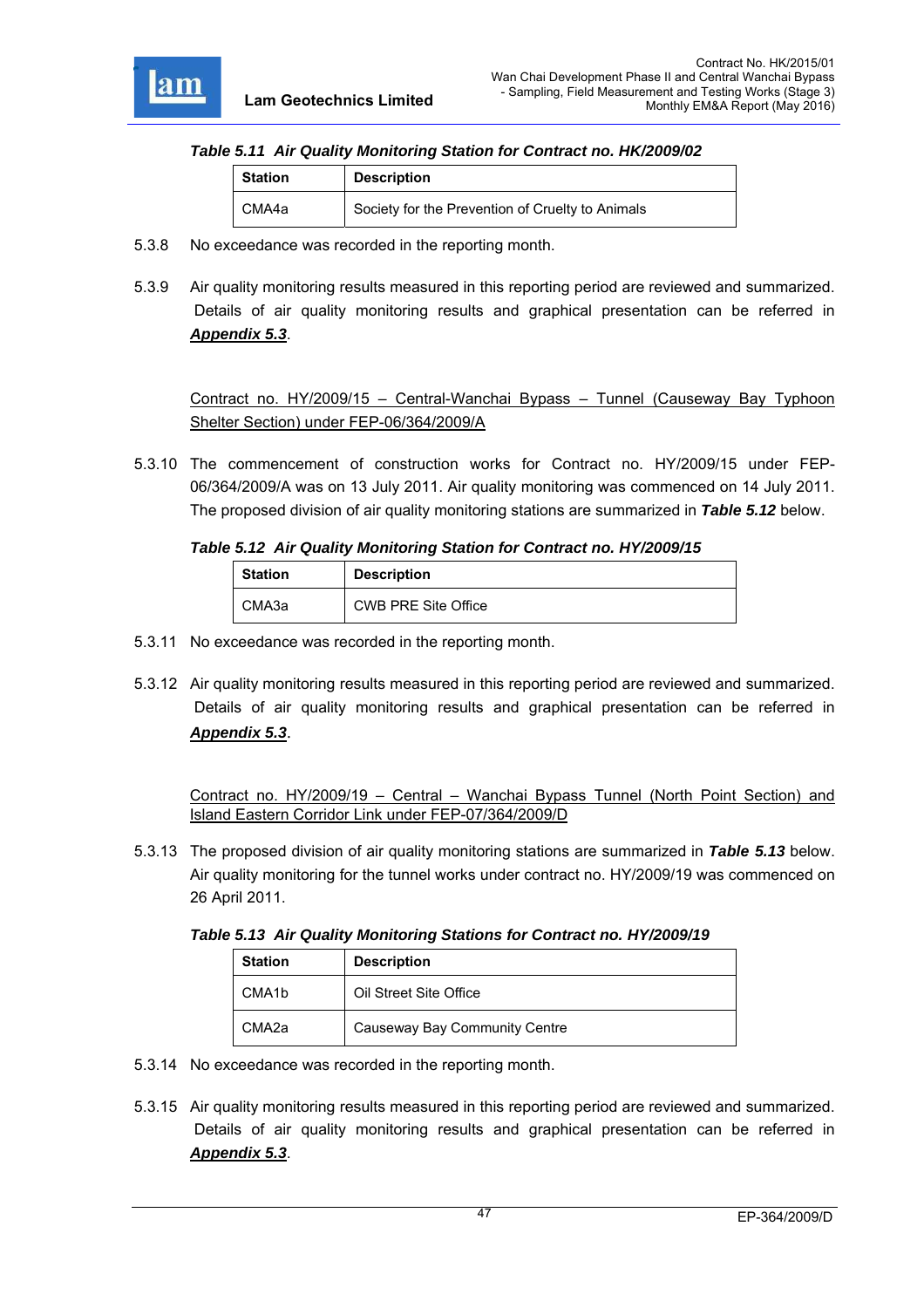***Table 5.11 Air Quality Monitoring Station for Contract no. HK/2009/02***

| Station | Description |
|---|---|
| CMA4a | Society for the Prevention of Cruelty to Animals |

5.3.8 No exceedance was recorded in the reporting month.

5.3.9 Air quality monitoring results measured in this reporting period are reviewed and summarized. Details of air quality monitoring results and graphical presentation can be referred in ***Appendix 5.3***.

Contract no. HY/2009/15 – Central-Wanchai Bypass – Tunnel (Causeway Bay Typhoon Shelter Section) under FEP-06/364/2009/A

5.3.10 The commencement of construction works for Contract no. HY/2009/15 under FEP-06/364/2009/A was on 13 July 2011. Air quality monitoring was commenced on 14 July 2011. The proposed division of air quality monitoring stations are summarized in ***Table 5.12*** below.

***Table 5.12 Air Quality Monitoring Station for Contract no. HY/2009/15***

| Station | Description |
|---|---|
| CMA3a | CWB PRE Site Office |

5.3.11 No exceedance was recorded in the reporting month.

5.3.12 Air quality monitoring results measured in this reporting period are reviewed and summarized. Details of air quality monitoring results and graphical presentation can be referred in ***Appendix 5.3***.

Contract no. HY/2009/19 – Central – Wanchai Bypass Tunnel (North Point Section) and Island Eastern Corridor Link under FEP-07/364/2009/D

5.3.13 The proposed division of air quality monitoring stations are summarized in ***Table 5.13*** below. Air quality monitoring for the tunnel works under contract no. HY/2009/19 was commenced on 26 April 2011.

***Table 5.13 Air Quality Monitoring Stations for Contract no. HY/2009/19***

| Station | Description |
|---|---|
| CMA1b | Oil Street Site Office |
| CMA2a | Causeway Bay Community Centre |

5.3.14 No exceedance was recorded in the reporting month.

5.3.15 Air quality monitoring results measured in this reporting period are reviewed and summarized. Details of air quality monitoring results and graphical presentation can be referred in ***Appendix 5.3***.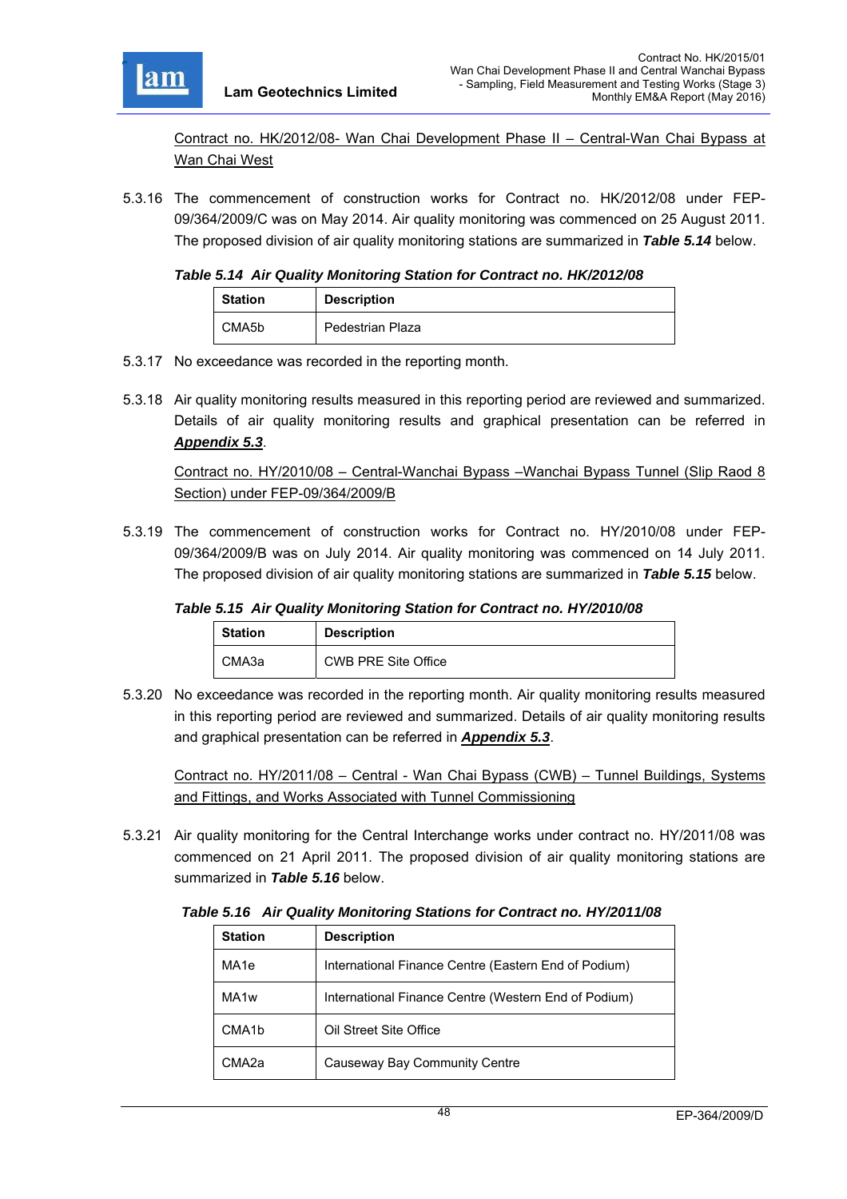Contract no. HK/2012/08- Wan Chai Development Phase II – Central-Wan Chai Bypass at Wan Chai West

5.3.16 The commencement of construction works for Contract no. HK/2012/08 under FEP-09/364/2009/C was on May 2014. Air quality monitoring was commenced on 25 August 2011. The proposed division of air quality monitoring stations are summarized in ***Table 5.14*** below.

***Table 5.14 Air Quality Monitoring Station for Contract no. HK/2012/08***

| Station | Description |
|---|---|
| CMA5b | Pedestrian Plaza |

5.3.17 No exceedance was recorded in the reporting month.

5.3.18 Air quality monitoring results measured in this reporting period are reviewed and summarized. Details of air quality monitoring results and graphical presentation can be referred in ***Appendix 5.3***.

Contract no. HY/2010/08 – Central-Wanchai Bypass –Wanchai Bypass Tunnel (Slip Raod 8 Section) under FEP-09/364/2009/B

5.3.19 The commencement of construction works for Contract no. HY/2010/08 under FEP-09/364/2009/B was on July 2014. Air quality monitoring was commenced on 14 July 2011. The proposed division of air quality monitoring stations are summarized in ***Table 5.15*** below.

***Table 5.15 Air Quality Monitoring Station for Contract no. HY/2010/08***

| Station | Description |
|---|---|
| CMA3a | CWB PRE Site Office |

5.3.20 No exceedance was recorded in the reporting month. Air quality monitoring results measured in this reporting period are reviewed and summarized. Details of air quality monitoring results and graphical presentation can be referred in ***Appendix 5.3***.

Contract no. HY/2011/08 – Central - Wan Chai Bypass (CWB) – Tunnel Buildings, Systems and Fittings, and Works Associated with Tunnel Commissioning

5.3.21 Air quality monitoring for the Central Interchange works under contract no. HY/2011/08 was commenced on 21 April 2011. The proposed division of air quality monitoring stations are summarized in ***Table 5.16*** below.

***Table 5.16 Air Quality Monitoring Stations for Contract no. HY/2011/08***

| Station | Description |
|---|---|
| MA1e | International Finance Centre (Eastern End of Podium) |
| MA1w | International Finance Centre (Western End of Podium) |
| CMA1b | Oil Street Site Office |
| CMA2a | Causeway Bay Community Centre |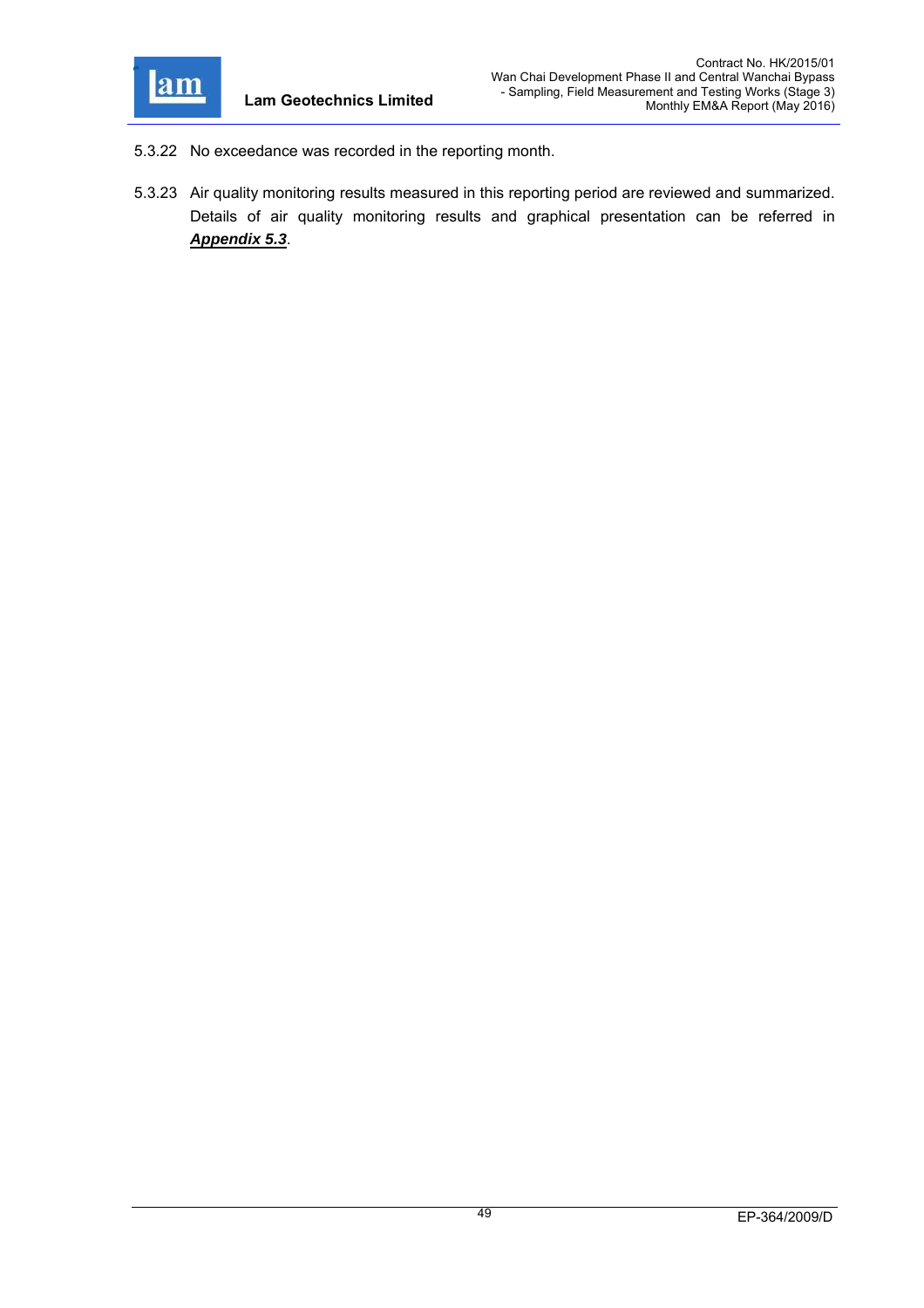5.3.22 No exceedance was recorded in the reporting month.

5.3.23 Air quality monitoring results measured in this reporting period are reviewed and summarized. Details of air quality monitoring results and graphical presentation can be referred in ***Appendix 5.3***.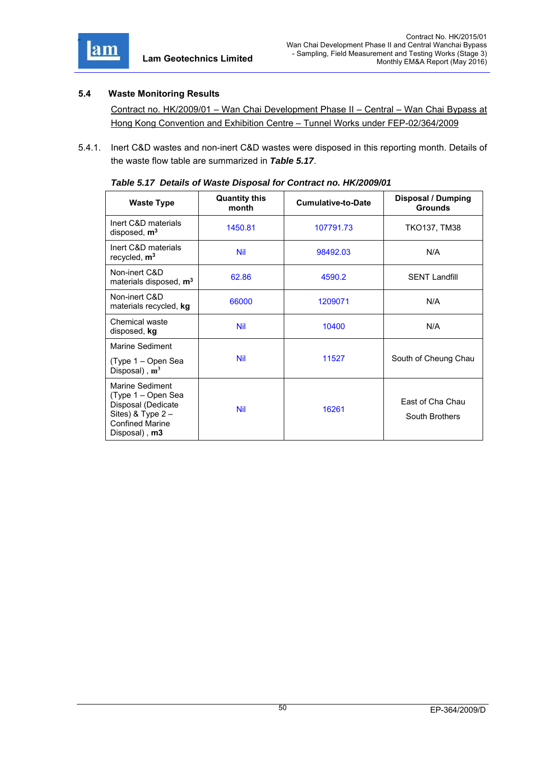## 5.4 Waste Monitoring Results

Contract no. HK/2009/01 – Wan Chai Development Phase II – Central – Wan Chai Bypass at Hong Kong Convention and Exhibition Centre – Tunnel Works under FEP-02/364/2009

5.4.1. Inert C&D wastes and non-inert C&D wastes were disposed in this reporting month. Details of the waste flow table are summarized in ***Table 5.17***.

***Table 5.17 Details of Waste Disposal for Contract no. HK/2009/01***

| Waste Type | Quantity this month | Cumulative-to-Date | Disposal / Dumping Grounds |
|---|---|---|---|
| Inert C&D materials disposed, **$m^3$** | 1450.81 | 107791.73 | TKO137, TM38 |
| Inert C&D materials recycled, **$m^3$** | Nil | 98492.03 | N/A |
| Non-inert C&D materials disposed, **$m^3$** | 62.86 | 4590.2 | SENT Landfill |
| Non-inert C&D materials recycled, **kg** | 66000 | 1209071 | N/A |
| Chemical waste disposed, **kg** | Nil | 10400 | N/A |
| Marine Sediment (Type 1 – Open Sea Disposal) , $m^3$ | Nil | 11527 | South of Cheung Chau |
| Marine Sediment (Type 1 – Open Sea Disposal (Dedicate Sites) & Type 2 – Confined Marine Disposal) , **m3** | Nil | 16261 | East of Cha Chau South Brothers |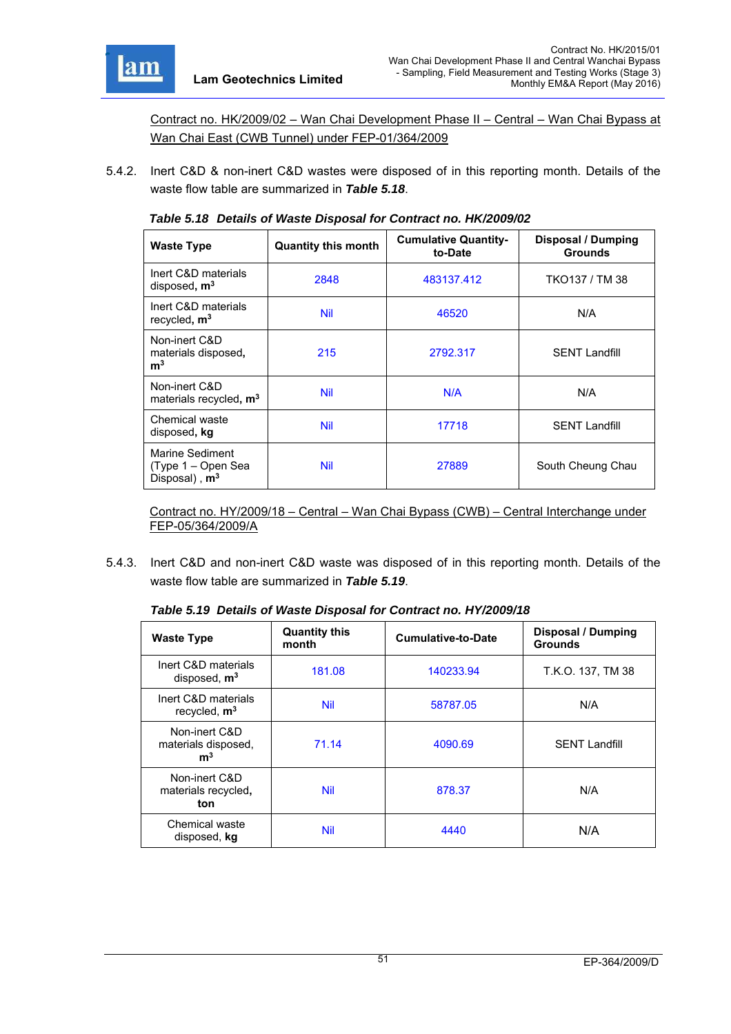Contract no. HK/2009/02 – Wan Chai Development Phase II – Central – Wan Chai Bypass at Wan Chai East (CWB Tunnel) under FEP-01/364/2009

5.4.2. Inert C&D & non-inert C&D wastes were disposed of in this reporting month. Details of the waste flow table are summarized in ***Table 5.18***.

***Table 5.18 Details of Waste Disposal for Contract no. HK/2009/02***

| **Waste Type** | **Quantity this month** | **Cumulative Quantity-to-Date** | **Disposal / Dumping Grounds** |
|---|---|---|---|
| Inert C&D materials disposed, $m^3$ | 2848 | 483137.412 | TKO137 / TM 38 |
| Inert C&D materials recycled, $m^3$ | Nil | 46520 | N/A |
| Non-inert C&D materials disposed, $m^3$ | 215 | 2792.317 | SENT Landfill |
| Non-inert C&D materials recycled, $m^3$ | Nil | N/A | N/A |
| Chemical waste disposed, **kg** | Nil | 17718 | SENT Landfill |
| Marine Sediment (Type 1 – Open Sea Disposal) , $m^3$ | Nil | 27889 | South Cheung Chau |

Contract no. HY/2009/18 – Central – Wan Chai Bypass (CWB) – Central Interchange under FEP-05/364/2009/A

5.4.3. Inert C&D and non-inert C&D waste was disposed of in this reporting month. Details of the waste flow table are summarized in ***Table 5.19***.

***Table 5.19 Details of Waste Disposal for Contract no. HY/2009/18***

| **Waste Type** | **Quantity this month** | **Cumulative-to-Date** | **Disposal / Dumping Grounds** |
|---|---|---|---|
| Inert C&D materials disposed, $m^3$ | 181.08 | 140233.94 | T.K.O. 137, TM 38 |
| Inert C&D materials recycled, $m^3$ | Nil | 58787.05 | N/A |
| Non-inert C&D materials disposed, $m^3$ | 71.14 | 4090.69 | SENT Landfill |
| Non-inert C&D materials recycled, **ton** | Nil | 878.37 | N/A |
| Chemical waste disposed, **kg** | Nil | 4440 | N/A |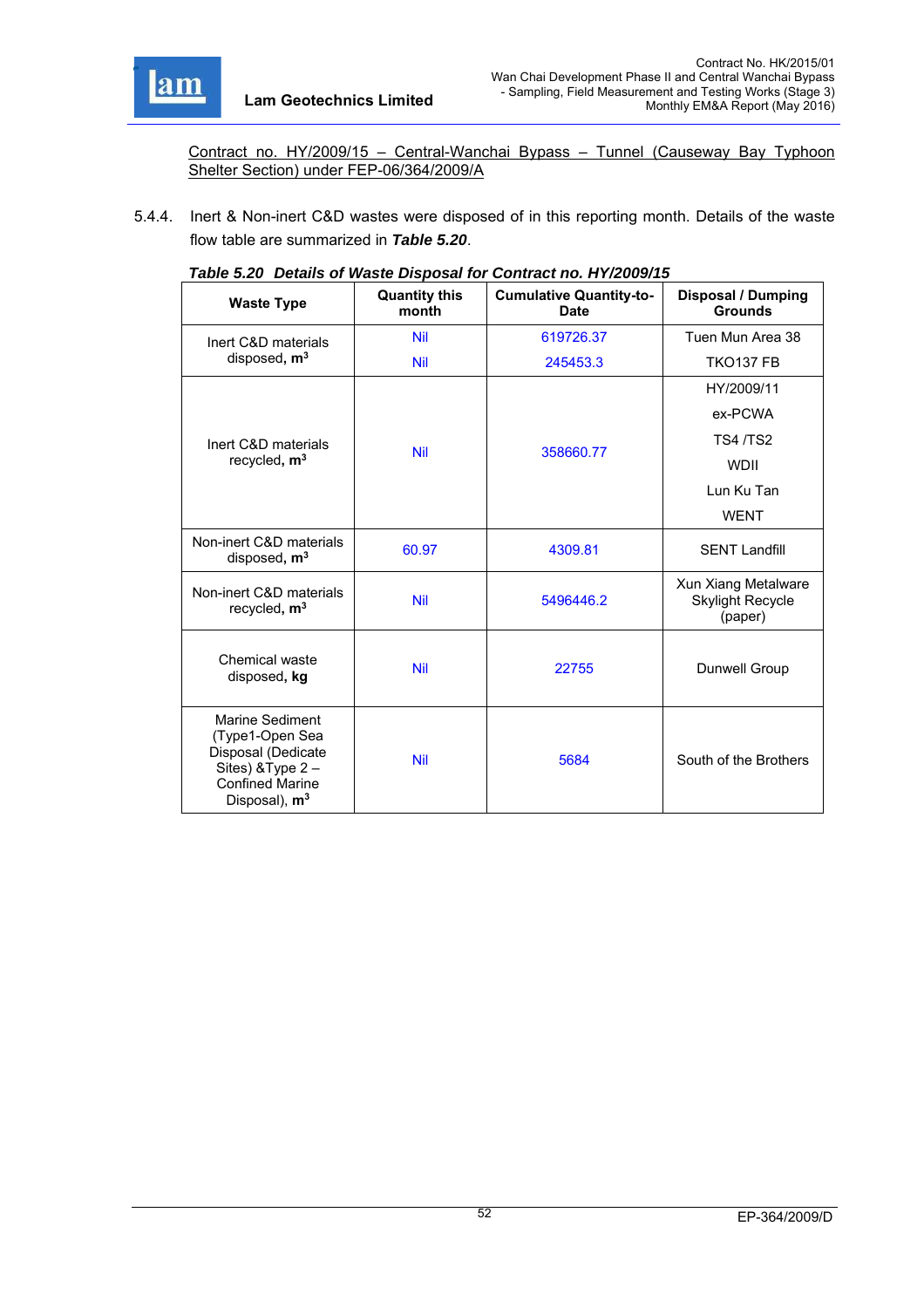Contract no. HY/2009/15 – Central-Wanchai Bypass – Tunnel (Causeway Bay Typhoon Shelter Section) under FEP-06/364/2009/A

5.4.4. Inert & Non-inert C&D wastes were disposed of in this reporting month. Details of the waste flow table are summarized in ***Table 5.20***.

***Table 5.20 Details of Waste Disposal for Contract no. HY/2009/15***

| Waste Type | Quantity this month | Cumulative Quantity-to-Date | Disposal / Dumping Grounds |
|---|---|---|---|
| Inert C&D materials disposed, **$m^3$** | Nil | 619726.37 | Tuen Mun Area 38 |
| | Nil | 245453.3 | TKO137 FB |
| Inert C&D materials recycled, **$m^3$** | Nil | 358660.77 | HY/2009/11<br>ex-PCWA<br>TS4 /TS2<br>WDII<br>Lun Ku Tan<br>WENT |
| Non-inert C&D materials disposed, **$m^3$** | 60.97 | 4309.81 | SENT Landfill |
| Non-inert C&D materials recycled, **$m^3$** | Nil | 5496446.2 | Xun Xiang Metalware Skylight Recycle (paper) |
| Chemical waste disposed, **kg** | Nil | 22755 | Dunwell Group |
| Marine Sediment (Type1-Open Sea Disposal (Dedicate Sites) &Type 2 – Confined Marine Disposal), **$m^3$** | Nil | 5684 | South of the Brothers |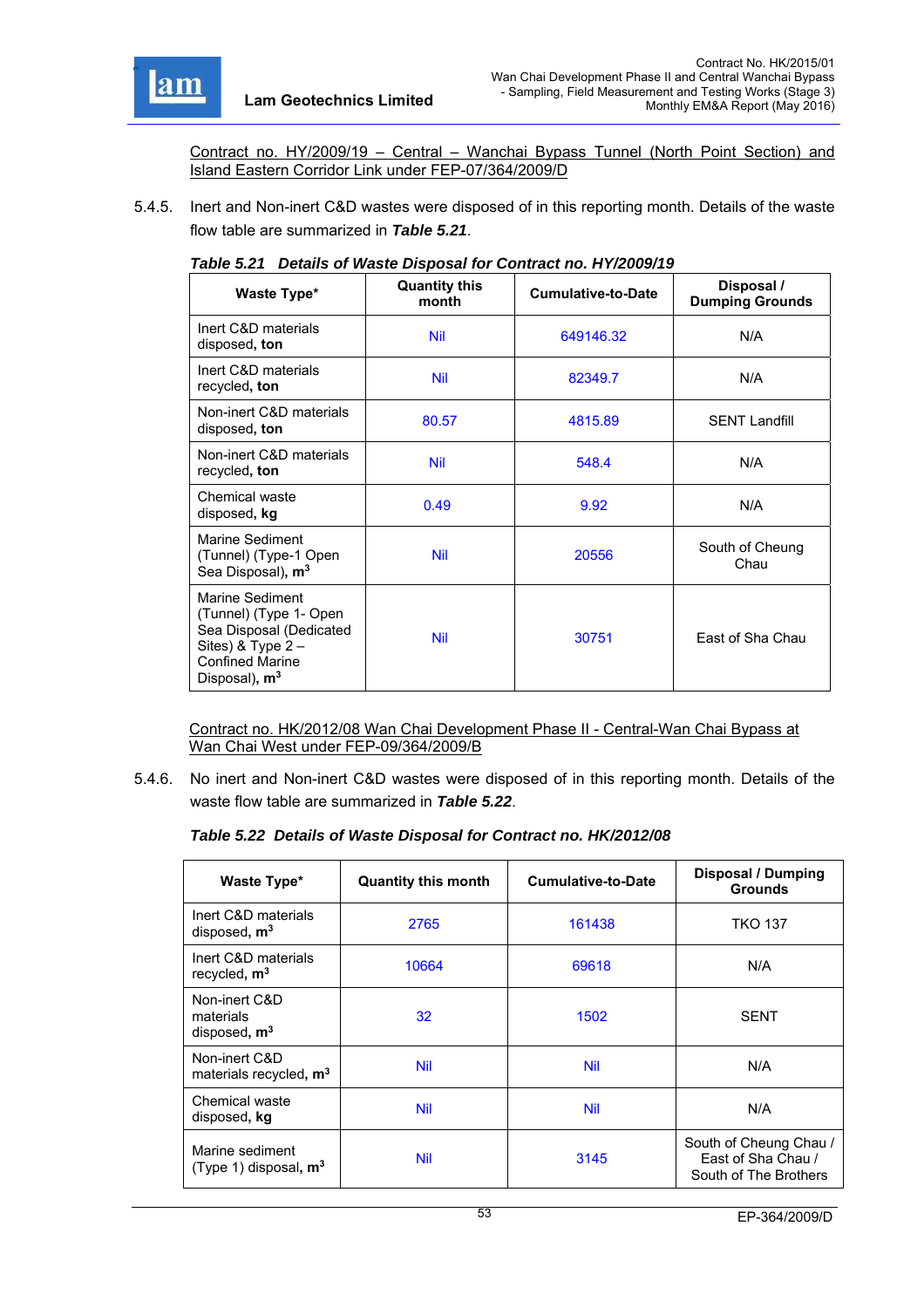Contract no. HY/2009/19 – Central – Wanchai Bypass Tunnel (North Point Section) and Island Eastern Corridor Link under FEP-07/364/2009/D

5.4.5. Inert and Non-inert C&D wastes were disposed of in this reporting month. Details of the waste flow table are summarized in ***Table 5.21***.

***Table 5.21 Details of Waste Disposal for Contract no. HY/2009/19***

| Waste Type* | Quantity this month | Cumulative-to-Date | Disposal / Dumping Grounds |
|---|---|---|---|
| Inert C&D materials disposed, **ton** | Nil | 649146.32 | N/A |
| Inert C&D materials recycled, **ton** | Nil | 82349.7 | N/A |
| Non-inert C&D materials disposed, **ton** | 80.57 | 4815.89 | SENT Landfill |
| Non-inert C&D materials recycled, **ton** | Nil | 548.4 | N/A |
| Chemical waste disposed, **kg** | 0.49 | 9.92 | N/A |
| Marine Sediment (Tunnel) (Type-1 Open Sea Disposal), **m$^3$** | Nil | 20556 | South of Cheung Chau |
| Marine Sediment (Tunnel) (Type 1- Open Sea Disposal (Dedicated Sites) & Type 2 – Confined Marine Disposal), **m$^3$** | Nil | 30751 | East of Sha Chau |

Contract no. HK/2012/08 Wan Chai Development Phase II - Central-Wan Chai Bypass at Wan Chai West under FEP-09/364/2009/B

5.4.6. No inert and Non-inert C&D wastes were disposed of in this reporting month. Details of the waste flow table are summarized in ***Table 5.22***.

***Table 5.22 Details of Waste Disposal for Contract no. HK/2012/08***

| Waste Type* | Quantity this month | Cumulative-to-Date | Disposal / Dumping Grounds |
|---|---|---|---|
| Inert C&D materials disposed, **m$^3$** | 2765 | 161438 | TKO 137 |
| Inert C&D materials recycled, **m$^3$** | 10664 | 69618 | N/A |
| Non-inert C&D materials disposed, **m$^3$** | 32 | 1502 | SENT |
| Non-inert C&D materials recycled, **m$^3$** | Nil | Nil | N/A |
| Chemical waste disposed, **kg** | Nil | Nil | N/A |
| Marine sediment (Type 1) disposal, **m$^3$** | Nil | 3145 | South of Cheung Chau / East of Sha Chau / South of The Brothers |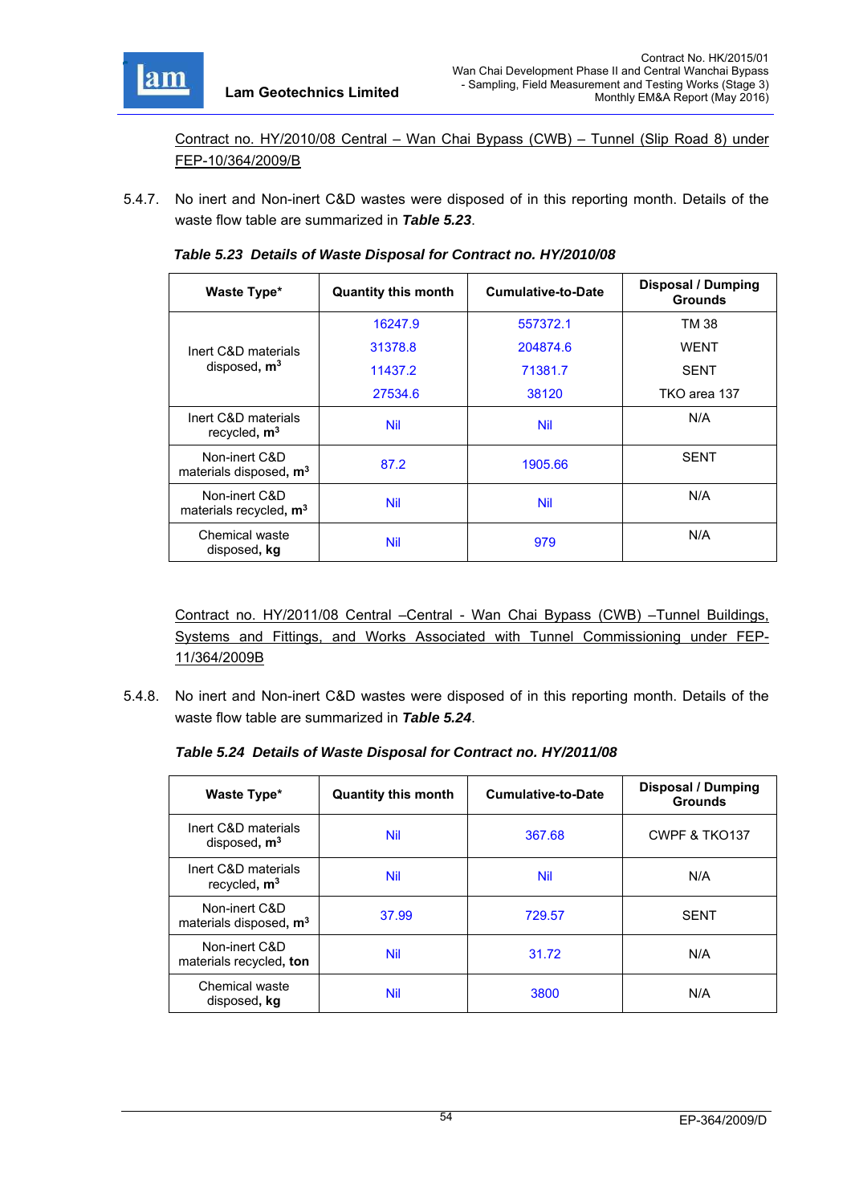Contract no. HY/2010/08 Central – Wan Chai Bypass (CWB) – Tunnel (Slip Road 8) under FEP-10/364/2009/B

5.4.7. No inert and Non-inert C&D wastes were disposed of in this reporting month. Details of the waste flow table are summarized in ***Table 5.23***.

***Table 5.23 Details of Waste Disposal for Contract no. HY/2010/08***

| Waste Type* | Quantity this month | Cumulative-to-Date | Disposal / Dumping Grounds |
|---|---|---|---|
| Inert C&D materials disposed, **m³** | 16247.9 | 557372.1 | TM 38 |
| | 31378.8 | 204874.6 | WENT |
| | 11437.2 | 71381.7 | SENT |
| | 27534.6 | 38120 | TKO area 137 |
| Inert C&D materials recycled, **m³** | Nil | Nil | N/A |
| Non-inert C&D materials disposed, **m³** | 87.2 | 1905.66 | SENT |
| Non-inert C&D materials recycled, **m³** | Nil | Nil | N/A |
| Chemical waste disposed, **kg** | Nil | 979 | N/A |

Contract no. HY/2011/08 Central –Central - Wan Chai Bypass (CWB) –Tunnel Buildings, Systems and Fittings, and Works Associated with Tunnel Commissioning under FEP-11/364/2009B

5.4.8. No inert and Non-inert C&D wastes were disposed of in this reporting month. Details of the waste flow table are summarized in ***Table 5.24***.

***Table 5.24 Details of Waste Disposal for Contract no. HY/2011/08***

| Waste Type* | Quantity this month | Cumulative-to-Date | Disposal / Dumping Grounds |
|---|---|---|---|
| Inert C&D materials disposed, **m³** | Nil | 367.68 | CWPF & TKO137 |
| Inert C&D materials recycled, **m³** | Nil | Nil | N/A |
| Non-inert C&D materials disposed, **m³** | 37.99 | 729.57 | SENT |
| Non-inert C&D materials recycled, **ton** | Nil | 31.72 | N/A |
| Chemical waste disposed, **kg** | Nil | 3800 | N/A |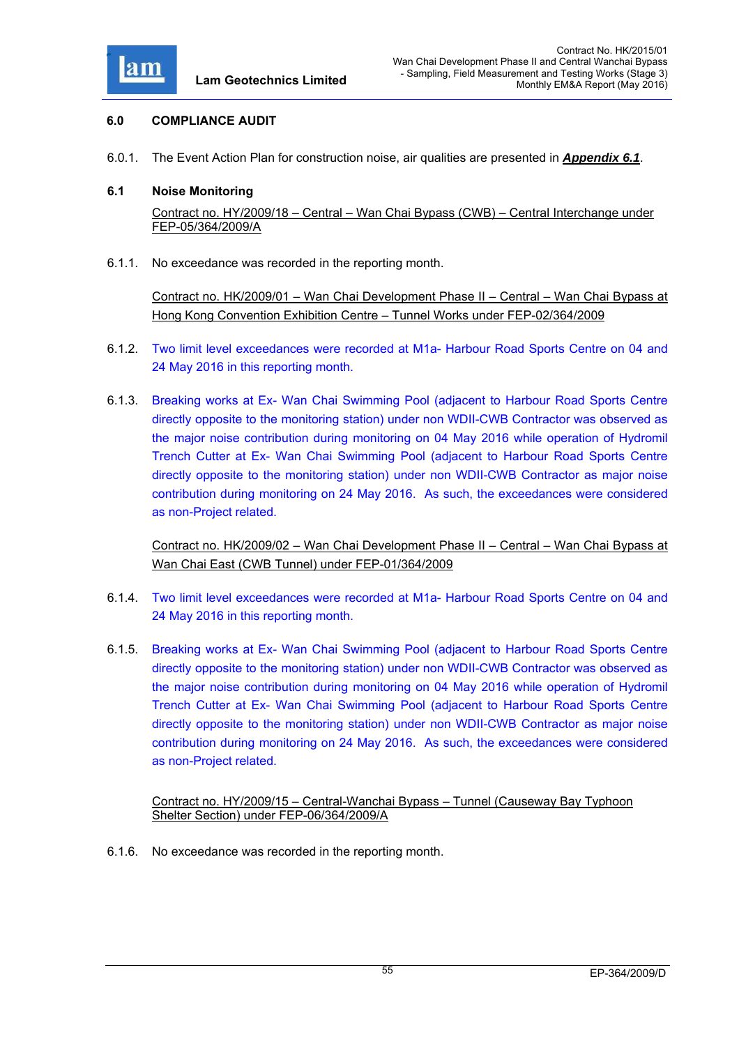## 6.0 COMPLIANCE AUDIT

6.0.1. The Event Action Plan for construction noise, air qualities are presented in ***Appendix 6.1***.

### 6.1 Noise Monitoring

Contract no. HY/2009/18 – Central – Wan Chai Bypass (CWB) – Central Interchange under FEP-05/364/2009/A

6.1.1. No exceedance was recorded in the reporting month.

Contract no. HK/2009/01 – Wan Chai Development Phase II – Central – Wan Chai Bypass at Hong Kong Convention Exhibition Centre – Tunnel Works under FEP-02/364/2009

6.1.2. Two limit level exceedances were recorded at M1a- Harbour Road Sports Centre on 04 and 24 May 2016 in this reporting month.

6.1.3. Breaking works at Ex- Wan Chai Swimming Pool (adjacent to Harbour Road Sports Centre directly opposite to the monitoring station) under non WDII-CWB Contractor was observed as the major noise contribution during monitoring on 04 May 2016 while operation of Hydromil Trench Cutter at Ex- Wan Chai Swimming Pool (adjacent to Harbour Road Sports Centre directly opposite to the monitoring station) under non WDII-CWB Contractor as major noise contribution during monitoring on 24 May 2016. As such, the exceedances were considered as non-Project related.

Contract no. HK/2009/02 – Wan Chai Development Phase II – Central – Wan Chai Bypass at Wan Chai East (CWB Tunnel) under FEP-01/364/2009

6.1.4. Two limit level exceedances were recorded at M1a- Harbour Road Sports Centre on 04 and 24 May 2016 in this reporting month.

6.1.5. Breaking works at Ex- Wan Chai Swimming Pool (adjacent to Harbour Road Sports Centre directly opposite to the monitoring station) under non WDII-CWB Contractor was observed as the major noise contribution during monitoring on 04 May 2016 while operation of Hydromil Trench Cutter at Ex- Wan Chai Swimming Pool (adjacent to Harbour Road Sports Centre directly opposite to the monitoring station) under non WDII-CWB Contractor as major noise contribution during monitoring on 24 May 2016. As such, the exceedances were considered as non-Project related.

Contract no. HY/2009/15 – Central-Wanchai Bypass – Tunnel (Causeway Bay Typhoon Shelter Section) under FEP-06/364/2009/A

6.1.6. No exceedance was recorded in the reporting month.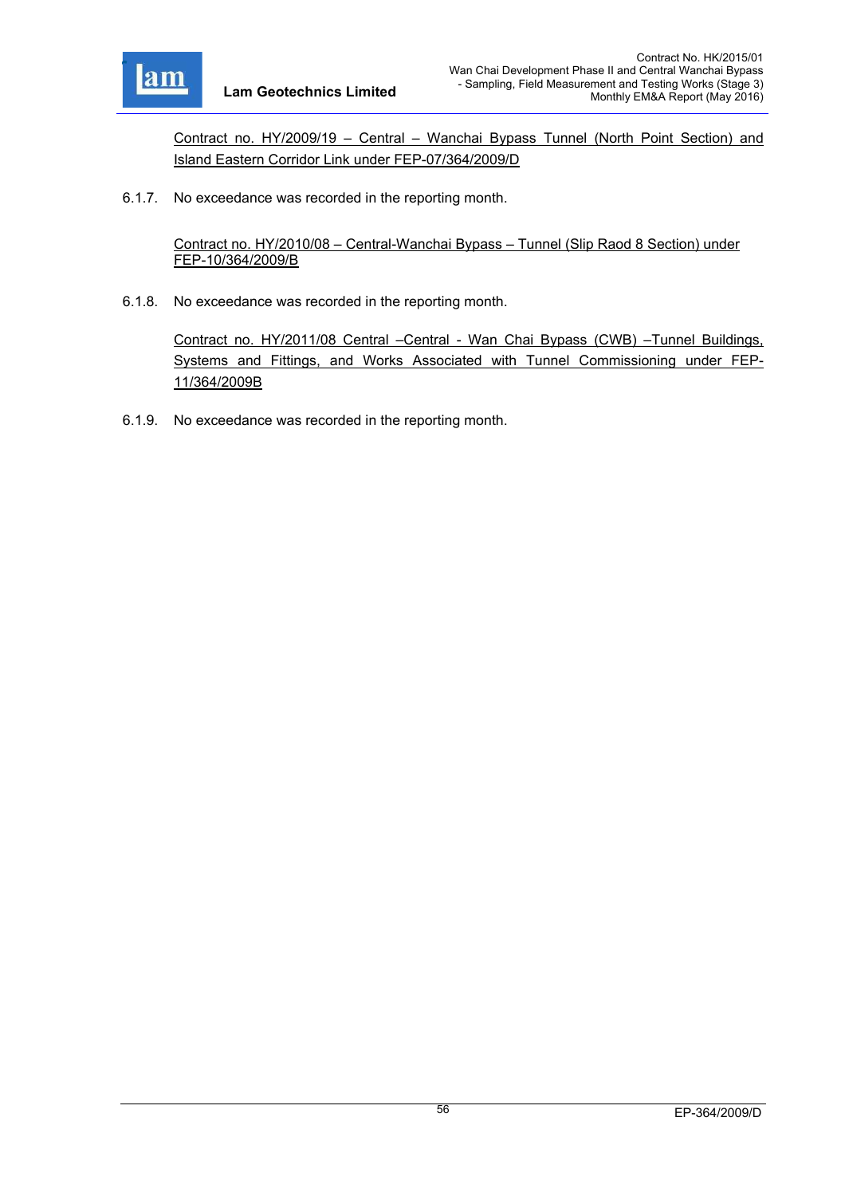Contract no. HY/2009/19 – Central – Wanchai Bypass Tunnel (North Point Section) and Island Eastern Corridor Link under FEP-07/364/2009/D

6.1.7. No exceedance was recorded in the reporting month.

Contract no. HY/2010/08 – Central-Wanchai Bypass – Tunnel (Slip Raod 8 Section) under FEP-10/364/2009/B

6.1.8. No exceedance was recorded in the reporting month.

Contract no. HY/2011/08 Central –Central - Wan Chai Bypass (CWB) –Tunnel Buildings, Systems and Fittings, and Works Associated with Tunnel Commissioning under FEP-11/364/2009B

6.1.9. No exceedance was recorded in the reporting month.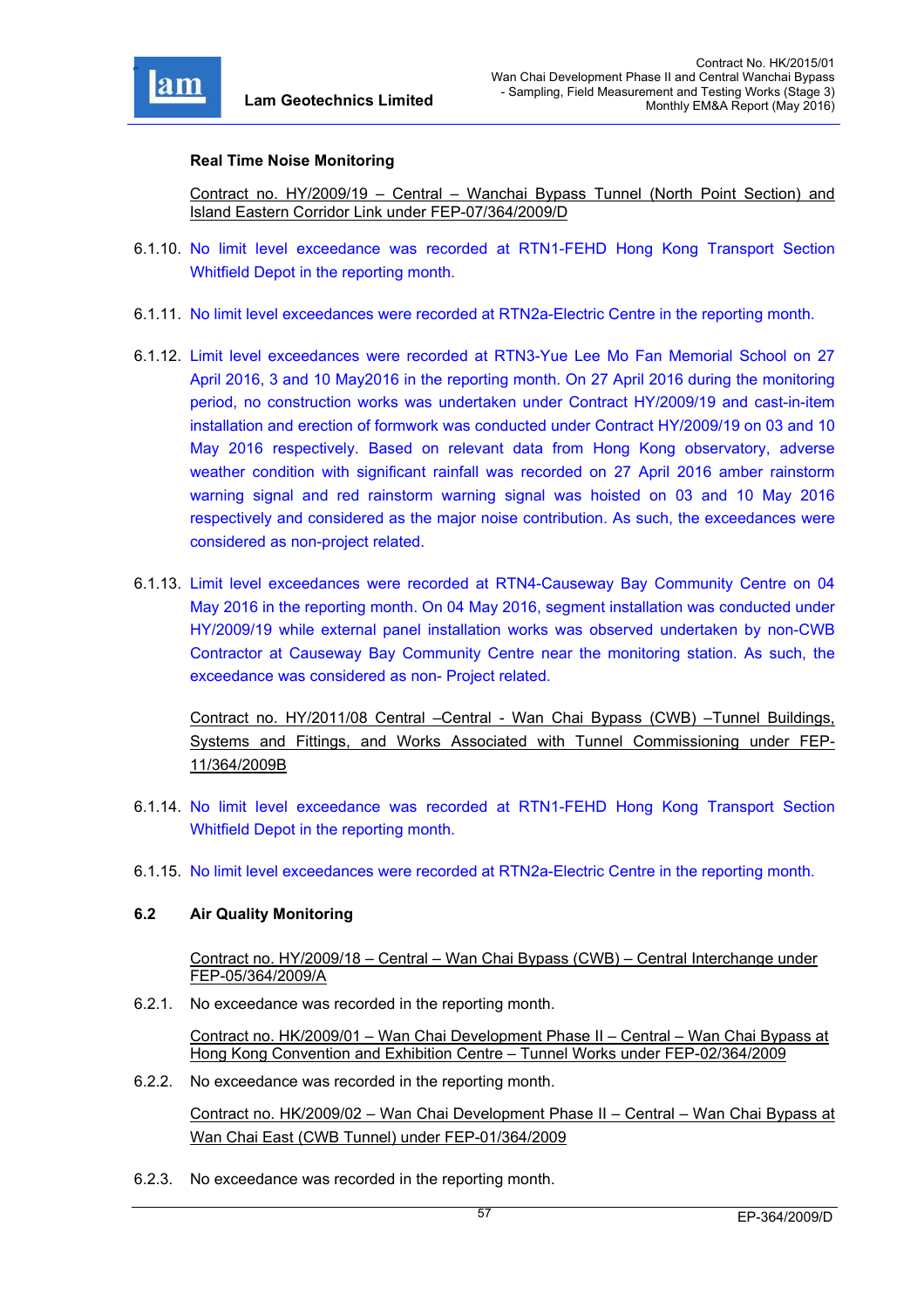**Real Time Noise Monitoring**

Contract no. HY/2009/19 – Central – Wanchai Bypass Tunnel (North Point Section) and Island Eastern Corridor Link under FEP-07/364/2009/D

6.1.10. No limit level exceedance was recorded at RTN1-FEHD Hong Kong Transport Section Whitfield Depot in the reporting month.

6.1.11. No limit level exceedances were recorded at RTN2a-Electric Centre in the reporting month.

6.1.12. Limit level exceedances were recorded at RTN3-Yue Lee Mo Fan Memorial School on 27 April 2016, 3 and 10 May2016 in the reporting month. On 27 April 2016 during the monitoring period, no construction works was undertaken under Contract HY/2009/19 and cast-in-item installation and erection of formwork was conducted under Contract HY/2009/19 on 03 and 10 May 2016 respectively. Based on relevant data from Hong Kong observatory, adverse weather condition with significant rainfall was recorded on 27 April 2016 amber rainstorm warning signal and red rainstorm warning signal was hoisted on 03 and 10 May 2016 respectively and considered as the major noise contribution. As such, the exceedances were considered as non-project related.

6.1.13. Limit level exceedances were recorded at RTN4-Causeway Bay Community Centre on 04 May 2016 in the reporting month. On 04 May 2016, segment installation was conducted under HY/2009/19 while external panel installation works was observed undertaken by non-CWB Contractor at Causeway Bay Community Centre near the monitoring station. As such, the exceedance was considered as non- Project related.

Contract no. HY/2011/08 Central –Central - Wan Chai Bypass (CWB) –Tunnel Buildings, Systems and Fittings, and Works Associated with Tunnel Commissioning under FEP-11/364/2009B

6.1.14. No limit level exceedance was recorded at RTN1-FEHD Hong Kong Transport Section Whitfield Depot in the reporting month.

6.1.15. No limit level exceedances were recorded at RTN2a-Electric Centre in the reporting month.

## 6.2 Air Quality Monitoring

Contract no. HY/2009/18 – Central – Wan Chai Bypass (CWB) – Central Interchange under FEP-05/364/2009/A

6.2.1. No exceedance was recorded in the reporting month.

Contract no. HK/2009/01 – Wan Chai Development Phase II – Central – Wan Chai Bypass at Hong Kong Convention and Exhibition Centre – Tunnel Works under FEP-02/364/2009

6.2.2. No exceedance was recorded in the reporting month.

Contract no. HK/2009/02 – Wan Chai Development Phase II – Central – Wan Chai Bypass at Wan Chai East (CWB Tunnel) under FEP-01/364/2009

6.2.3. No exceedance was recorded in the reporting month.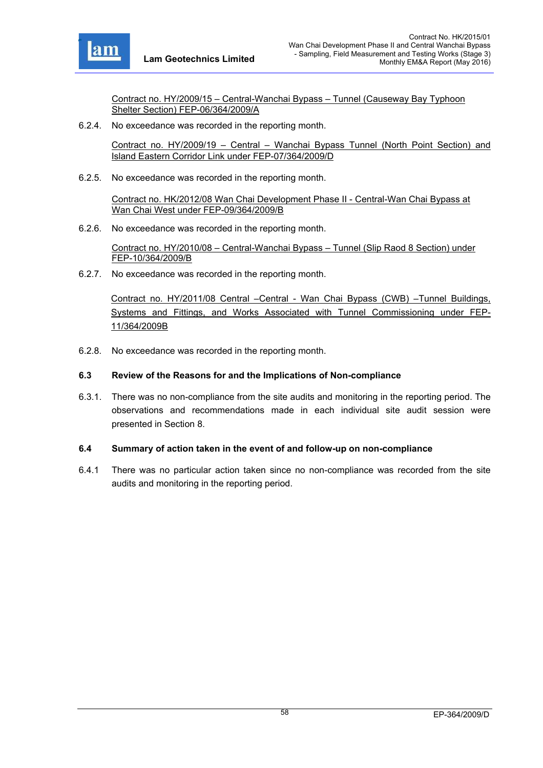<u>Contract no. HY/2009/15 – Central-Wanchai Bypass – Tunnel (Causeway Bay Typhoon Shelter Section) FEP-06/364/2009/A</u>

6.2.4. No exceedance was recorded in the reporting month.

<u>Contract no. HY/2009/19 – Central – Wanchai Bypass Tunnel (North Point Section) and Island Eastern Corridor Link under FEP-07/364/2009/D</u>

6.2.5. No exceedance was recorded in the reporting month.

<u>Contract no. HK/2012/08 Wan Chai Development Phase II - Central-Wan Chai Bypass at Wan Chai West under FEP-09/364/2009/B</u>

6.2.6. No exceedance was recorded in the reporting month.

<u>Contract no. HY/2010/08 – Central-Wanchai Bypass – Tunnel (Slip Raod 8 Section) under FEP-10/364/2009/B</u>

6.2.7. No exceedance was recorded in the reporting month.

<u>Contract no. HY/2011/08 Central –Central - Wan Chai Bypass (CWB) –Tunnel Buildings, Systems and Fittings, and Works Associated with Tunnel Commissioning under FEP-11/364/2009B</u>

6.2.8. No exceedance was recorded in the reporting month.

### 6.3 Review of the Reasons for and the Implications of Non-compliance

6.3.1. There was no non-compliance from the site audits and monitoring in the reporting period. The observations and recommendations made in each individual site audit session were presented in Section 8.

### 6.4 Summary of action taken in the event of and follow-up on non-compliance

6.4.1 There was no particular action taken since no non-compliance was recorded from the site audits and monitoring in the reporting period.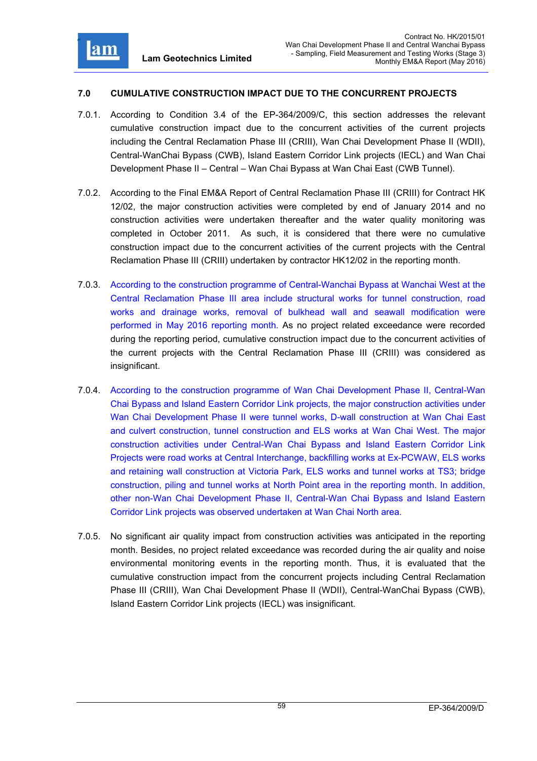## 7.0 CUMULATIVE CONSTRUCTION IMPACT DUE TO THE CONCURRENT PROJECTS

7.0.1. According to Condition 3.4 of the EP-364/2009/C, this section addresses the relevant cumulative construction impact due to the concurrent activities of the current projects including the Central Reclamation Phase III (CRIII), Wan Chai Development Phase II (WDII), Central-WanChai Bypass (CWB), Island Eastern Corridor Link projects (IECL) and Wan Chai Development Phase II – Central – Wan Chai Bypass at Wan Chai East (CWB Tunnel).

7.0.2. According to the Final EM&A Report of Central Reclamation Phase III (CRIII) for Contract HK 12/02, the major construction activities were completed by end of January 2014 and no construction activities were undertaken thereafter and the water quality monitoring was completed in October 2011. As such, it is considered that there were no cumulative construction impact due to the concurrent activities of the current projects with the Central Reclamation Phase III (CRIII) undertaken by contractor HK12/02 in the reporting month.

7.0.3. According to the construction programme of Central-Wanchai Bypass at Wanchai West at the Central Reclamation Phase III area include structural works for tunnel construction, road works and drainage works, removal of bulkhead wall and seawall modification were performed in May 2016 reporting month. As no project related exceedance were recorded during the reporting period, cumulative construction impact due to the concurrent activities of the current projects with the Central Reclamation Phase III (CRIII) was considered as insignificant.

7.0.4. According to the construction programme of Wan Chai Development Phase II, Central-Wan Chai Bypass and Island Eastern Corridor Link projects, the major construction activities under Wan Chai Development Phase II were tunnel works, D-wall construction at Wan Chai East and culvert construction, tunnel construction and ELS works at Wan Chai West. The major construction activities under Central-Wan Chai Bypass and Island Eastern Corridor Link Projects were road works at Central Interchange, backfilling works at Ex-PCWAW, ELS works and retaining wall construction at Victoria Park, ELS works and tunnel works at TS3; bridge construction, piling and tunnel works at North Point area in the reporting month. In addition, other non-Wan Chai Development Phase II, Central-Wan Chai Bypass and Island Eastern Corridor Link projects was observed undertaken at Wan Chai North area.

7.0.5. No significant air quality impact from construction activities was anticipated in the reporting month. Besides, no project related exceedance was recorded during the air quality and noise environmental monitoring events in the reporting month. Thus, it is evaluated that the cumulative construction impact from the concurrent projects including Central Reclamation Phase III (CRIII), Wan Chai Development Phase II (WDII), Central-WanChai Bypass (CWB), Island Eastern Corridor Link projects (IECL) was insignificant.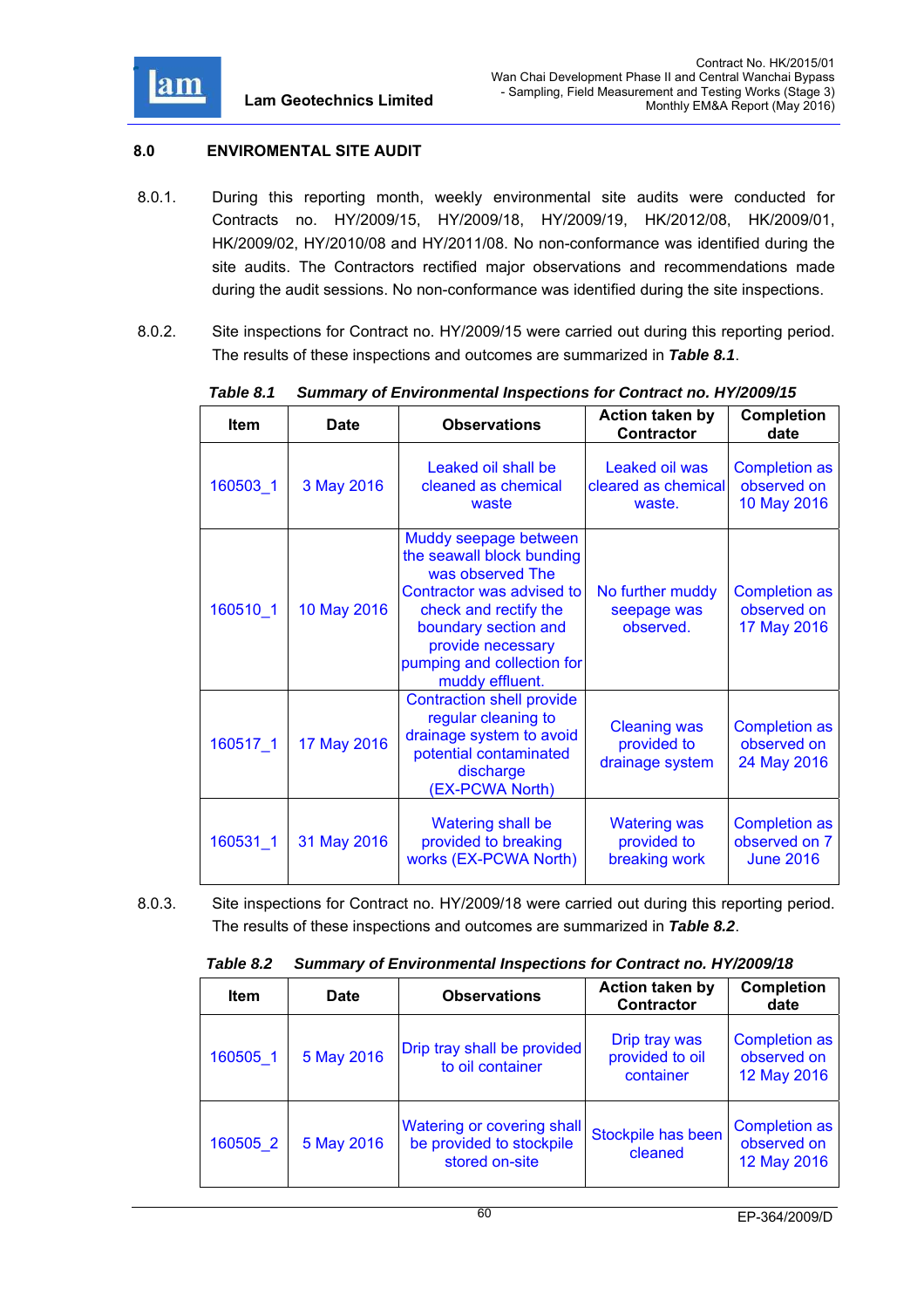## 8.0 ENVIROMENTAL SITE AUDIT

8.0.1. During this reporting month, weekly environmental site audits were conducted for Contracts no. HY/2009/15, HY/2009/18, HY/2009/19, HK/2012/08, HK/2009/01, HK/2009/02, HY/2010/08 and HY/2011/08. No non-conformance was identified during the site audits. The Contractors rectified major observations and recommendations made during the audit sessions. No non-conformance was identified during the site inspections.

8.0.2. Site inspections for Contract no. HY/2009/15 were carried out during this reporting period. The results of these inspections and outcomes are summarized in ***Table 8.1***.

***Table 8.1 Summary of Environmental Inspections for Contract no. HY/2009/15***

| Item | Date | Observations | Action taken by Contractor | Completion date |
|---|---|---|---|---|
| 160503_1 | 3 May 2016 | Leaked oil shall be cleaned as chemical waste | Leaked oil was cleared as chemical waste. | Completion as observed on 10 May 2016 |
| 160510_1 | 10 May 2016 | Muddy seepage between the seawall block bunding was observed The Contractor was advised to check and rectify the boundary section and provide necessary pumping and collection for muddy effluent. | No further muddy seepage was observed. | Completion as observed on 17 May 2016 |
| 160517_1 | 17 May 2016 | Contraction shell provide regular cleaning to drainage system to avoid potential contaminated discharge (EX-PCWA North) | Cleaning was provided to drainage system | Completion as observed on 24 May 2016 |
| 160531_1 | 31 May 2016 | Watering shall be provided to breaking works (EX-PCWA North) | Watering was provided to breaking work | Completion as observed on 7 June 2016 |

8.0.3. Site inspections for Contract no. HY/2009/18 were carried out during this reporting period. The results of these inspections and outcomes are summarized in ***Table 8.2***.

***Table 8.2 Summary of Environmental Inspections for Contract no. HY/2009/18***

| Item | Date | Observations | Action taken by Contractor | Completion date |
|---|---|---|---|---|
| 160505_1 | 5 May 2016 | Drip tray shall be provided to oil container | Drip tray was provided to oil container | Completion as observed on 12 May 2016 |
| 160505_2 | 5 May 2016 | Watering or covering shall be provided to stockpile stored on-site | Stockpile has been cleaned | Completion as observed on 12 May 2016 |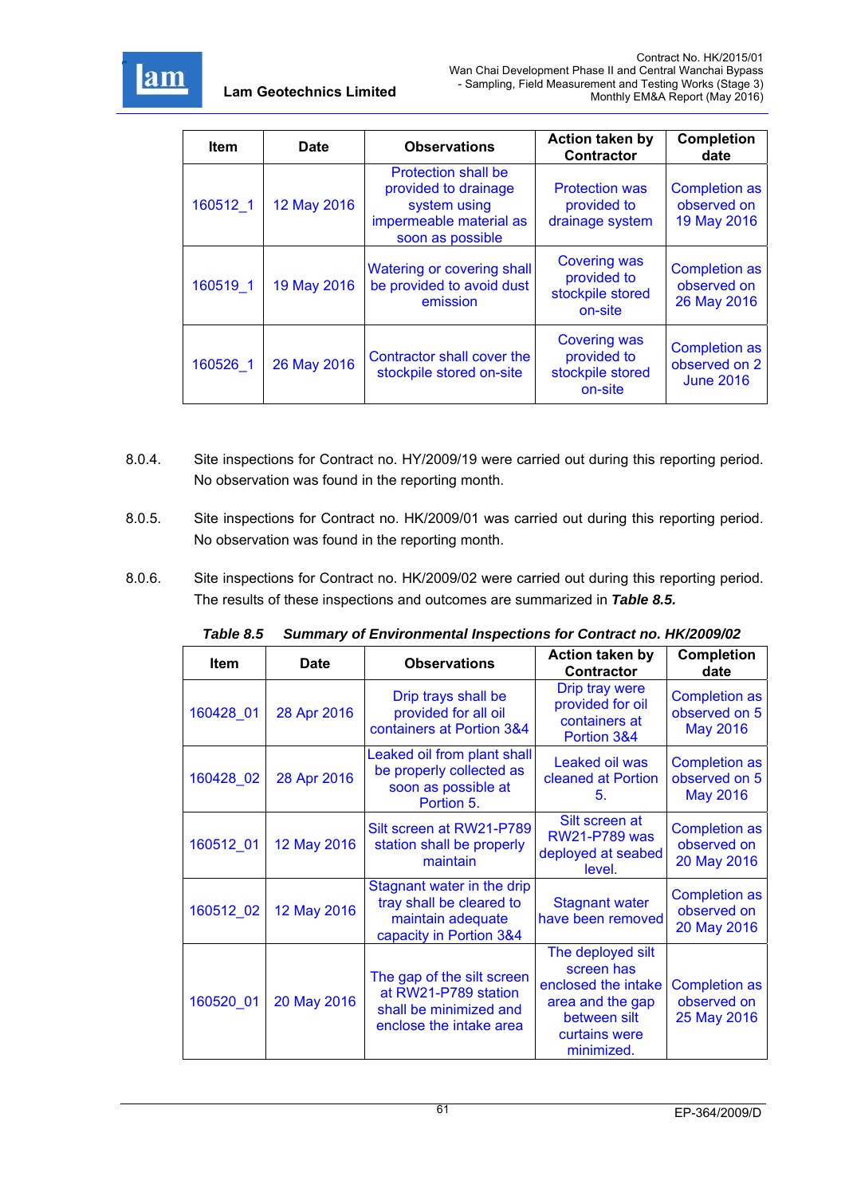| Item | Date | Observations | Action taken by Contractor | Completion date |
|---|---|---|---|---|
| 160512_1 | 12 May 2016 | Protection shall be provided to drainage system using impermeable material as soon as possible | Protection was provided to drainage system | Completion as observed on 19 May 2016 |
| 160519_1 | 19 May 2016 | Watering or covering shall be provided to avoid dust emission | Covering was provided to stockpile stored on-site | Completion as observed on 26 May 2016 |
| 160526_1 | 26 May 2016 | Contractor shall cover the stockpile stored on-site | Covering was provided to stockpile stored on-site | Completion as observed on 2 June 2016 |

8.0.4. Site inspections for Contract no. HY/2009/19 were carried out during this reporting period. No observation was found in the reporting month.

8.0.5. Site inspections for Contract no. HK/2009/01 was carried out during this reporting period. No observation was found in the reporting month.

8.0.6. Site inspections for Contract no. HK/2009/02 were carried out during this reporting period. The results of these inspections and outcomes are summarized in ***Table 8.5.***

***Table 8.5 Summary of Environmental Inspections for Contract no. HK/2009/02***

| Item | Date | Observations | Action taken by Contractor | Completion date |
|---|---|---|---|---|
| 160428_01 | 28 Apr 2016 | Drip trays shall be provided for all oil containers at Portion 3&4 | Drip tray were provided for oil containers at Portion 3&4 | Completion as observed on 5 May 2016 |
| 160428_02 | 28 Apr 2016 | Leaked oil from plant shall be properly collected as soon as possible at Portion 5. | Leaked oil was cleaned at Portion 5. | Completion as observed on 5 May 2016 |
| 160512_01 | 12 May 2016 | Silt screen at RW21-P789 station shall be properly maintain | Silt screen at RW21-P789 was deployed at seabed level. | Completion as observed on 20 May 2016 |
| 160512_02 | 12 May 2016 | Stagnant water in the drip tray shall be cleared to maintain adequate capacity in Portion 3&4 | Stagnant water have been removed | Completion as observed on 20 May 2016 |
| 160520_01 | 20 May 2016 | The gap of the silt screen at RW21-P789 station shall be minimized and enclose the intake area | The deployed silt screen has enclosed the intake area and the gap between silt curtains were minimized. | Completion as observed on 25 May 2016 |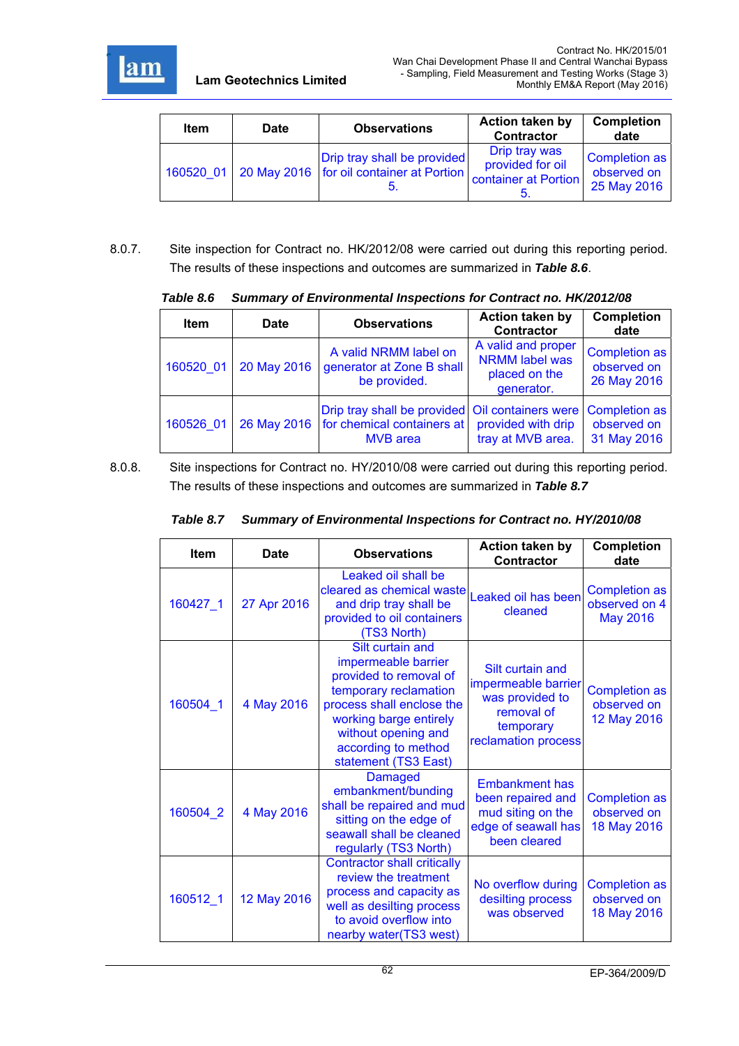| Item | Date | Observations | Action taken by Contractor | Completion date |
| --- | --- | --- | --- | --- |
| 160520_01 | 20 May 2016 | Drip tray shall be provided for oil container at Portion 5. | Drip tray was provided for oil container at Portion 5. | Completion as observed on 25 May 2016 |

8.0.7. Site inspection for Contract no. HK/2012/08 were carried out during this reporting period. The results of these inspections and outcomes are summarized in ***Table 8.6***.

***Table 8.6 Summary of Environmental Inspections for Contract no. HK/2012/08***

| Item | Date | Observations | Action taken by Contractor | Completion date |
| --- | --- | --- | --- | --- |
| 160520_01 | 20 May 2016 | A valid NRMM label on generator at Zone B shall be provided. | A valid and proper NRMM label was placed on the generator. | Completion as observed on 26 May 2016 |
| 160526_01 | 26 May 2016 | Drip tray shall be provided for chemical containers at MVB area | Oil containers were provided with drip tray at MVB area. | Completion as observed on 31 May 2016 |

8.0.8. Site inspections for Contract no. HY/2010/08 were carried out during this reporting period. The results of these inspections and outcomes are summarized in ***Table 8.7***

***Table 8.7 Summary of Environmental Inspections for Contract no. HY/2010/08***

| Item | Date | Observations | Action taken by Contractor | Completion date |
| --- | --- | --- | --- | --- |
| 160427_1 | 27 Apr 2016 | Leaked oil shall be cleared as chemical waste and drip tray shall be provided to oil containers (TS3 North) | Leaked oil has been cleaned | Completion as observed on 4 May 2016 |
| 160504_1 | 4 May 2016 | Silt curtain and impermeable barrier provided to removal of temporary reclamation process shall enclose the working barge entirely without opening and according to method statement (TS3 East) | Silt curtain and impermeable barrier was provided to removal of temporary reclamation process | Completion as observed on 12 May 2016 |
| 160504_2 | 4 May 2016 | Damaged embankment/bunding shall be repaired and mud sitting on the edge of seawall shall be cleaned regularly (TS3 North) | Embankment has been repaired and mud siting on the edge of seawall has been cleared | Completion as observed on 18 May 2016 |
| 160512_1 | 12 May 2016 | Contractor shall critically review the treatment process and capacity as well as desilting process to avoid overflow into nearby water(TS3 west) | No overflow during desilting process was observed | Completion as observed on 18 May 2016 |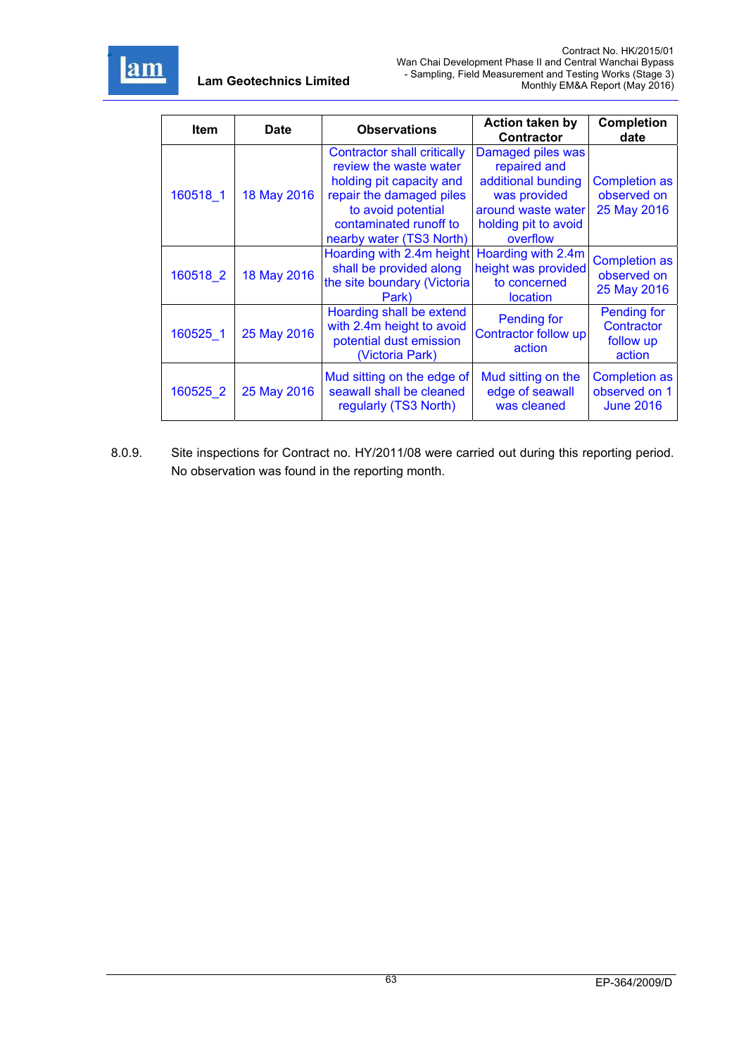| Item | Date | Observations | Action taken by Contractor | Completion date |
|---|---|---|---|---|
| 160518_1 | 18 May 2016 | Contractor shall critically review the waste water holding pit capacity and repair the damaged piles to avoid potential contaminated runoff to nearby water (TS3 North) | Damaged piles was repaired and additional bunding was provided around waste water holding pit to avoid overflow | Completion as observed on 25 May 2016 |
| 160518_2 | 18 May 2016 | Hoarding with 2.4m height shall be provided along the site boundary (Victoria Park) | Hoarding with 2.4m height was provided to concerned location | Completion as observed on 25 May 2016 |
| 160525_1 | 25 May 2016 | Hoarding shall be extend with 2.4m height to avoid potential dust emission (Victoria Park) | Pending for Contractor follow up action | Pending for Contractor follow up action |
| 160525_2 | 25 May 2016 | Mud sitting on the edge of seawall shall be cleaned regularly (TS3 North) | Mud sitting on the edge of seawall was cleaned | Completion as observed on 1 June 2016 |

8.0.9. Site inspections for Contract no. HY/2011/08 were carried out during this reporting period. No observation was found in the reporting month.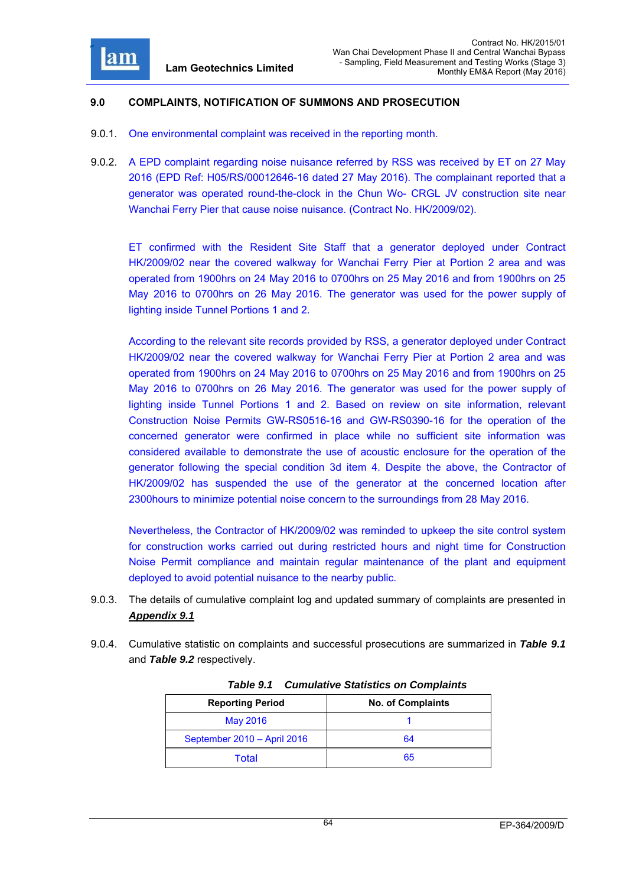## 9.0 COMPLAINTS, NOTIFICATION OF SUMMONS AND PROSECUTION

9.0.1. One environmental complaint was received in the reporting month.

9.0.2. A EPD complaint regarding noise nuisance referred by RSS was received by ET on 27 May 2016 (EPD Ref: H05/RS/00012646-16 dated 27 May 2016). The complainant reported that a generator was operated round-the-clock in the Chun Wo- CRGL JV construction site near Wanchai Ferry Pier that cause noise nuisance. (Contract No. HK/2009/02).

ET confirmed with the Resident Site Staff that a generator deployed under Contract HK/2009/02 near the covered walkway for Wanchai Ferry Pier at Portion 2 area and was operated from 1900hrs on 24 May 2016 to 0700hrs on 25 May 2016 and from 1900hrs on 25 May 2016 to 0700hrs on 26 May 2016. The generator was used for the power supply of lighting inside Tunnel Portions 1 and 2.

According to the relevant site records provided by RSS, a generator deployed under Contract HK/2009/02 near the covered walkway for Wanchai Ferry Pier at Portion 2 area and was operated from 1900hrs on 24 May 2016 to 0700hrs on 25 May 2016 and from 1900hrs on 25 May 2016 to 0700hrs on 26 May 2016. The generator was used for the power supply of lighting inside Tunnel Portions 1 and 2. Based on review on site information, relevant Construction Noise Permits GW-RS0516-16 and GW-RS0390-16 for the operation of the concerned generator were confirmed in place while no sufficient site information was considered available to demonstrate the use of acoustic enclosure for the operation of the generator following the special condition 3d item 4. Despite the above, the Contractor of HK/2009/02 has suspended the use of the generator at the concerned location after 2300hours to minimize potential noise concern to the surroundings from 28 May 2016.

Nevertheless, the Contractor of HK/2009/02 was reminded to upkeep the site control system for construction works carried out during restricted hours and night time for Construction Noise Permit compliance and maintain regular maintenance of the plant and equipment deployed to avoid potential nuisance to the nearby public.

9.0.3. The details of cumulative complaint log and updated summary of complaints are presented in ***Appendix 9.1***

9.0.4. Cumulative statistic on complaints and successful prosecutions are summarized in ***Table 9.1*** and ***Table 9.2*** respectively.

***Table 9.1 Cumulative Statistics on Complaints***

| Reporting Period | No. of Complaints |
|---|---|
| May 2016 | 1 |
| September 2010 – April 2016 | 64 |
| Total | 65 |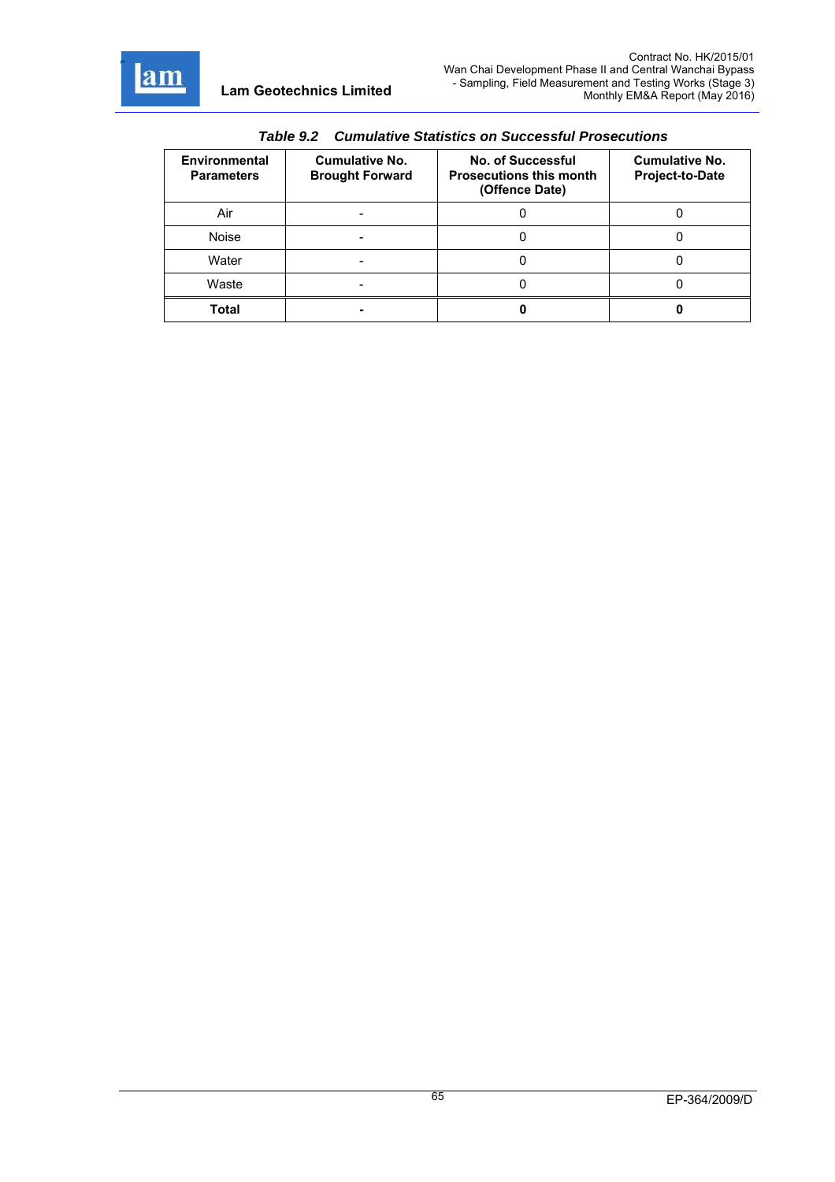*Table 9.2 Cumulative Statistics on Successful Prosecutions*

| Environmental Parameters | Cumulative No. Brought Forward | No. of Successful Prosecutions this month (Offence Date) | Cumulative No. Project-to-Date |
|---|---|---|---|
| Air | - | 0 | 0 |
| Noise | - | 0 | 0 |
| Water | - | 0 | 0 |
| Waste | - | 0 | 0 |
| **Total** | **-** | **0** | **0** |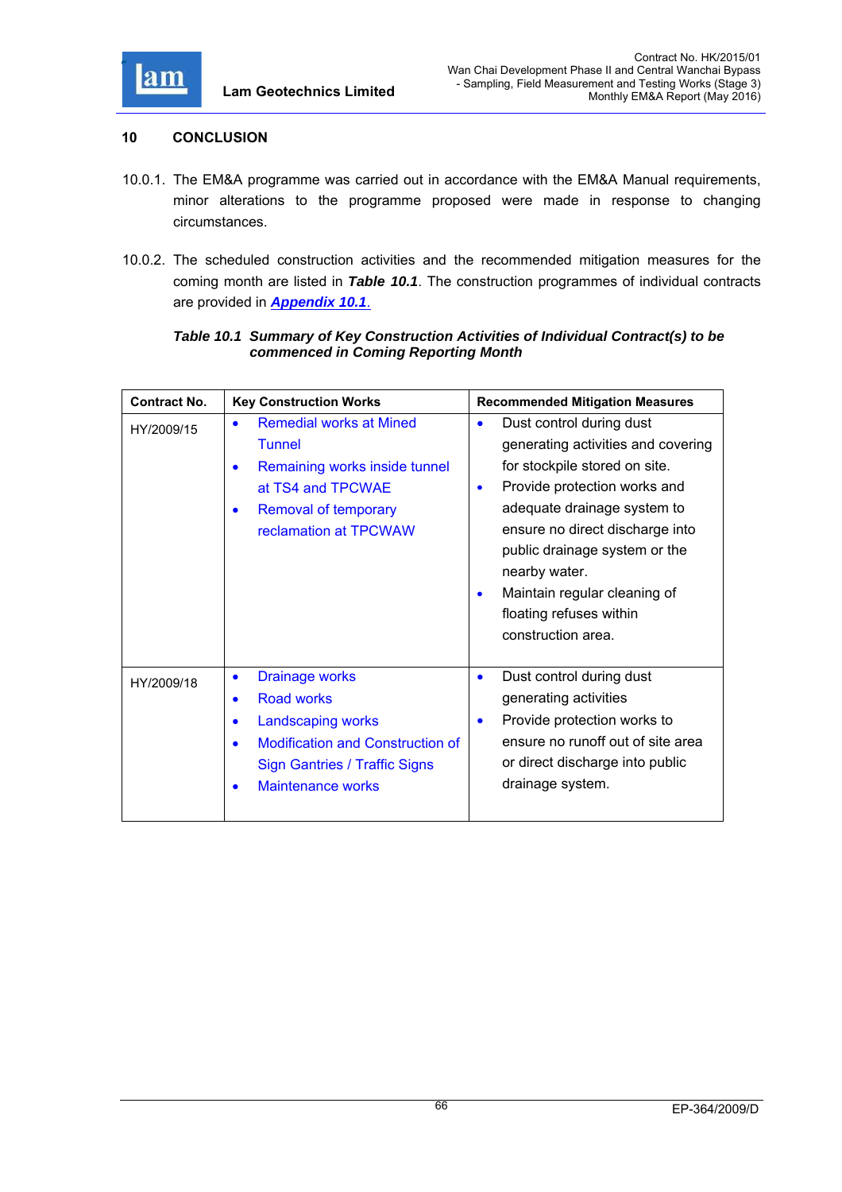## 10 CONCLUSION

10.0.1. The EM&A programme was carried out in accordance with the EM&A Manual requirements, minor alterations to the programme proposed were made in response to changing circumstances.

10.0.2. The scheduled construction activities and the recommended mitigation measures for the coming month are listed in ***Table 10.1***. The construction programmes of individual contracts are provided in ***Appendix 10.1***.

***Table 10.1 Summary of Key Construction Activities of Individual Contract(s) to be commenced in Coming Reporting Month***

| Contract No. | Key Construction Works | Recommended Mitigation Measures |
|---|---|---|
| HY/2009/15 | • Remedial works at Mined Tunnel<br>• Remaining works inside tunnel at TS4 and TPCWAE<br>• Removal of temporary reclamation at TPCWAW | • Dust control during dust generating activities and covering for stockpile stored on site.<br>• Provide protection works and adequate drainage system to ensure no direct discharge into public drainage system or the nearby water.<br>• Maintain regular cleaning of floating refuses within construction area. |
| HY/2009/18 | • Drainage works<br>• Road works<br>• Landscaping works<br>• Modification and Construction of Sign Gantries / Traffic Signs<br>• Maintenance works | • Dust control during dust generating activities<br>• Provide protection works to ensure no runoff out of site area or direct discharge into public drainage system. |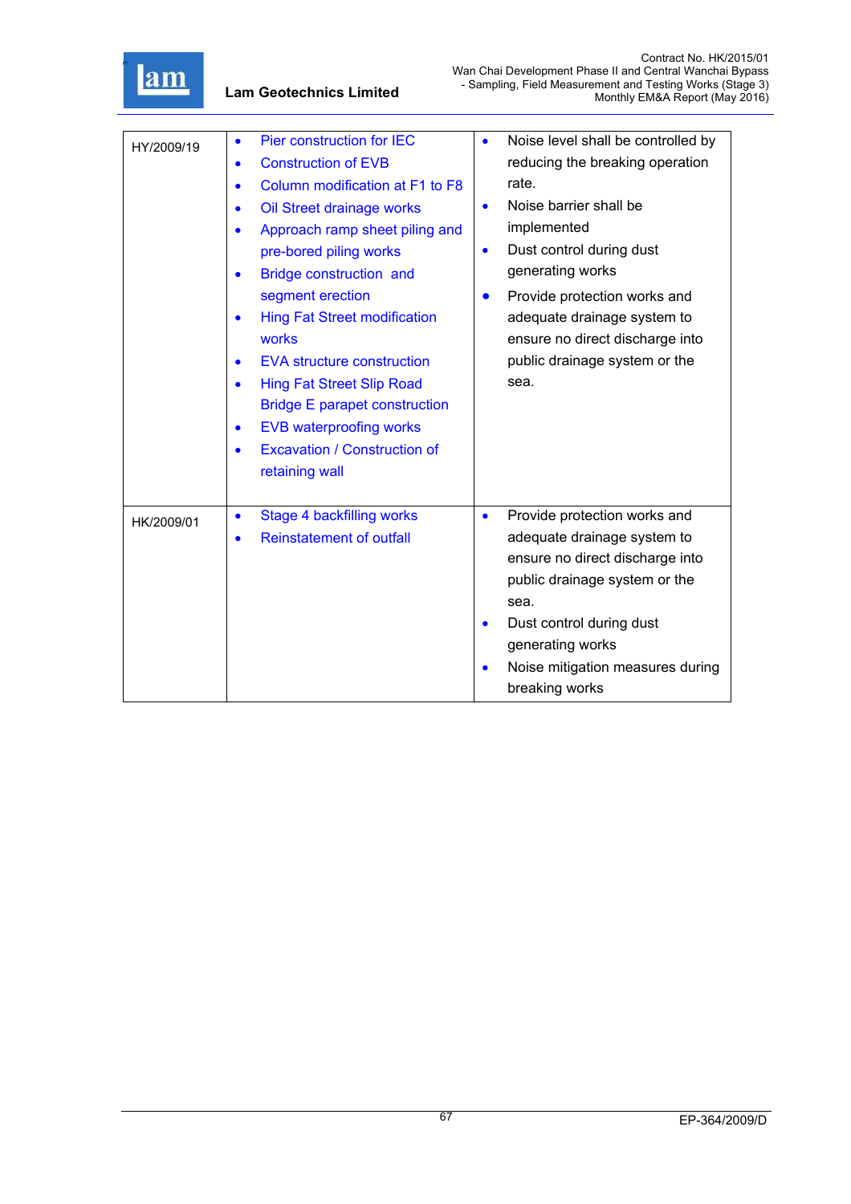| | | |
|---|---|---|
| HY/2009/19 | • Pier construction for IEC<br>• Construction of EVB<br>• Column modification at F1 to F8<br>• Oil Street drainage works<br>• Approach ramp sheet piling and pre-bored piling works<br>• Bridge construction and segment erection<br>• Hing Fat Street modification works<br>• EVA structure construction<br>• Hing Fat Street Slip Road Bridge E parapet construction<br>• EVB waterproofing works<br>• Excavation / Construction of retaining wall | • Noise level shall be controlled by reducing the breaking operation rate.<br>• Noise barrier shall be implemented<br>• Dust control during dust generating works<br>• Provide protection works and adequate drainage system to ensure no direct discharge into public drainage system or the sea. |
| HK/2009/01 | • Stage 4 backfilling works<br>• Reinstatement of outfall | • Provide protection works and adequate drainage system to ensure no direct discharge into public drainage system or the sea.<br>• Dust control during dust generating works<br>• Noise mitigation measures during breaking works |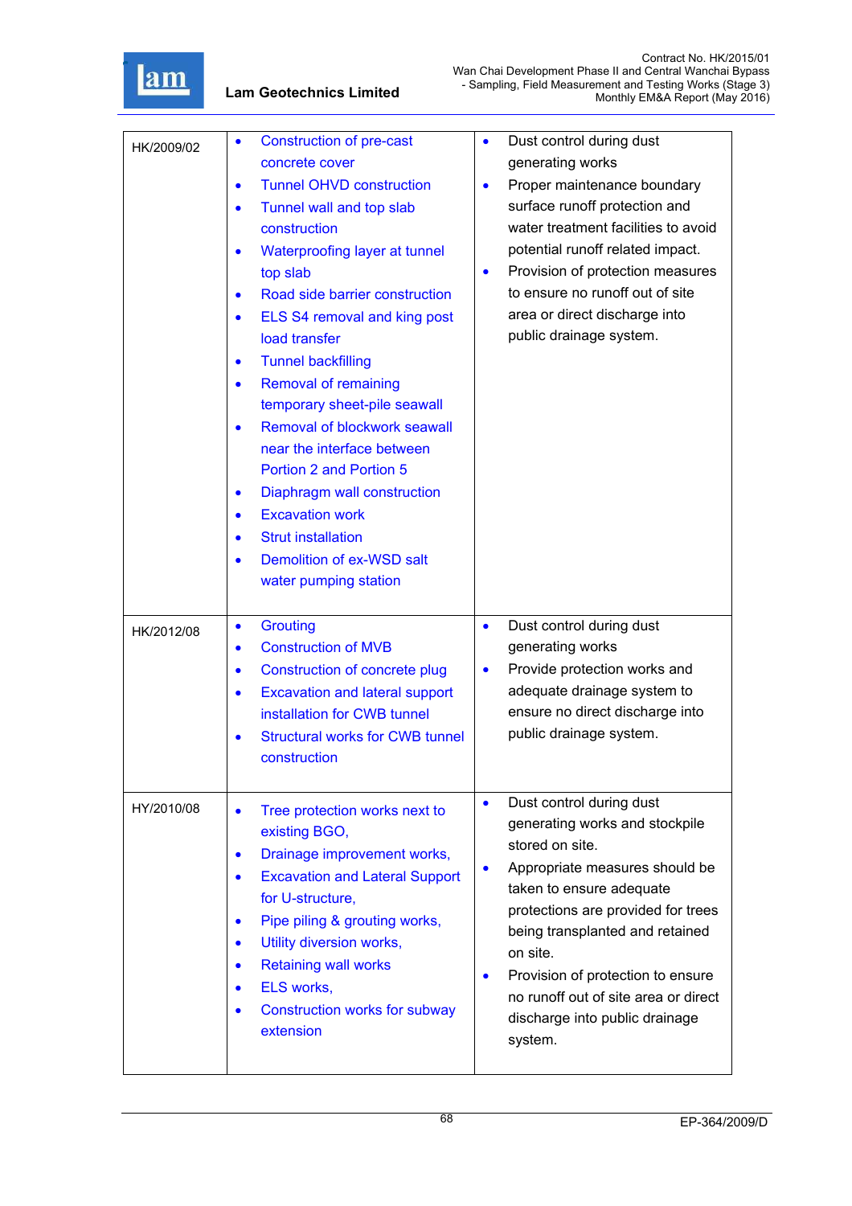| | | |
|---|---|---|
| HK/2009/02 | • Construction of pre-cast concrete cover<br>• Tunnel OHVD construction<br>• Tunnel wall and top slab construction<br>• Waterproofing layer at tunnel top slab<br>• Road side barrier construction<br>• ELS S4 removal and king post load transfer<br>• Tunnel backfilling<br>• Removal of remaining temporary sheet-pile seawall<br>• Removal of blockwork seawall near the interface between Portion 2 and Portion 5<br>• Diaphragm wall construction<br>• Excavation work<br>• Strut installation<br>• Demolition of ex-WSD salt water pumping station | • Dust control during dust generating works<br>• Proper maintenance boundary surface runoff protection and water treatment facilities to avoid potential runoff related impact.<br>• Provision of protection measures to ensure no runoff out of site area or direct discharge into public drainage system. |
| HK/2012/08 | • Grouting<br>• Construction of MVB<br>• Construction of concrete plug<br>• Excavation and lateral support installation for CWB tunnel<br>• Structural works for CWB tunnel construction | • Dust control during dust generating works<br>• Provide protection works and adequate drainage system to ensure no direct discharge into public drainage system. |
| HY/2010/08 | • Tree protection works next to existing BGO,<br>• Drainage improvement works,<br>• Excavation and Lateral Support for U-structure,<br>• Pipe piling & grouting works,<br>• Utility diversion works,<br>• Retaining wall works<br>• ELS works,<br>• Construction works for subway extension | • Dust control during dust generating works and stockpile stored on site.<br>• Appropriate measures should be taken to ensure adequate protections are provided for trees being transplanted and retained on site.<br>• Provision of protection to ensure no runoff out of site area or direct discharge into public drainage system. |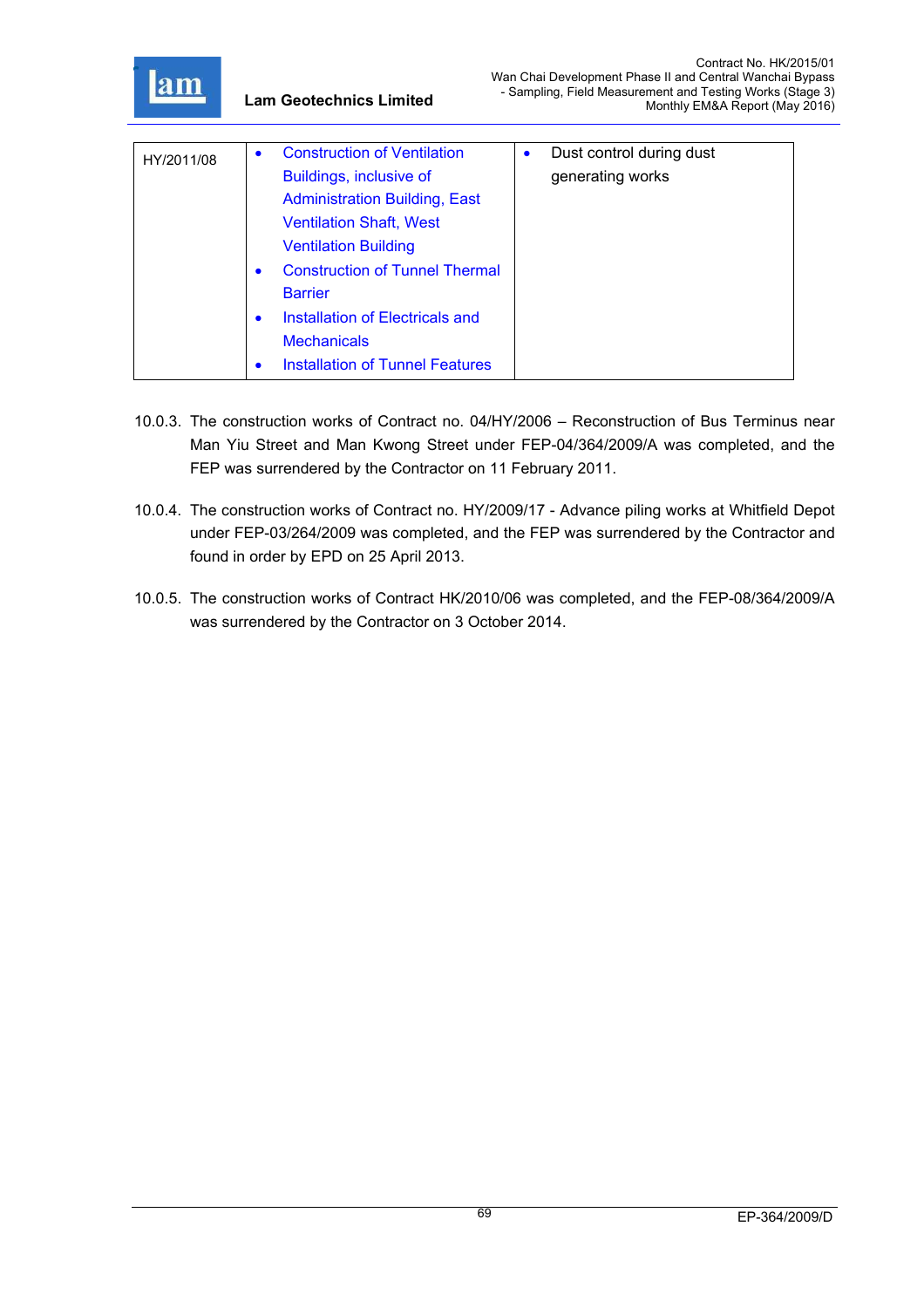| | | |
|---|---|---|
| HY/2011/08 | • Construction of Ventilation Buildings, inclusive of Administration Building, East Ventilation Shaft, West Ventilation Building<br>• Construction of Tunnel Thermal Barrier<br>• Installation of Electricals and Mechanicals<br>• Installation of Tunnel Features | • Dust control during dust generating works |

10.0.3. The construction works of Contract no. 04/HY/2006 – Reconstruction of Bus Terminus near Man Yiu Street and Man Kwong Street under FEP-04/364/2009/A was completed, and the FEP was surrendered by the Contractor on 11 February 2011.

10.0.4. The construction works of Contract no. HY/2009/17 - Advance piling works at Whitfield Depot under FEP-03/264/2009 was completed, and the FEP was surrendered by the Contractor and found in order by EPD on 25 April 2013.

10.0.5. The construction works of Contract HK/2010/06 was completed, and the FEP-08/364/2009/A was surrendered by the Contractor on 3 October 2014.